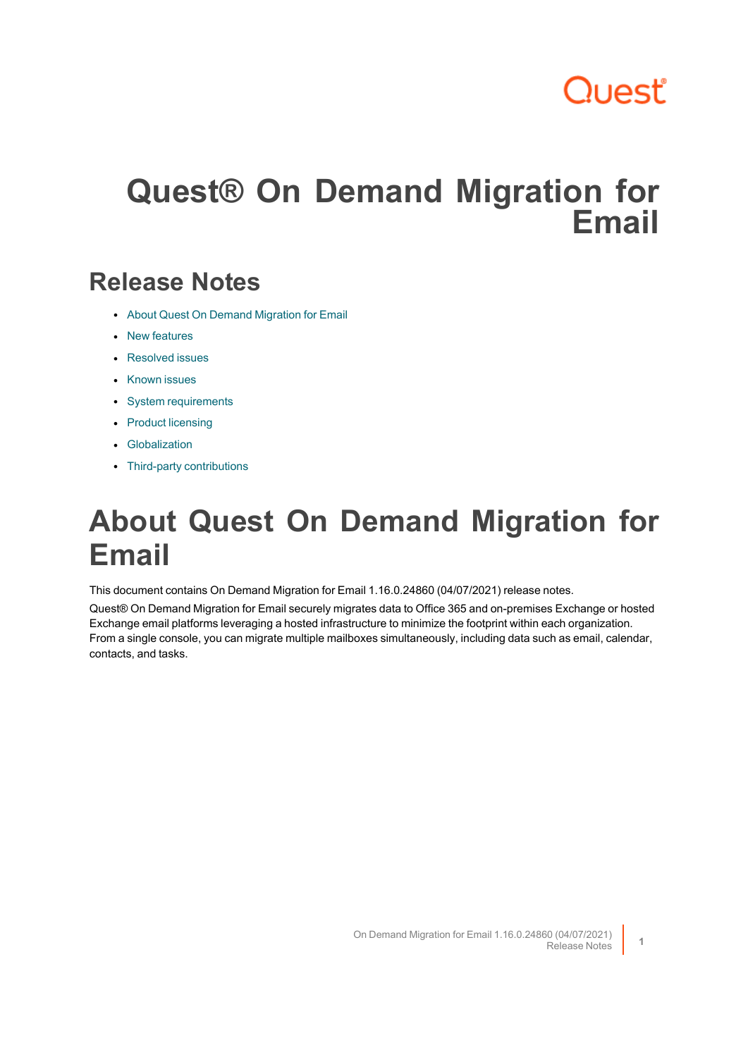# Quest® On Demand Migration for Email

## Release Notes

- About Quest On Demand Migration for Email
- New features
- Resolved issues
- Known issues
- System requirements
- Product licensing
- Globalization
- Third-party contributions

# About Quest On Demand Migration for Email

This document contains On Demand Migration for Email 1.16.0.24860 (04/07/2021) release notes.

Quest® On Demand Migration for Email securely migrates data to Office 365 and on-premises Exchange or hosted Exchange email platforms leveraging a hosted infrastructure to minimize the footprint within each organization. From a single console, you can migrate multiple mailboxes simultaneously, including data such as email, calendar, contacts, and tasks.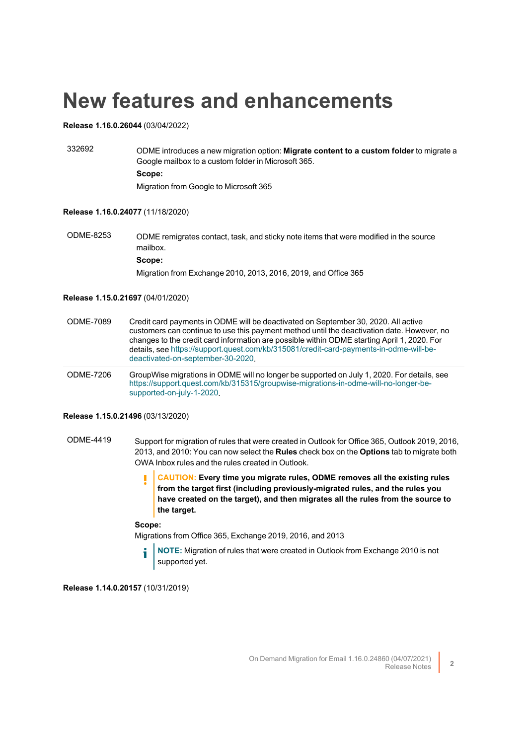# New features and enhancements

**Release 1.16.0.26044** (03/04/2022)

| | |
|---|---|
| 332692 | ODME introduces a new migration option: **Migrate content to a custom folder** to migrate a Google mailbox to a custom folder in Microsoft 365.<br>**Scope:**<br>Migration from Google to Microsoft 365 |

**Release 1.16.0.24077** (11/18/2020)

| | |
|---|---|
| ODME-8253 | ODME remigrates contact, task, and sticky note items that were modified in the source mailbox.<br>**Scope:**<br>Migration from Exchange 2010, 2013, 2016, 2019, and Office 365 |

**Release 1.15.0.21697** (04/01/2020)

| | |
|---|---|
| ODME-7089 | Credit card payments in ODME will be deactivated on September 30, 2020. All active customers can continue to use this payment method until the deactivation date. However, no changes to the credit card information are possible within ODME starting April 1, 2020. For details, see https://support.quest.com/kb/315081/credit-card-payments-in-odme-will-be-deactivated-on-september-30-2020. |
| ODME-7206 | GroupWise migrations in ODME will no longer be supported on July 1, 2020. For details, see https://support.quest.com/kb/315315/groupwise-migrations-in-odme-will-no-longer-be-supported-on-july-1-2020. |

**Release 1.15.0.21496** (03/13/2020)

ODME-4419

Support for migration of rules that were created in Outlook for Office 365, Outlook 2019, 2016, 2013, and 2010: You can now select the **Rules** check box on the **Options** tab to migrate both OWA Inbox rules and the rules created in Outlook.

> **CAUTION: Every time you migrate rules, ODME removes all the existing rules from the target first (including previously-migrated rules, and the rules you have created on the target), and then migrates all the rules from the source to the target.**

**Scope:**

Migrations from Office 365, Exchange 2019, 2016, and 2013

> **NOTE:** Migration of rules that were created in Outlook from Exchange 2010 is not supported yet.

**Release 1.14.0.20157** (10/31/2019)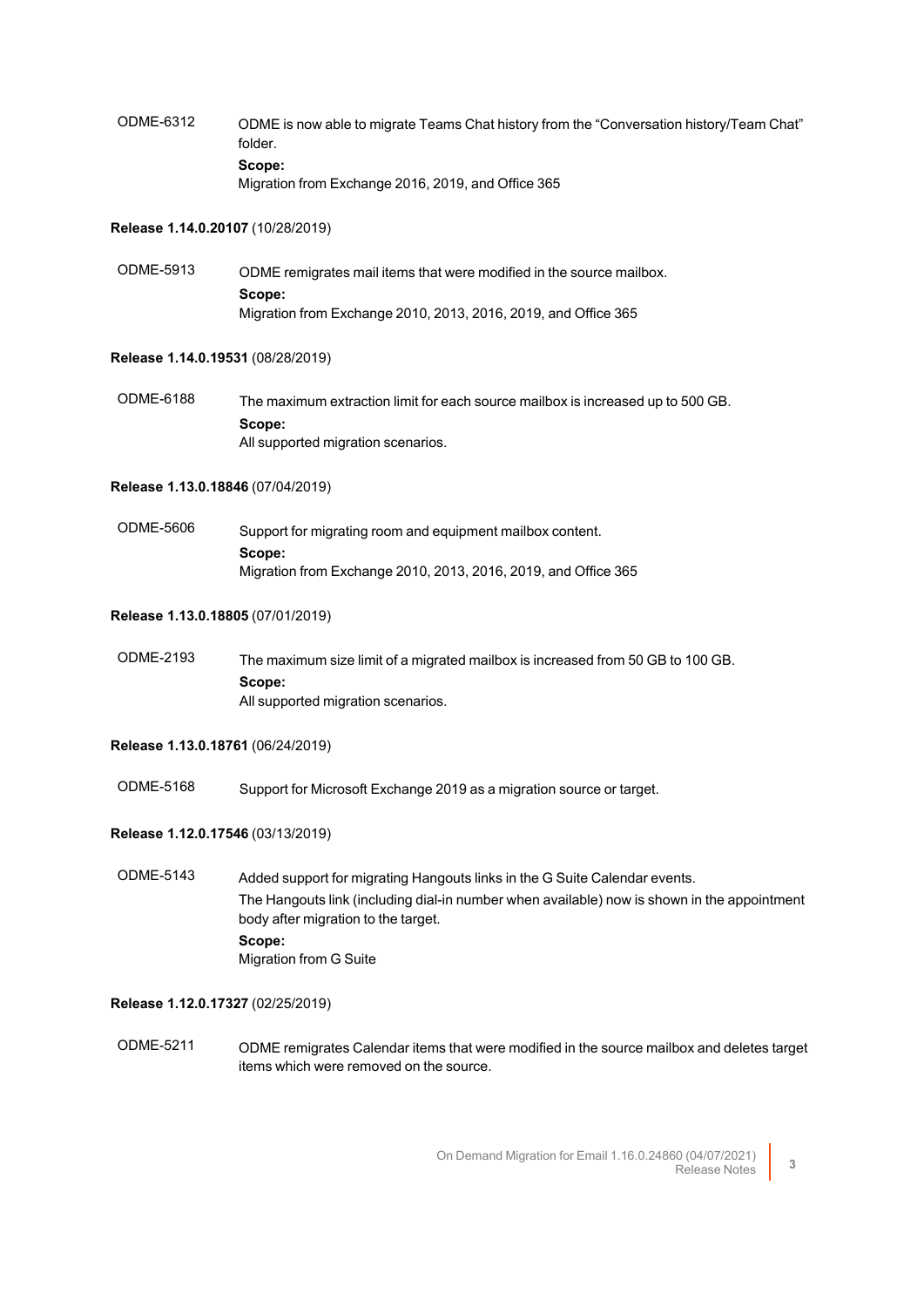| | |
|---|---|
| ODME-6312 | ODME is now able to migrate Teams Chat history from the “Conversation history/Team Chat” folder.<br>**Scope:**<br>Migration from Exchange 2016, 2019, and Office 365 |

**Release 1.14.0.20107** (10/28/2019)

| | |
|---|---|
| ODME-5913 | ODME remigrates mail items that were modified in the source mailbox.<br>**Scope:**<br>Migration from Exchange 2010, 2013, 2016, 2019, and Office 365 |

**Release 1.14.0.19531** (08/28/2019)

| | |
|---|---|
| ODME-6188 | The maximum extraction limit for each source mailbox is increased up to 500 GB.<br>**Scope:**<br>All supported migration scenarios. |

**Release 1.13.0.18846** (07/04/2019)

| | |
|---|---|
| ODME-5606 | Support for migrating room and equipment mailbox content.<br>**Scope:**<br>Migration from Exchange 2010, 2013, 2016, 2019, and Office 365 |

**Release 1.13.0.18805** (07/01/2019)

| | |
|---|---|
| ODME-2193 | The maximum size limit of a migrated mailbox is increased from 50 GB to 100 GB.<br>**Scope:**<br>All supported migration scenarios. |

**Release 1.13.0.18761** (06/24/2019)

| | |
|---|---|
| ODME-5168 | Support for Microsoft Exchange 2019 as a migration source or target. |

**Release 1.12.0.17546** (03/13/2019)

| | |
|---|---|
| ODME-5143 | Added support for migrating Hangouts links in the G Suite Calendar events.<br>The Hangouts link (including dial-in number when available) now is shown in the appointment body after migration to the target.<br>**Scope:**<br>Migration from G Suite |

**Release 1.12.0.17327** (02/25/2019)

| | |
|---|---|
| ODME-5211 | ODME remigrates Calendar items that were modified in the source mailbox and deletes target items which were removed on the source. |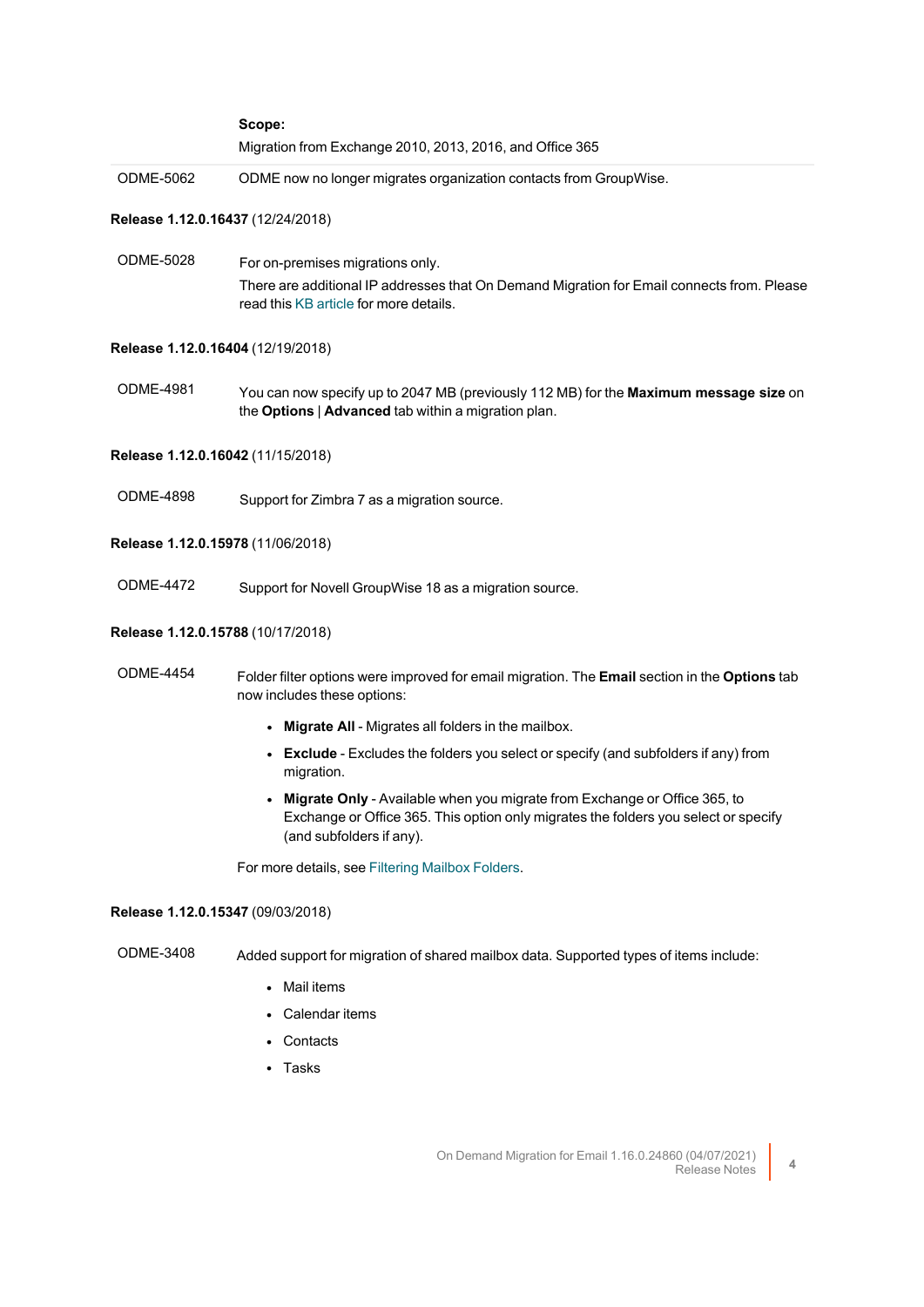| | |
|---|---|
| | **Scope:**<br>Migration from Exchange 2010, 2013, 2016, and Office 365 |
| ODME-5062 | ODME now no longer migrates organization contacts from GroupWise. |

**Release 1.12.0.16437** (12/24/2018)

| | |
|---|---|
| ODME-5028 | For on-premises migrations only.<br>There are additional IP addresses that On Demand Migration for Email connects from. Please read this KB article for more details. |

**Release 1.12.0.16404** (12/19/2018)

| | |
|---|---|
| ODME-4981 | You can now specify up to 2047 MB (previously 112 MB) for the **Maximum message size** on the **Options** \| **Advanced** tab within a migration plan. |

**Release 1.12.0.16042** (11/15/2018)

| | |
|---|---|
| ODME-4898 | Support for Zimbra 7 as a migration source. |

**Release 1.12.0.15978** (11/06/2018)

| | |
|---|---|
| ODME-4472 | Support for Novell GroupWise 18 as a migration source. |

**Release 1.12.0.15788** (10/17/2018)

ODME-4454

Folder filter options were improved for email migration. The **Email** section in the **Options** tab now includes these options:

- **Migrate All** - Migrates all folders in the mailbox.
- **Exclude** - Excludes the folders you select or specify (and subfolders if any) from migration.
- **Migrate Only** - Available when you migrate from Exchange or Office 365, to Exchange or Office 365. This option only migrates the folders you select or specify (and subfolders if any).

For more details, see Filtering Mailbox Folders.

**Release 1.12.0.15347** (09/03/2018)

ODME-3408

Added support for migration of shared mailbox data. Supported types of items include:

- Mail items
- Calendar items
- Contacts
- Tasks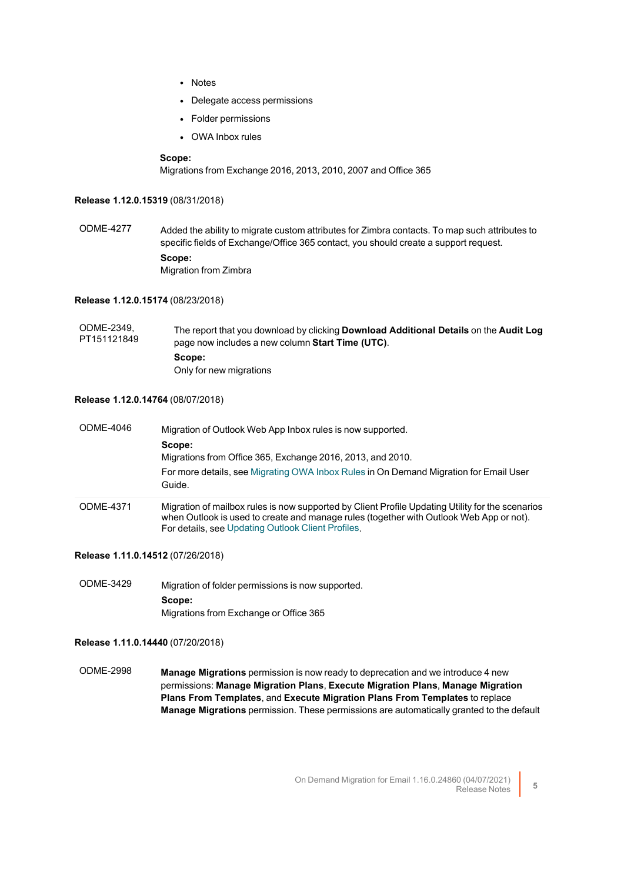- Notes
- Delegate access permissions
- Folder permissions
- OWA Inbox rules

**Scope:**
Migrations from Exchange 2016, 2013, 2010, 2007 and Office 365

**Release 1.12.0.15319** (08/31/2018)

| | |
|---|---|
| ODME-4277 | Added the ability to migrate custom attributes for Zimbra contacts. To map such attributes to specific fields of Exchange/Office 365 contact, you should create a support request.<br>**Scope:**<br>Migration from Zimbra |

**Release 1.12.0.15174** (08/23/2018)

| | |
|---|---|
| ODME-2349, PT151121849 | The report that you download by clicking **Download Additional Details** on the **Audit Log** page now includes a new column **Start Time (UTC)**.<br>**Scope:**<br>Only for new migrations |

**Release 1.12.0.14764** (08/07/2018)

| | |
|---|---|
| ODME-4046 | Migration of Outlook Web App Inbox rules is now supported.<br>**Scope:**<br>Migrations from Office 365, Exchange 2016, 2013, and 2010.<br>For more details, see Migrating OWA Inbox Rules in On Demand Migration for Email User Guide. |
| ODME-4371 | Migration of mailbox rules is now supported by Client Profile Updating Utility for the scenarios when Outlook is used to create and manage rules (together with Outlook Web App or not). For details, see Updating Outlook Client Profiles. |

**Release 1.11.0.14512** (07/26/2018)

| | |
|---|---|
| ODME-3429 | Migration of folder permissions is now supported.<br>**Scope:**<br>Migrations from Exchange or Office 365 |

**Release 1.11.0.14440** (07/20/2018)

| | |
|---|---|
| ODME-2998 | **Manage Migrations** permission is now ready to deprecation and we introduce 4 new permissions: **Manage Migration Plans**, **Execute Migration Plans**, **Manage Migration Plans From Templates**, and **Execute Migration Plans From Templates** to replace **Manage Migrations** permission. These permissions are automatically granted to the default |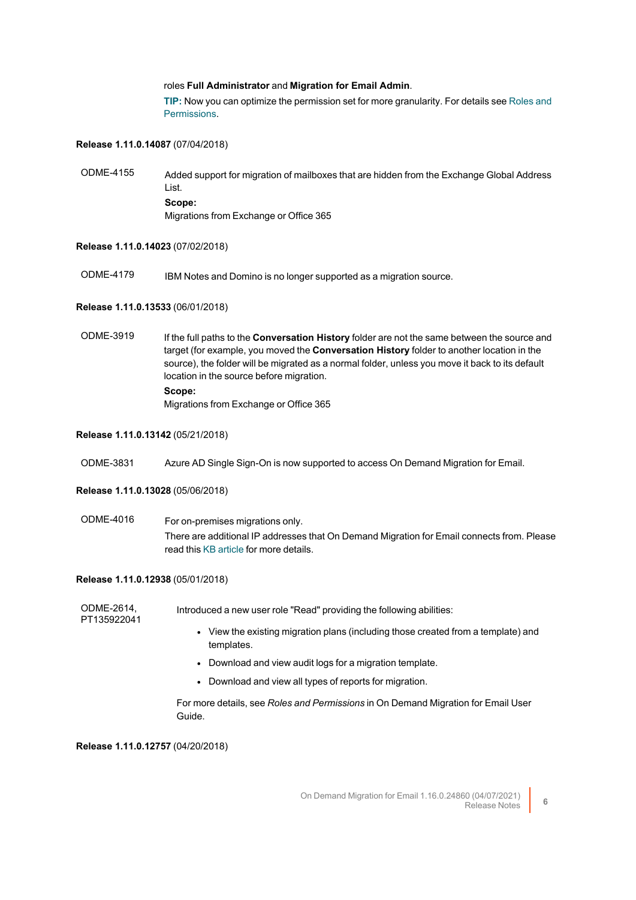roles **Full Administrator** and **Migration for Email Admin**.

**TIP:** Now you can optimize the permission set for more granularity. For details see Roles and Permissions.

**Release 1.11.0.14087** (07/04/2018)

| | |
|---|---|
| ODME-4155 | Added support for migration of mailboxes that are hidden from the Exchange Global Address List.<br>**Scope:**<br>Migrations from Exchange or Office 365 |

**Release 1.11.0.14023** (07/02/2018)

| | |
|---|---|
| ODME-4179 | IBM Notes and Domino is no longer supported as a migration source. |

**Release 1.11.0.13533** (06/01/2018)

| | |
|---|---|
| ODME-3919 | If the full paths to the **Conversation History** folder are not the same between the source and target (for example, you moved the **Conversation History** folder to another location in the source), the folder will be migrated as a normal folder, unless you move it back to its default location in the source before migration.<br>**Scope:**<br>Migrations from Exchange or Office 365 |

**Release 1.11.0.13142** (05/21/2018)

| | |
|---|---|
| ODME-3831 | Azure AD Single Sign-On is now supported to access On Demand Migration for Email. |

**Release 1.11.0.13028** (05/06/2018)

| | |
|---|---|
| ODME-4016 | For on-premises migrations only.<br>There are additional IP addresses that On Demand Migration for Email connects from. Please read this KB article for more details. |

**Release 1.11.0.12938** (05/01/2018)

| | |
|---|---|
| ODME-2614, PT135922041 | Introduced a new user role "Read" providing the following abilities:<br>• View the existing migration plans (including those created from a template) and templates.<br>• Download and view audit logs for a migration template.<br>• Download and view all types of reports for migration.<br>For more details, see *Roles and Permissions* in On Demand Migration for Email User Guide. |

**Release 1.11.0.12757** (04/20/2018)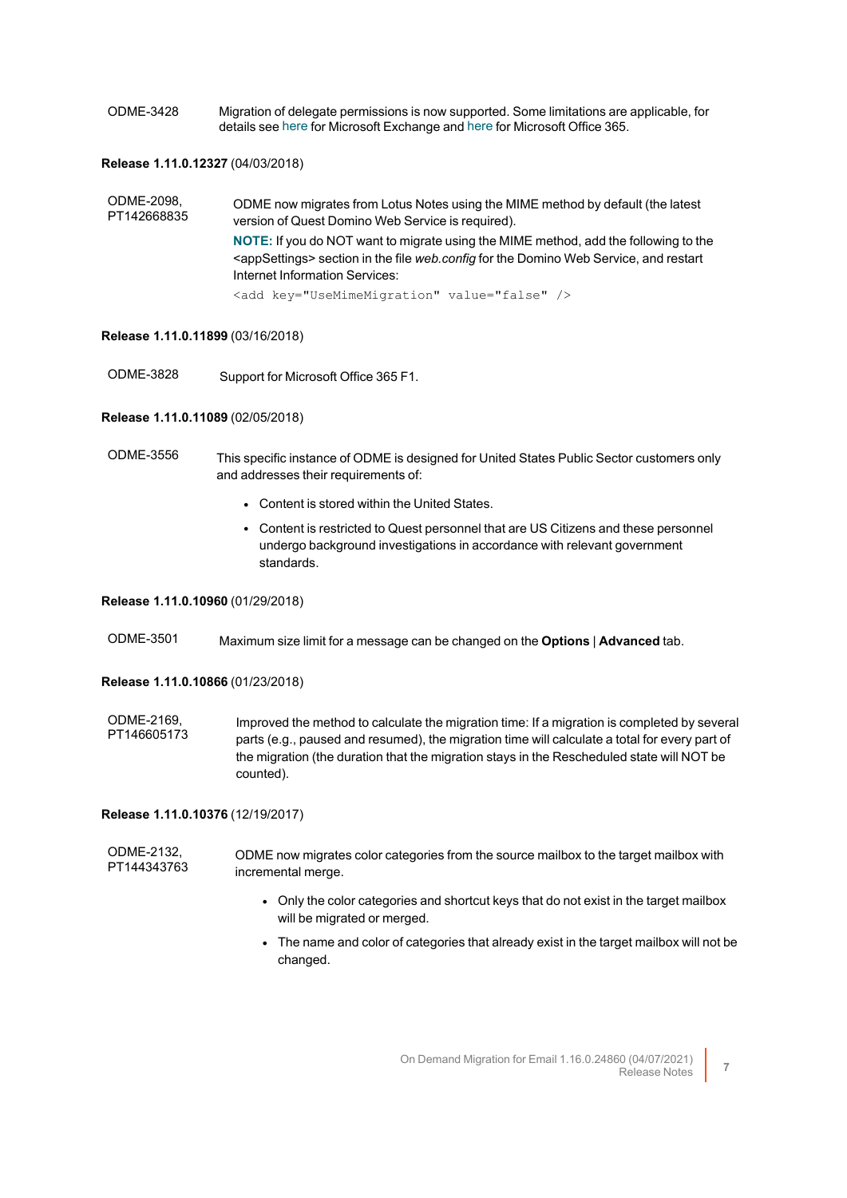| | |
|---|---|
| ODME-3428 | Migration of delegate permissions is now supported. Some limitations are applicable, for details see here for Microsoft Exchange and here for Microsoft Office 365. |

**Release 1.11.0.12327** (04/03/2018)

| | |
|---|---|
| ODME-2098, PT142668835 | ODME now migrates from Lotus Notes using the MIME method by default (the latest version of Quest Domino Web Service is required).<br>**NOTE:** If you do NOT want to migrate using the MIME method, add the following to the <appSettings> section in the file *web.config* for the Domino Web Service, and restart Internet Information Services:<br>`<add key="UseMimeMigration" value="false" />` |

**Release 1.11.0.11899** (03/16/2018)

| | |
|---|---|
| ODME-3828 | Support for Microsoft Office 365 F1. |

**Release 1.11.0.11089** (02/05/2018)

| | |
|---|---|
| ODME-3556 | This specific instance of ODME is designed for United States Public Sector customers only and addresses their requirements of:<br>• Content is stored within the United States.<br>• Content is restricted to Quest personnel that are US Citizens and these personnel undergo background investigations in accordance with relevant government standards. |

**Release 1.11.0.10960** (01/29/2018)

| | |
|---|---|
| ODME-3501 | Maximum size limit for a message can be changed on the **Options** \| **Advanced** tab. |

**Release 1.11.0.10866** (01/23/2018)

| | |
|---|---|
| ODME-2169, PT146605173 | Improved the method to calculate the migration time: If a migration is completed by several parts (e.g., paused and resumed), the migration time will calculate a total for every part of the migration (the duration that the migration stays in the Rescheduled state will NOT be counted). |

**Release 1.11.0.10376** (12/19/2017)

| | |
|---|---|
| ODME-2132, PT144343763 | ODME now migrates color categories from the source mailbox to the target mailbox with incremental merge.<br>• Only the color categories and shortcut keys that do not exist in the target mailbox will be migrated or merged.<br>• The name and color of categories that already exist in the target mailbox will not be changed. |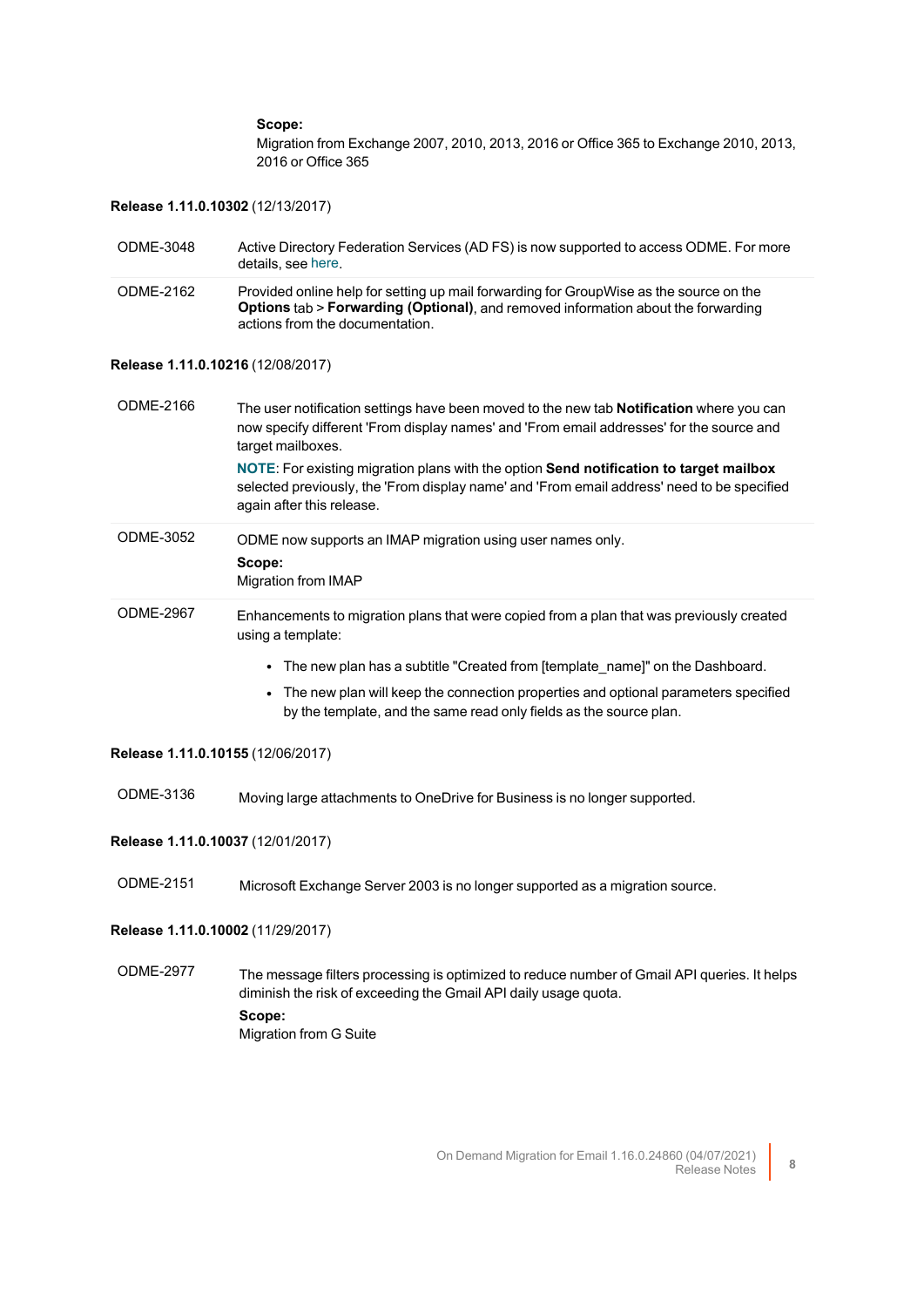**Scope:**
Migration from Exchange 2007, 2010, 2013, 2016 or Office 365 to Exchange 2010, 2013, 2016 or Office 365

**Release 1.11.0.10302** (12/13/2017)

| | |
|---|---|
| ODME-3048 | Active Directory Federation Services (AD FS) is now supported to access ODME. For more details, see here. |
| ODME-2162 | Provided online help for setting up mail forwarding for GroupWise as the source on the **Options** tab > **Forwarding (Optional)**, and removed information about the forwarding actions from the documentation. |

**Release 1.11.0.10216** (12/08/2017)

| | |
|---|---|
| ODME-2166 | The user notification settings have been moved to the new tab **Notification** where you can now specify different 'From display names' and 'From email addresses' for the source and target mailboxes.<br>**NOTE**: For existing migration plans with the option **Send notification to target mailbox** selected previously, the 'From display name' and 'From email address' need to be specified again after this release. |
| ODME-3052 | ODME now supports an IMAP migration using user names only.<br>**Scope:**<br>Migration from IMAP |
| ODME-2967 | Enhancements to migration plans that were copied from a plan that was previously created using a template:<br>• The new plan has a subtitle "Created from [template_name]" on the Dashboard.<br>• The new plan will keep the connection properties and optional parameters specified by the template, and the same read only fields as the source plan. |

**Release 1.11.0.10155** (12/06/2017)

| | |
|---|---|
| ODME-3136 | Moving large attachments to OneDrive for Business is no longer supported. |

**Release 1.11.0.10037** (12/01/2017)

| | |
|---|---|
| ODME-2151 | Microsoft Exchange Server 2003 is no longer supported as a migration source. |

**Release 1.11.0.10002** (11/29/2017)

| | |
|---|---|
| ODME-2977 | The message filters processing is optimized to reduce number of Gmail API queries. It helps diminish the risk of exceeding the Gmail API daily usage quota.<br>**Scope:**<br>Migration from G Suite |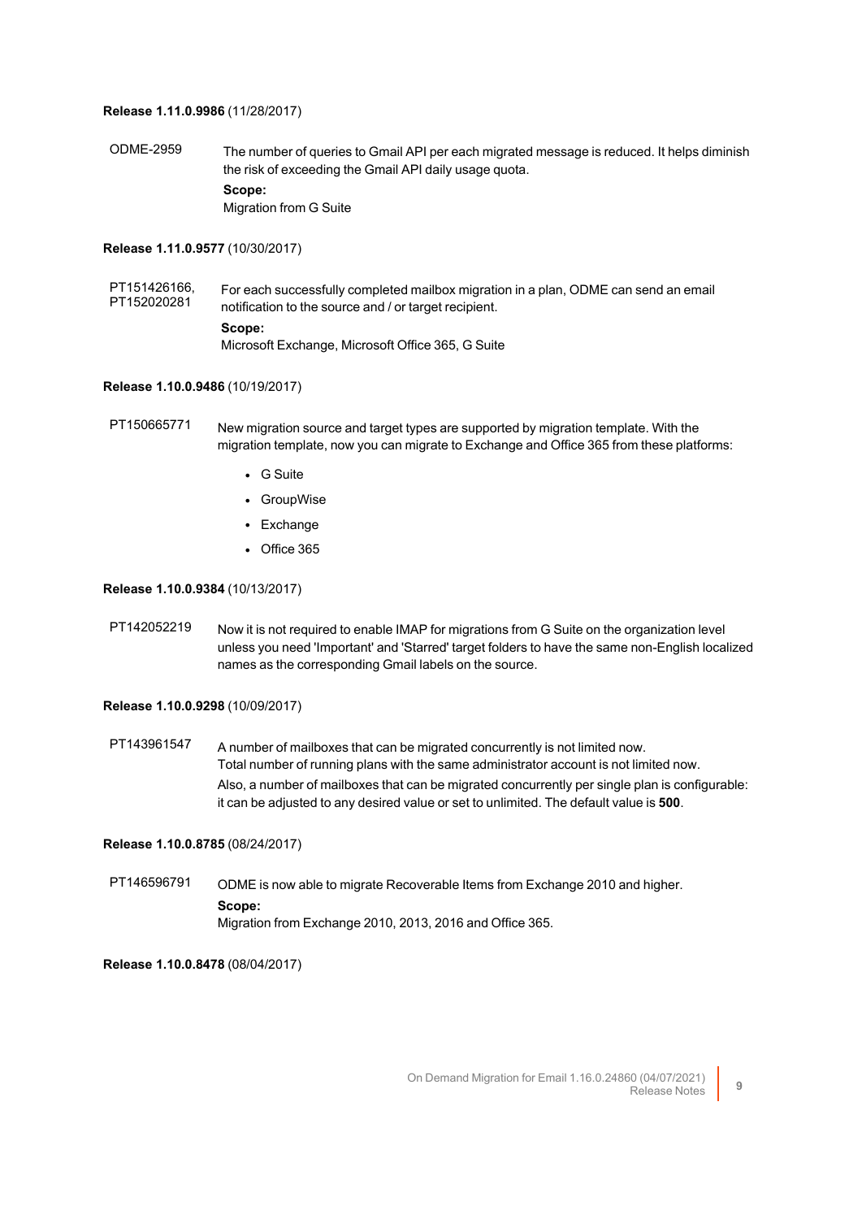**Release 1.11.0.9986** (11/28/2017)

| | |
|---|---|
| ODME-2959 | The number of queries to Gmail API per each migrated message is reduced. It helps diminish the risk of exceeding the Gmail API daily usage quota.<br>**Scope:**<br>Migration from G Suite |

**Release 1.11.0.9577** (10/30/2017)

| | |
|---|---|
| PT151426166, PT152020281 | For each successfully completed mailbox migration in a plan, ODME can send an email notification to the source and / or target recipient.<br>**Scope:**<br>Microsoft Exchange, Microsoft Office 365, G Suite |

**Release 1.10.0.9486** (10/19/2017)

| | |
|---|---|
| PT150665771 | New migration source and target types are supported by migration template. With the migration template, now you can migrate to Exchange and Office 365 from these platforms:<br>• G Suite<br>• GroupWise<br>• Exchange<br>• Office 365 |

**Release 1.10.0.9384** (10/13/2017)

| | |
|---|---|
| PT142052219 | Now it is not required to enable IMAP for migrations from G Suite on the organization level unless you need 'Important' and 'Starred' target folders to have the same non-English localized names as the corresponding Gmail labels on the source. |

**Release 1.10.0.9298** (10/09/2017)

| | |
|---|---|
| PT143961547 | A number of mailboxes that can be migrated concurrently is not limited now.<br>Total number of running plans with the same administrator account is not limited now.<br>Also, a number of mailboxes that can be migrated concurrently per single plan is configurable: it can be adjusted to any desired value or set to unlimited. The default value is **500**. |

**Release 1.10.0.8785** (08/24/2017)

| | |
|---|---|
| PT146596791 | ODME is now able to migrate Recoverable Items from Exchange 2010 and higher.<br>**Scope:**<br>Migration from Exchange 2010, 2013, 2016 and Office 365. |

**Release 1.10.0.8478** (08/04/2017)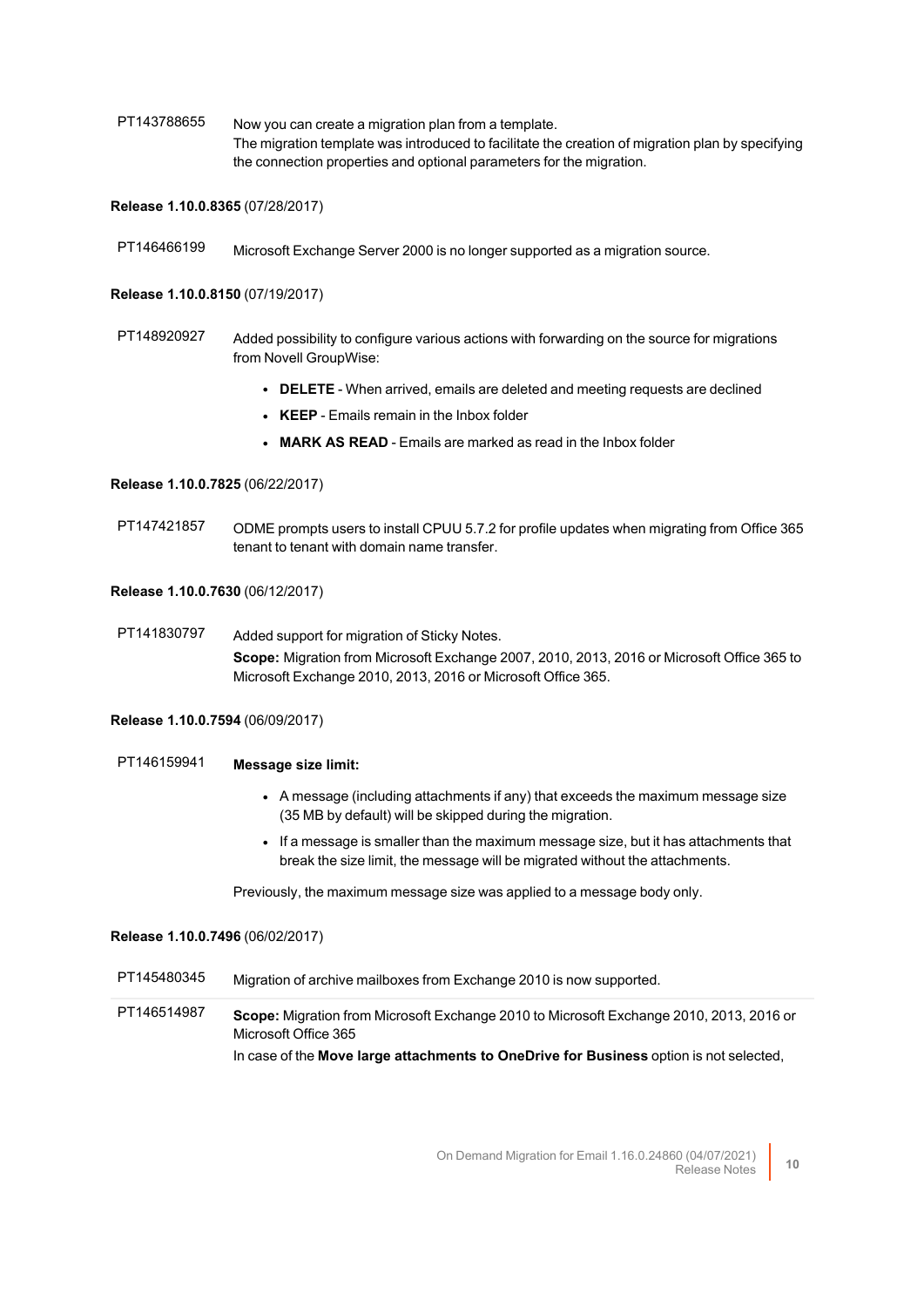| | |
|---|---|
| PT143788655 | Now you can create a migration plan from a template.<br>The migration template was introduced to facilitate the creation of migration plan by specifying the connection properties and optional parameters for the migration. |

**Release 1.10.0.8365** (07/28/2017)

| | |
|---|---|
| PT146466199 | Microsoft Exchange Server 2000 is no longer supported as a migration source. |

**Release 1.10.0.8150** (07/19/2017)

| | |
|---|---|
| PT148920927 | Added possibility to configure various actions with forwarding on the source for migrations from Novell GroupWise:<br>• **DELETE** - When arrived, emails are deleted and meeting requests are declined<br>• **KEEP** - Emails remain in the Inbox folder<br>• **MARK AS READ** - Emails are marked as read in the Inbox folder |

**Release 1.10.0.7825** (06/22/2017)

| | |
|---|---|
| PT147421857 | ODME prompts users to install CPUU 5.7.2 for profile updates when migrating from Office 365 tenant to tenant with domain name transfer. |

**Release 1.10.0.7630** (06/12/2017)

| | |
|---|---|
| PT141830797 | Added support for migration of Sticky Notes.<br>**Scope:** Migration from Microsoft Exchange 2007, 2010, 2013, 2016 or Microsoft Office 365 to Microsoft Exchange 2010, 2013, 2016 or Microsoft Office 365. |

**Release 1.10.0.7594** (06/09/2017)

| | |
|---|---|
| PT146159941 | **Message size limit:**<br>• A message (including attachments if any) that exceeds the maximum message size (35 MB by default) will be skipped during the migration.<br>• If a message is smaller than the maximum message size, but it has attachments that break the size limit, the message will be migrated without the attachments.<br>Previously, the maximum message size was applied to a message body only. |

**Release 1.10.0.7496** (06/02/2017)

| | |
|---|---|
| PT145480345 | Migration of archive mailboxes from Exchange 2010 is now supported. |
| PT146514987 | **Scope:** Migration from Microsoft Exchange 2010 to Microsoft Exchange 2010, 2013, 2016 or Microsoft Office 365<br>In case of the **Move large attachments to OneDrive for Business** option is not selected, |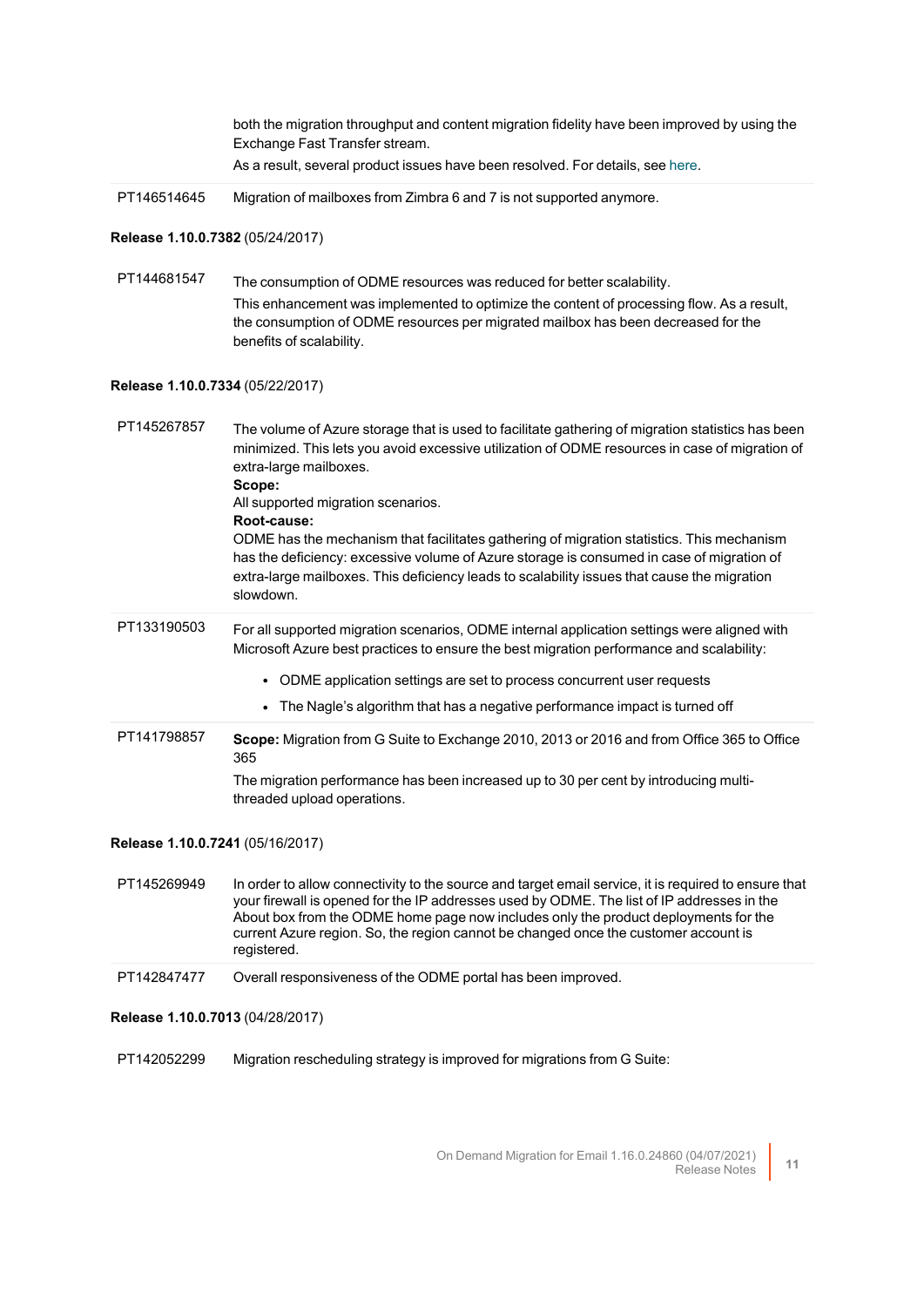| | |
|---|---|
| | both the migration throughput and content migration fidelity have been improved by using the Exchange Fast Transfer stream.<br>As a result, several product issues have been resolved. For details, see here. |
| PT146514645 | Migration of mailboxes from Zimbra 6 and 7 is not supported anymore. |

**Release 1.10.0.7382** (05/24/2017)

| | |
|---|---|
| PT144681547 | The consumption of ODME resources was reduced for better scalability.<br>This enhancement was implemented to optimize the content of processing flow. As a result, the consumption of ODME resources per migrated mailbox has been decreased for the benefits of scalability. |

**Release 1.10.0.7334** (05/22/2017)

| | |
|---|---|
| PT145267857 | The volume of Azure storage that is used to facilitate gathering of migration statistics has been minimized. This lets you avoid excessive utilization of ODME resources in case of migration of extra-large mailboxes.<br>**Scope:**<br>All supported migration scenarios.<br>**Root-cause:**<br>ODME has the mechanism that facilitates gathering of migration statistics. This mechanism has the deficiency: excessive volume of Azure storage is consumed in case of migration of extra-large mailboxes. This deficiency leads to scalability issues that cause the migration slowdown. |
| PT133190503 | For all supported migration scenarios, ODME internal application settings were aligned with Microsoft Azure best practices to ensure the best migration performance and scalability:<br>• ODME application settings are set to process concurrent user requests<br>• The Nagle's algorithm that has a negative performance impact is turned off |
| PT141798857 | **Scope:** Migration from G Suite to Exchange 2010, 2013 or 2016 and from Office 365 to Office 365<br>The migration performance has been increased up to 30 per cent by introducing multi-threaded upload operations. |

**Release 1.10.0.7241** (05/16/2017)

| | |
|---|---|
| PT145269949 | In order to allow connectivity to the source and target email service, it is required to ensure that your firewall is opened for the IP addresses used by ODME. The list of IP addresses in the About box from the ODME home page now includes only the product deployments for the current Azure region. So, the region cannot be changed once the customer account is registered. |
| PT142847477 | Overall responsiveness of the ODME portal has been improved. |

**Release 1.10.0.7013** (04/28/2017)

| | |
|---|---|
| PT142052299 | Migration rescheduling strategy is improved for migrations from G Suite: |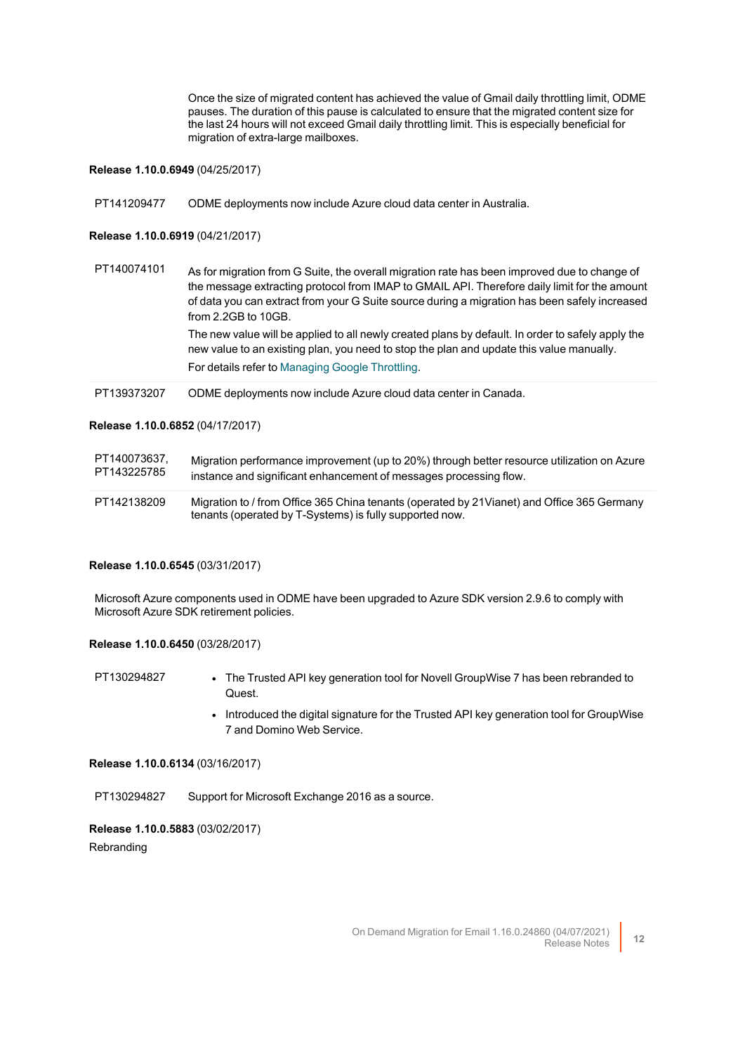Once the size of migrated content has achieved the value of Gmail daily throttling limit, ODME pauses. The duration of this pause is calculated to ensure that the migrated content size for the last 24 hours will not exceed Gmail daily throttling limit. This is especially beneficial for migration of extra-large mailboxes.

**Release 1.10.0.6949** (04/25/2017)

| | |
|---|---|
| PT141209477 | ODME deployments now include Azure cloud data center in Australia. |

**Release 1.10.0.6919** (04/21/2017)

| | |
|---|---|
| PT140074101 | As for migration from G Suite, the overall migration rate has been improved due to change of the message extracting protocol from IMAP to GMAIL API. Therefore daily limit for the amount of data you can extract from your G Suite source during a migration has been safely increased from 2.2GB to 10GB.<br>The new value will be applied to all newly created plans by default. In order to safely apply the new value to an existing plan, you need to stop the plan and update this value manually.<br>For details refer to Managing Google Throttling. |
| PT139373207 | ODME deployments now include Azure cloud data center in Canada. |

**Release 1.10.0.6852** (04/17/2017)

| | |
|---|---|
| PT140073637, PT143225785 | Migration performance improvement (up to 20%) through better resource utilization on Azure instance and significant enhancement of messages processing flow. |
| PT142138209 | Migration to / from Office 365 China tenants (operated by 21Vianet) and Office 365 Germany tenants (operated by T-Systems) is fully supported now. |

**Release 1.10.0.6545** (03/31/2017)

Microsoft Azure components used in ODME have been upgraded to Azure SDK version 2.9.6 to comply with Microsoft Azure SDK retirement policies.

**Release 1.10.0.6450** (03/28/2017)

| | |
|---|---|
| PT130294827 | • The Trusted API key generation tool for Novell GroupWise 7 has been rebranded to Quest.<br>• Introduced the digital signature for the Trusted API key generation tool for GroupWise 7 and Domino Web Service. |

**Release 1.10.0.6134** (03/16/2017)

| | |
|---|---|
| PT130294827 | Support for Microsoft Exchange 2016 as a source. |

**Release 1.10.0.5883** (03/02/2017)

Rebranding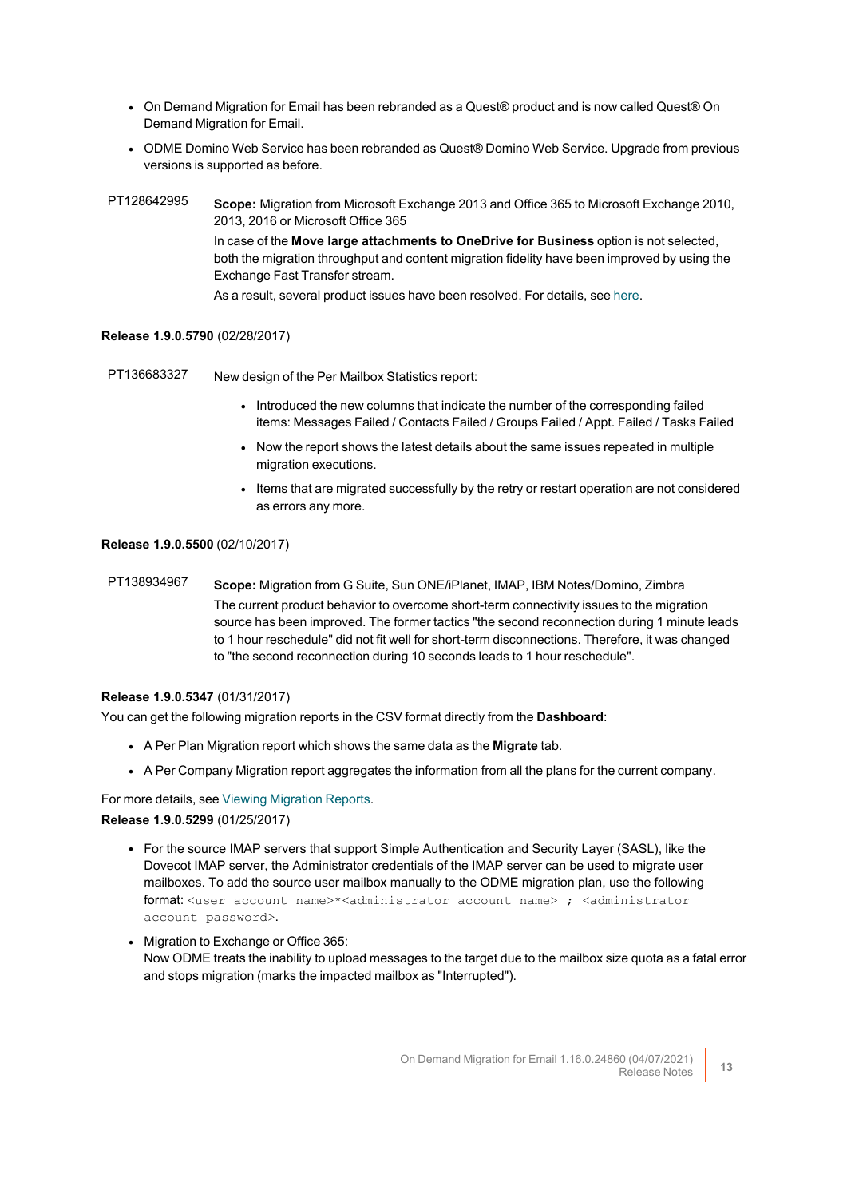- On Demand Migration for Email has been rebranded as a Quest® product and is now called Quest® On Demand Migration for Email.
- ODME Domino Web Service has been rebranded as Quest® Domino Web Service. Upgrade from previous versions is supported as before.

| | |
|---|---|
| PT128642995 | **Scope:** Migration from Microsoft Exchange 2013 and Office 365 to Microsoft Exchange 2010, 2013, 2016 or Microsoft Office 365<br>In case of the **Move large attachments to OneDrive for Business** option is not selected, both the migration throughput and content migration fidelity have been improved by using the Exchange Fast Transfer stream.<br>As a result, several product issues have been resolved. For details, see here. |

**Release 1.9.0.5790** (02/28/2017)

| | |
|---|---|
| PT136683327 | New design of the Per Mailbox Statistics report:<br>• Introduced the new columns that indicate the number of the corresponding failed items: Messages Failed / Contacts Failed / Groups Failed / Appt. Failed / Tasks Failed<br>• Now the report shows the latest details about the same issues repeated in multiple migration executions.<br>• Items that are migrated successfully by the retry or restart operation are not considered as errors any more. |

**Release 1.9.0.5500** (02/10/2017)

| | |
|---|---|
| PT138934967 | **Scope:** Migration from G Suite, Sun ONE/iPlanet, IMAP, IBM Notes/Domino, Zimbra<br>The current product behavior to overcome short-term connectivity issues to the migration source has been improved. The former tactics "the second reconnection during 1 minute leads to 1 hour reschedule" did not fit well for short-term disconnections. Therefore, it was changed to "the second reconnection during 10 seconds leads to 1 hour reschedule". |

**Release 1.9.0.5347** (01/31/2017)

You can get the following migration reports in the CSV format directly from the **Dashboard**:

- A Per Plan Migration report which shows the same data as the **Migrate** tab.
- A Per Company Migration report aggregates the information from all the plans for the current company.

For more details, see Viewing Migration Reports.

**Release 1.9.0.5299** (01/25/2017)

- For the source IMAP servers that support Simple Authentication and Security Layer (SASL), like the Dovecot IMAP server, the Administrator credentials of the IMAP server can be used to migrate user mailboxes. To add the source user mailbox manually to the ODME migration plan, use the following format: `<user account name>*<administrator account name> ; <administrator account password>`.
- Migration to Exchange or Office 365:
  Now ODME treats the inability to upload messages to the target due to the mailbox size quota as a fatal error and stops migration (marks the impacted mailbox as "Interrupted").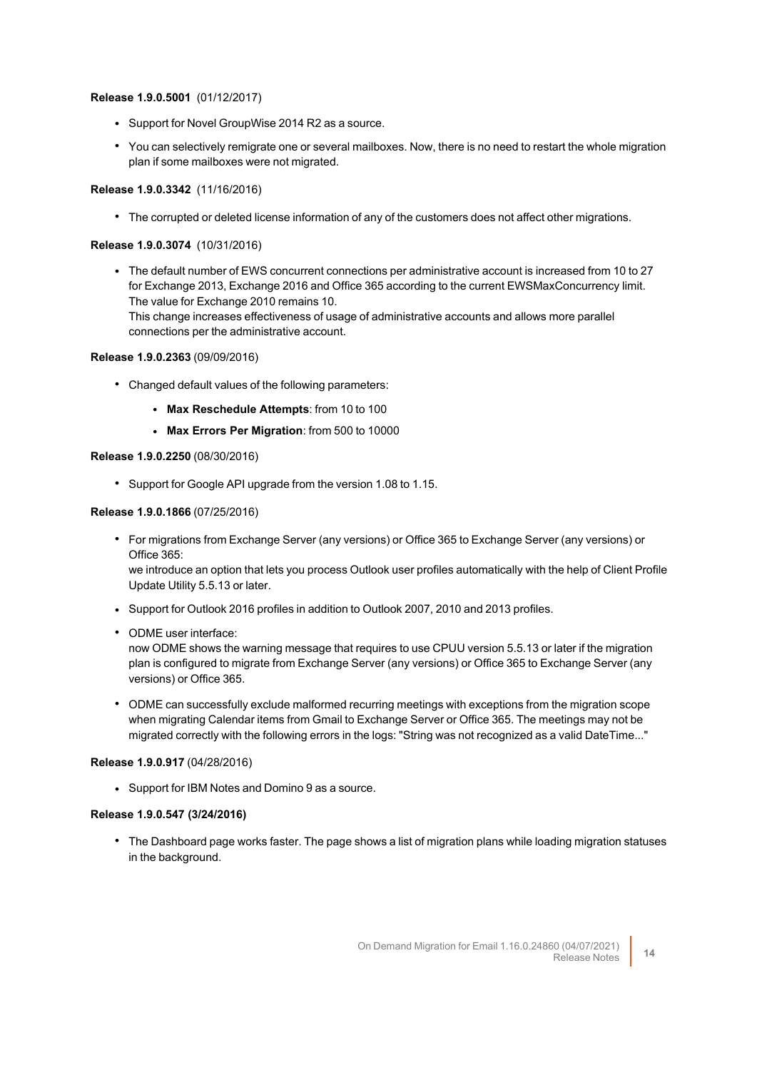**Release 1.9.0.5001** (01/12/2017)

- Support for Novel GroupWise 2014 R2 as a source.
- You can selectively remigrate one or several mailboxes. Now, there is no need to restart the whole migration plan if some mailboxes were not migrated.

**Release 1.9.0.3342** (11/16/2016)

- The corrupted or deleted license information of any of the customers does not affect other migrations.

**Release 1.9.0.3074** (10/31/2016)

- The default number of EWS concurrent connections per administrative account is increased from 10 to 27 for Exchange 2013, Exchange 2016 and Office 365 according to the current EWSMaxConcurrency limit. The value for Exchange 2010 remains 10.
  This change increases effectiveness of usage of administrative accounts and allows more parallel connections per the administrative account.

**Release 1.9.0.2363** (09/09/2016)

- Changed default values of the following parameters:
  - **Max Reschedule Attempts**: from 10 to 100
  - **Max Errors Per Migration**: from 500 to 10000

**Release 1.9.0.2250** (08/30/2016)

- Support for Google API upgrade from the version 1.08 to 1.15.

**Release 1.9.0.1866** (07/25/2016)

- For migrations from Exchange Server (any versions) or Office 365 to Exchange Server (any versions) or Office 365:
  we introduce an option that lets you process Outlook user profiles automatically with the help of Client Profile Update Utility 5.5.13 or later.
- Support for Outlook 2016 profiles in addition to Outlook 2007, 2010 and 2013 profiles.
- ODME user interface:
  now ODME shows the warning message that requires to use CPUU version 5.5.13 or later if the migration plan is configured to migrate from Exchange Server (any versions) or Office 365 to Exchange Server (any versions) or Office 365.
- ODME can successfully exclude malformed recurring meetings with exceptions from the migration scope when migrating Calendar items from Gmail to Exchange Server or Office 365. The meetings may not be migrated correctly with the following errors in the logs: "String was not recognized as a valid DateTime..."

**Release 1.9.0.917** (04/28/2016)

- Support for IBM Notes and Domino 9 as a source.

**Release 1.9.0.547 (3/24/2016)**

- The Dashboard page works faster. The page shows a list of migration plans while loading migration statuses in the background.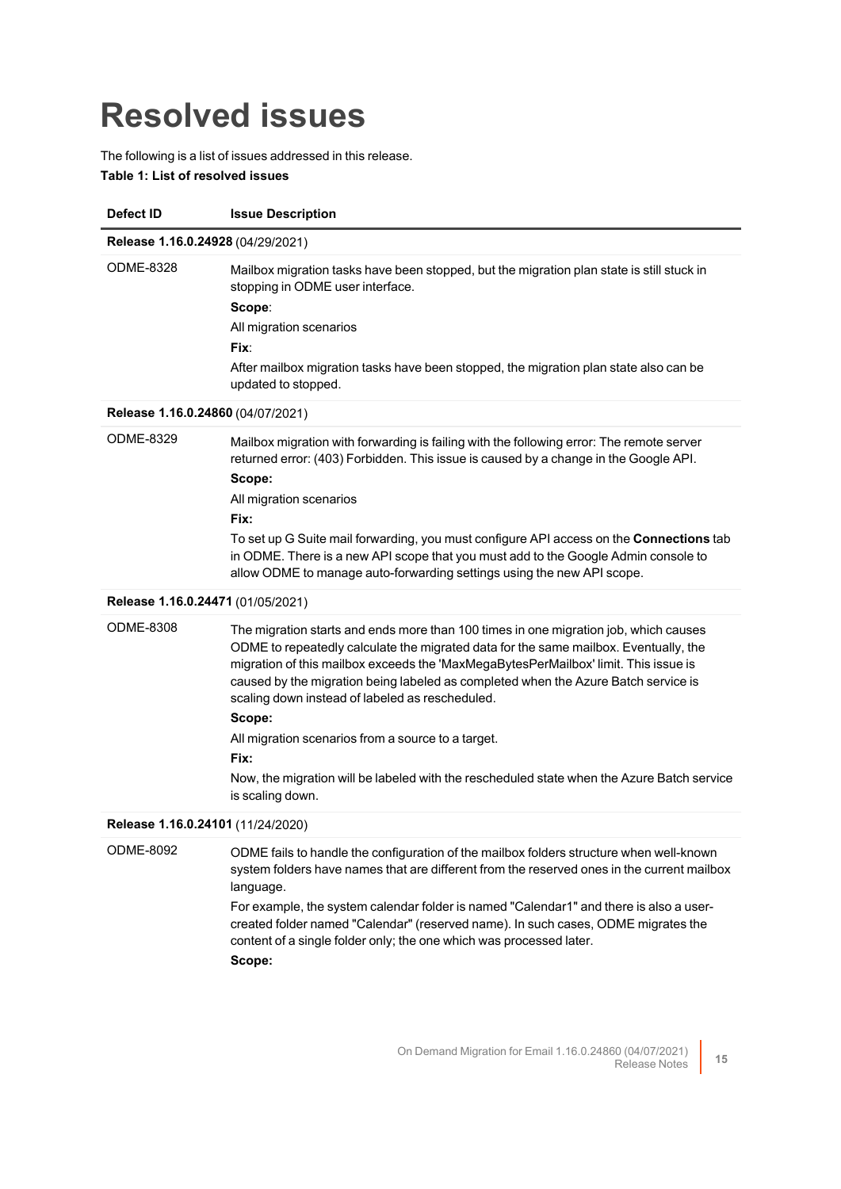# Resolved issues

The following is a list of issues addressed in this release.

**Table 1: List of resolved issues**

| Defect ID | Issue Description |
|---|---|
| **Release 1.16.0.24928** (04/29/2021) | |
| ODME-8328 | Mailbox migration tasks have been stopped, but the migration plan state is still stuck in stopping in ODME user interface.<br>**Scope**:<br>All migration scenarios<br>**Fix**:<br>After mailbox migration tasks have been stopped, the migration plan state also can be updated to stopped. |
| **Release 1.16.0.24860** (04/07/2021) | |
| ODME-8329 | Mailbox migration with forwarding is failing with the following error: The remote server returned error: (403) Forbidden. This issue is caused by a change in the Google API.<br>**Scope:**<br>All migration scenarios<br>**Fix:**<br>To set up G Suite mail forwarding, you must configure API access on the **Connections** tab in ODME. There is a new API scope that you must add to the Google Admin console to allow ODME to manage auto-forwarding settings using the new API scope. |
| **Release 1.16.0.24471** (01/05/2021) | |
| ODME-8308 | The migration starts and ends more than 100 times in one migration job, which causes ODME to repeatedly calculate the migrated data for the same mailbox. Eventually, the migration of this mailbox exceeds the 'MaxMegaBytesPerMailbox' limit. This issue is caused by the migration being labeled as completed when the Azure Batch service is scaling down instead of labeled as rescheduled.<br>**Scope:**<br>All migration scenarios from a source to a target.<br>**Fix:**<br>Now, the migration will be labeled with the rescheduled state when the Azure Batch service is scaling down. |
| **Release 1.16.0.24101** (11/24/2020) | |
| ODME-8092 | ODME fails to handle the configuration of the mailbox folders structure when well-known system folders have names that are different from the reserved ones in the current mailbox language.<br>For example, the system calendar folder is named "Calendar1" and there is also a user-created folder named "Calendar" (reserved name). In such cases, ODME migrates the content of a single folder only; the one which was processed later.<br>**Scope:** |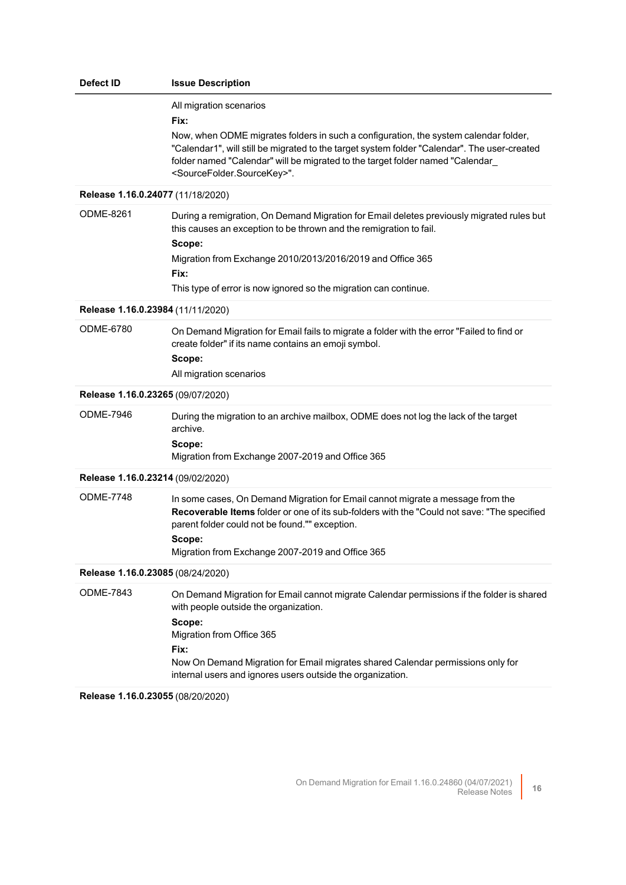| Defect ID | Issue Description |
| --- | --- |
| | All migration scenarios<br>**Fix:**<br>Now, when ODME migrates folders in such a configuration, the system calendar folder, "Calendar1", will still be migrated to the target system folder "Calendar". The user-created folder named "Calendar" will be migrated to the target folder named "Calendar_<SourceFolder.SourceKey>". |
| **Release 1.16.0.24077** (11/18/2020) | |
| ODME-8261 | During a remigration, On Demand Migration for Email deletes previously migrated rules but this causes an exception to be thrown and the remigration to fail.<br>**Scope:**<br>Migration from Exchange 2010/2013/2016/2019 and Office 365<br>**Fix:**<br>This type of error is now ignored so the migration can continue. |
| **Release 1.16.0.23984** (11/11/2020) | |
| ODME-6780 | On Demand Migration for Email fails to migrate a folder with the error "Failed to find or create folder" if its name contains an emoji symbol.<br>**Scope:**<br>All migration scenarios |
| **Release 1.16.0.23265** (09/07/2020) | |
| ODME-7946 | During the migration to an archive mailbox, ODME does not log the lack of the target archive.<br>**Scope:**<br>Migration from Exchange 2007-2019 and Office 365 |
| **Release 1.16.0.23214** (09/02/2020) | |
| ODME-7748 | In some cases, On Demand Migration for Email cannot migrate a message from the **Recoverable Items** folder or one of its sub-folders with the "Could not save: "The specified parent folder could not be found."" exception.<br>**Scope:**<br>Migration from Exchange 2007-2019 and Office 365 |
| **Release 1.16.0.23085** (08/24/2020) | |
| ODME-7843 | On Demand Migration for Email cannot migrate Calendar permissions if the folder is shared with people outside the organization.<br>**Scope:**<br>Migration from Office 365<br>**Fix:**<br>Now On Demand Migration for Email migrates shared Calendar permissions only for internal users and ignores users outside the organization. |
| **Release 1.16.0.23055** (08/20/2020) | |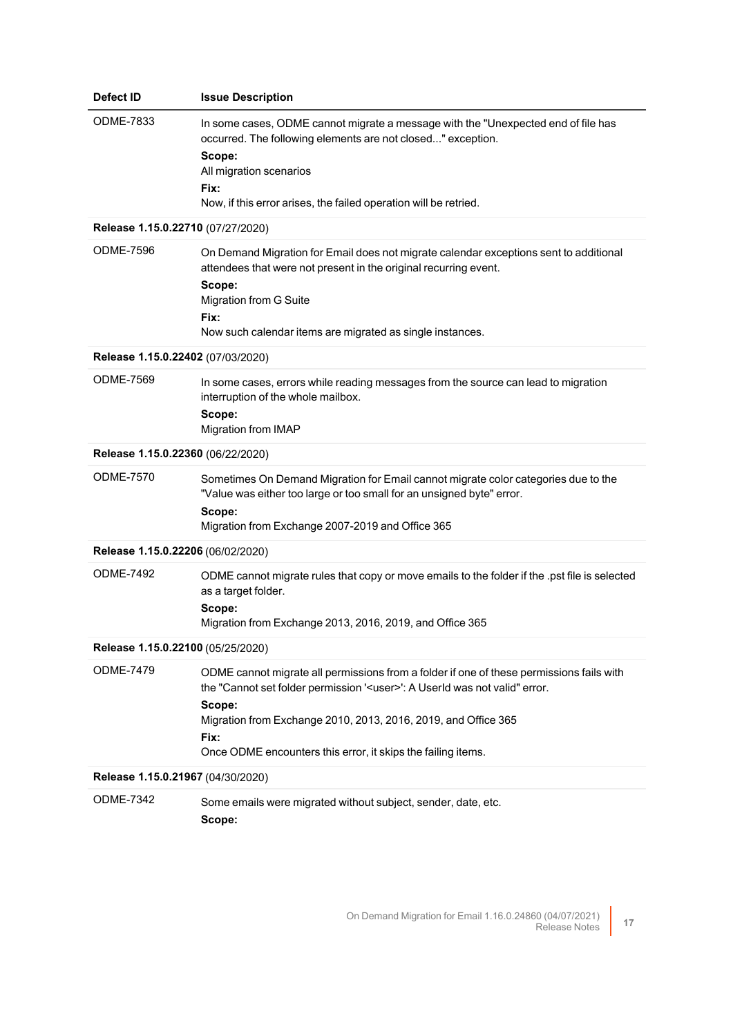| Defect ID | Issue Description |
| --- | --- |
| ODME-7833 | In some cases, ODME cannot migrate a message with the "Unexpected end of file has occurred. The following elements are not closed..." exception.<br>**Scope:**<br>All migration scenarios<br>**Fix:**<br>Now, if this error arises, the failed operation will be retried. |
| **Release 1.15.0.22710** (07/27/2020) | |
| ODME-7596 | On Demand Migration for Email does not migrate calendar exceptions sent to additional attendees that were not present in the original recurring event.<br>**Scope:**<br>Migration from G Suite<br>**Fix:**<br>Now such calendar items are migrated as single instances. |
| **Release 1.15.0.22402** (07/03/2020) | |
| ODME-7569 | In some cases, errors while reading messages from the source can lead to migration interruption of the whole mailbox.<br>**Scope:**<br>Migration from IMAP |
| **Release 1.15.0.22360** (06/22/2020) | |
| ODME-7570 | Sometimes On Demand Migration for Email cannot migrate color categories due to the "Value was either too large or too small for an unsigned byte" error.<br>**Scope:**<br>Migration from Exchange 2007-2019 and Office 365 |
| **Release 1.15.0.22206** (06/02/2020) | |
| ODME-7492 | ODME cannot migrate rules that copy or move emails to the folder if the .pst file is selected as a target folder.<br>**Scope:**<br>Migration from Exchange 2013, 2016, 2019, and Office 365 |
| **Release 1.15.0.22100** (05/25/2020) | |
| ODME-7479 | ODME cannot migrate all permissions from a folder if one of these permissions fails with the "Cannot set folder permission '<user>': A UserId was not valid" error.<br>**Scope:**<br>Migration from Exchange 2010, 2013, 2016, 2019, and Office 365<br>**Fix:**<br>Once ODME encounters this error, it skips the failing items. |
| **Release 1.15.0.21967** (04/30/2020) | |
| ODME-7342 | Some emails were migrated without subject, sender, date, etc.<br>**Scope:** |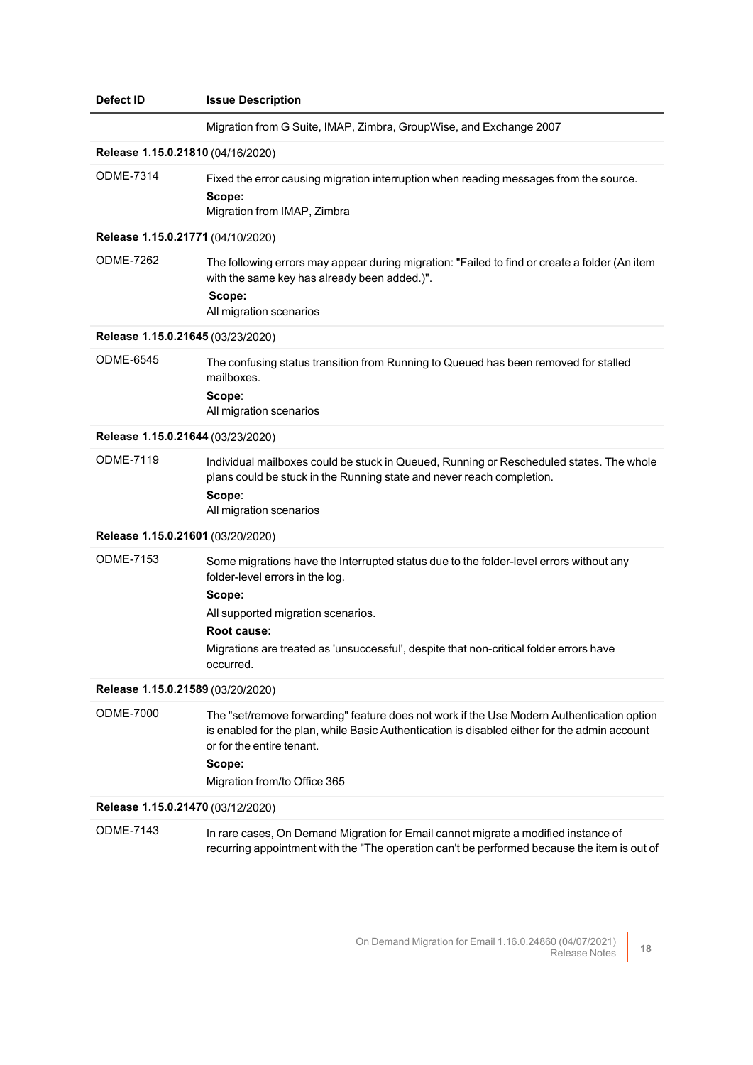| Defect ID | Issue Description |
|---|---|
| | Migration from G Suite, IMAP, Zimbra, GroupWise, and Exchange 2007 |
| **Release 1.15.0.21810** (04/16/2020) | |
| ODME-7314 | Fixed the error causing migration interruption when reading messages from the source.<br>**Scope:**<br>Migration from IMAP, Zimbra |
| **Release 1.15.0.21771** (04/10/2020) | |
| ODME-7262 | The following errors may appear during migration: "Failed to find or create a folder (An item with the same key has already been added.)".<br>**Scope:**<br>All migration scenarios |
| **Release 1.15.0.21645** (03/23/2020) | |
| ODME-6545 | The confusing status transition from Running to Queued has been removed for stalled mailboxes.<br>**Scope**:<br>All migration scenarios |
| **Release 1.15.0.21644** (03/23/2020) | |
| ODME-7119 | Individual mailboxes could be stuck in Queued, Running or Rescheduled states. The whole plans could be stuck in the Running state and never reach completion.<br>**Scope**:<br>All migration scenarios |
| **Release 1.15.0.21601** (03/20/2020) | |
| ODME-7153 | Some migrations have the Interrupted status due to the folder-level errors without any folder-level errors in the log.<br>**Scope:**<br>All supported migration scenarios.<br>**Root cause:**<br>Migrations are treated as 'unsuccessful', despite that non-critical folder errors have occurred. |
| **Release 1.15.0.21589** (03/20/2020) | |
| ODME-7000 | The "set/remove forwarding" feature does not work if the Use Modern Authentication option is enabled for the plan, while Basic Authentication is disabled either for the admin account or for the entire tenant.<br>**Scope:**<br>Migration from/to Office 365 |
| **Release 1.15.0.21470** (03/12/2020) | |
| ODME-7143 | In rare cases, On Demand Migration for Email cannot migrate a modified instance of recurring appointment with the "The operation can't be performed because the item is out of |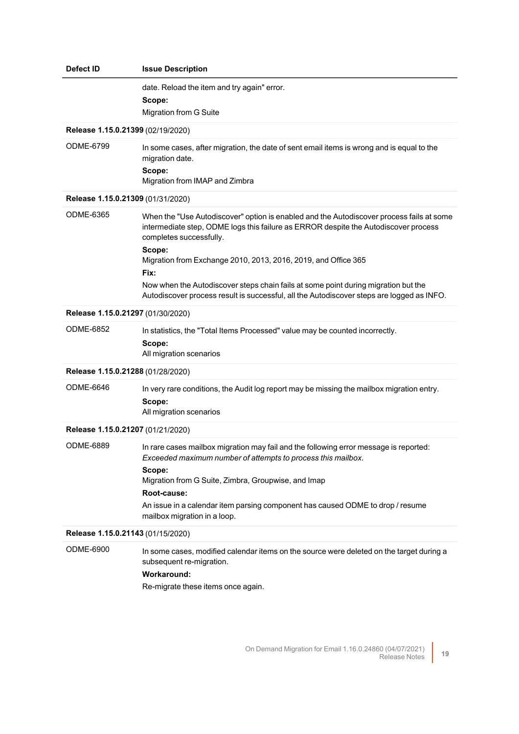| Defect ID | Issue Description |
| --- | --- |
| | date. Reload the item and try again" error.<br>**Scope:**<br>Migration from G Suite |
| **Release 1.15.0.21399** (02/19/2020) | |
| ODME-6799 | In some cases, after migration, the date of sent email items is wrong and is equal to the migration date.<br>**Scope:**<br>Migration from IMAP and Zimbra |
| **Release 1.15.0.21309** (01/31/2020) | |
| ODME-6365 | When the "Use Autodiscover" option is enabled and the Autodiscover process fails at some intermediate step, ODME logs this failure as ERROR despite the Autodiscover process completes successfully.<br>**Scope:**<br>Migration from Exchange 2010, 2013, 2016, 2019, and Office 365<br>**Fix:**<br>Now when the Autodiscover steps chain fails at some point during migration but the Autodiscover process result is successful, all the Autodiscover steps are logged as INFO. |
| **Release 1.15.0.21297** (01/30/2020) | |
| ODME-6852 | In statistics, the "Total Items Processed" value may be counted incorrectly.<br>**Scope:**<br>All migration scenarios |
| **Release 1.15.0.21288** (01/28/2020) | |
| ODME-6646 | In very rare conditions, the Audit log report may be missing the mailbox migration entry.<br>**Scope:**<br>All migration scenarios |
| **Release 1.15.0.21207** (01/21/2020) | |
| ODME-6889 | In rare cases mailbox migration may fail and the following error message is reported: *Exceeded maximum number of attempts to process this mailbox*.<br>**Scope:**<br>Migration from G Suite, Zimbra, Groupwise, and Imap<br>**Root-cause:**<br>An issue in a calendar item parsing component has caused ODME to drop / resume mailbox migration in a loop. |
| **Release 1.15.0.21143** (01/15/2020) | |
| ODME-6900 | In some cases, modified calendar items on the source were deleted on the target during a subsequent re-migration.<br>**Workaround:**<br>Re-migrate these items once again. |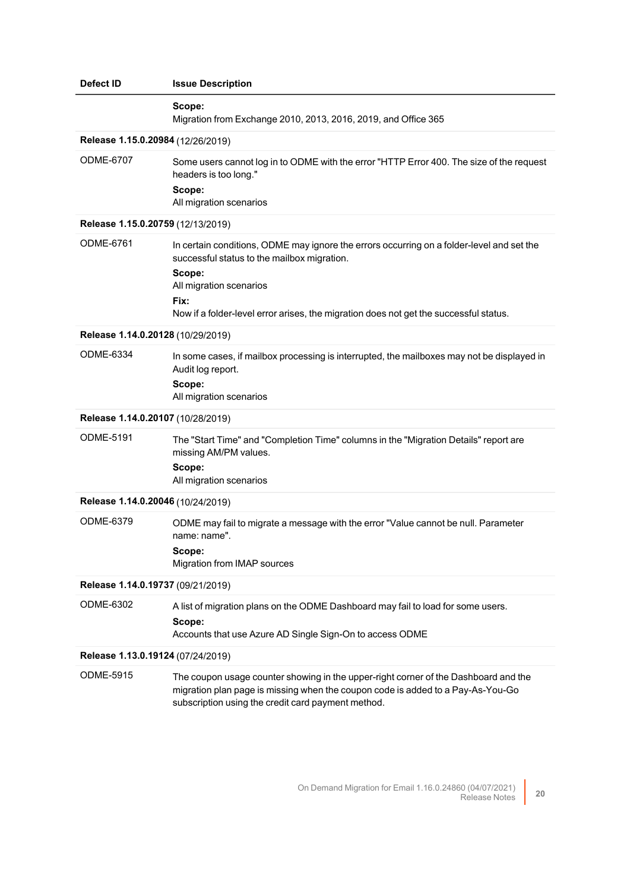| Defect ID | Issue Description |
| --- | --- |
| | **Scope:**<br>Migration from Exchange 2010, 2013, 2016, 2019, and Office 365 |
| **Release 1.15.0.20984** (12/26/2019) | |
| ODME-6707 | Some users cannot log in to ODME with the error "HTTP Error 400. The size of the request headers is too long."<br>**Scope:**<br>All migration scenarios |
| **Release 1.15.0.20759** (12/13/2019) | |
| ODME-6761 | In certain conditions, ODME may ignore the errors occurring on a folder-level and set the successful status to the mailbox migration.<br>**Scope:**<br>All migration scenarios<br>**Fix:**<br>Now if a folder-level error arises, the migration does not get the successful status. |
| **Release 1.14.0.20128** (10/29/2019) | |
| ODME-6334 | In some cases, if mailbox processing is interrupted, the mailboxes may not be displayed in Audit log report.<br>**Scope:**<br>All migration scenarios |
| **Release 1.14.0.20107** (10/28/2019) | |
| ODME-5191 | The "Start Time" and "Completion Time" columns in the "Migration Details" report are missing AM/PM values.<br>**Scope:**<br>All migration scenarios |
| **Release 1.14.0.20046** (10/24/2019) | |
| ODME-6379 | ODME may fail to migrate a message with the error "Value cannot be null. Parameter name: name".<br>**Scope:**<br>Migration from IMAP sources |
| **Release 1.14.0.19737** (09/21/2019) | |
| ODME-6302 | A list of migration plans on the ODME Dashboard may fail to load for some users.<br>**Scope:**<br>Accounts that use Azure AD Single Sign-On to access ODME |
| **Release 1.13.0.19124** (07/24/2019) | |
| ODME-5915 | The coupon usage counter showing in the upper-right corner of the Dashboard and the migration plan page is missing when the coupon code is added to a Pay-As-You-Go subscription using the credit card payment method. |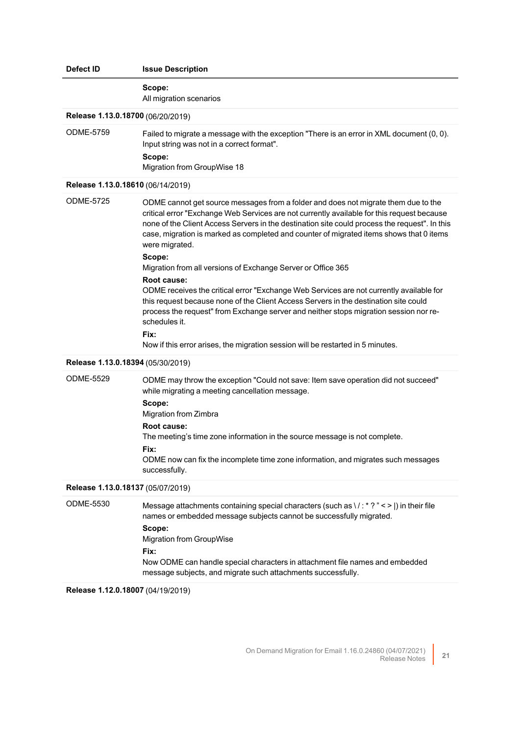| Defect ID | Issue Description |
|---|---|
| | **Scope:**<br>All migration scenarios |
| **Release 1.13.0.18700** (06/20/2019) | |
| ODME-5759 | Failed to migrate a message with the exception "There is an error in XML document (0, 0). Input string was not in a correct format".<br>**Scope:**<br>Migration from GroupWise 18 |
| **Release 1.13.0.18610** (06/14/2019) | |
| ODME-5725 | ODME cannot get source messages from a folder and does not migrate them due to the critical error "Exchange Web Services are not currently available for this request because none of the Client Access Servers in the destination site could process the request". In this case, migration is marked as completed and counter of migrated items shows that 0 items were migrated.<br>**Scope:**<br>Migration from all versions of Exchange Server or Office 365<br>**Root cause:**<br>ODME receives the critical error "Exchange Web Services are not currently available for this request because none of the Client Access Servers in the destination site could process the request" from Exchange server and neither stops migration session nor re-schedules it.<br>**Fix:**<br>Now if this error arises, the migration session will be restarted in 5 minutes. |
| **Release 1.13.0.18394** (05/30/2019) | |
| ODME-5529 | ODME may throw the exception "Could not save: Item save operation did not succeed" while migrating a meeting cancellation message.<br>**Scope:**<br>Migration from Zimbra<br>**Root cause:**<br>The meeting's time zone information in the source message is not complete.<br>**Fix:**<br>ODME now can fix the incomplete time zone information, and migrates such messages successfully. |
| **Release 1.13.0.18137** (05/07/2019) | |
| ODME-5530 | Message attachments containing special characters (such as \ / : * ? " < > \|) in their file names or embedded message subjects cannot be successfully migrated.<br>**Scope:**<br>Migration from GroupWise<br>**Fix:**<br>Now ODME can handle special characters in attachment file names and embedded message subjects, and migrate such attachments successfully. |
| **Release 1.12.0.18007** (04/19/2019) | |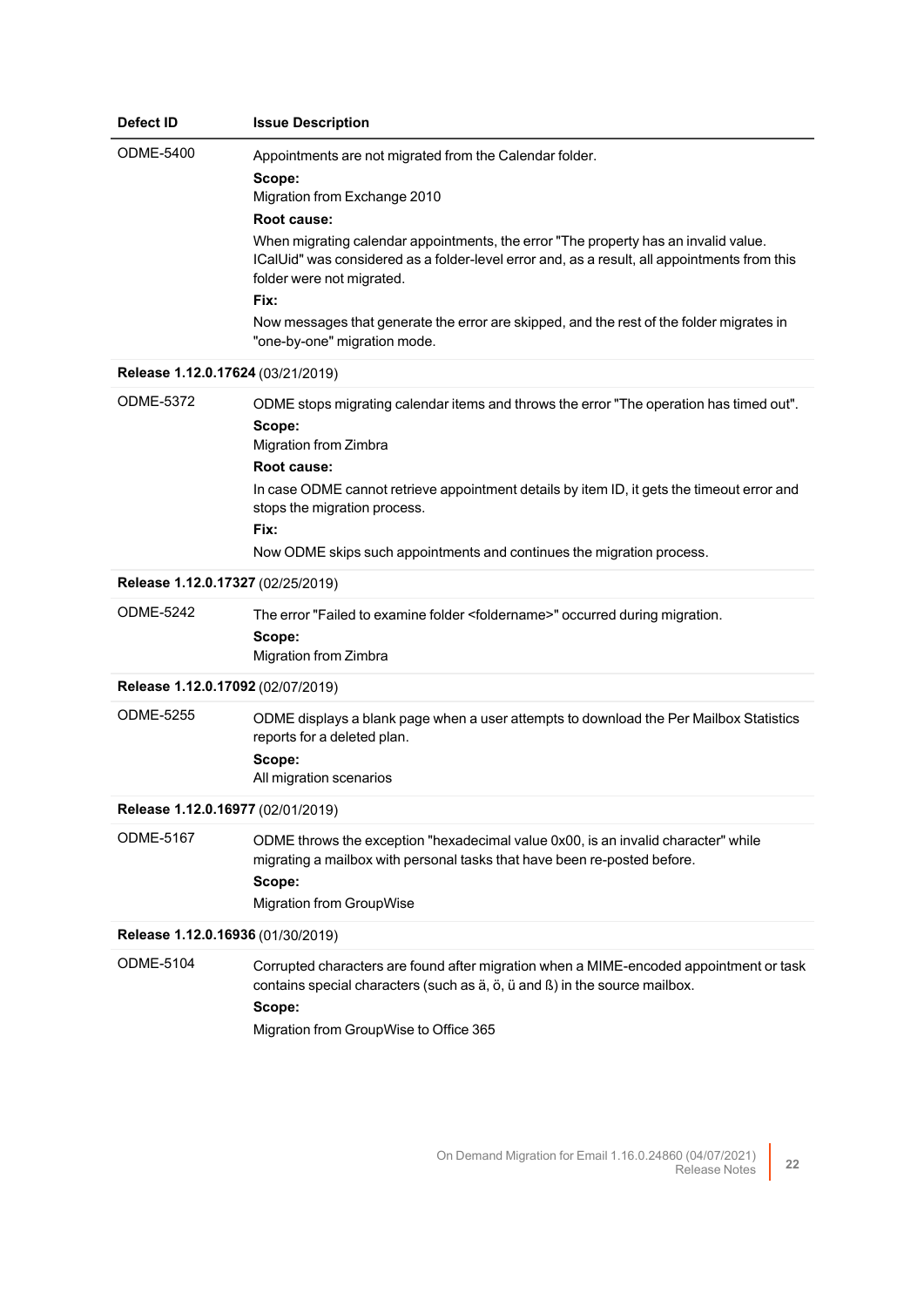| Defect ID | Issue Description |
|---|---|
| ODME-5400 | Appointments are not migrated from the Calendar folder.<br>**Scope:**<br>Migration from Exchange 2010<br>**Root cause:**<br>When migrating calendar appointments, the error "The property has an invalid value. ICalUid" was considered as a folder-level error and, as a result, all appointments from this folder were not migrated.<br>**Fix:**<br>Now messages that generate the error are skipped, and the rest of the folder migrates in "one-by-one" migration mode. |
| **Release 1.12.0.17624** (03/21/2019) | |
| ODME-5372 | ODME stops migrating calendar items and throws the error "The operation has timed out".<br>**Scope:**<br>Migration from Zimbra<br>**Root cause:**<br>In case ODME cannot retrieve appointment details by item ID, it gets the timeout error and stops the migration process.<br>**Fix:**<br>Now ODME skips such appointments and continues the migration process. |
| **Release 1.12.0.17327** (02/25/2019) | |
| ODME-5242 | The error "Failed to examine folder <foldername>" occurred during migration.<br>**Scope:**<br>Migration from Zimbra |
| **Release 1.12.0.17092** (02/07/2019) | |
| ODME-5255 | ODME displays a blank page when a user attempts to download the Per Mailbox Statistics reports for a deleted plan.<br>**Scope:**<br>All migration scenarios |
| **Release 1.12.0.16977** (02/01/2019) | |
| ODME-5167 | ODME throws the exception "hexadecimal value 0x00, is an invalid character" while migrating a mailbox with personal tasks that have been re-posted before.<br>**Scope:**<br>Migration from GroupWise |
| **Release 1.12.0.16936** (01/30/2019) | |
| ODME-5104 | Corrupted characters are found after migration when a MIME-encoded appointment or task contains special characters (such as ä, ö, ü and ß) in the source mailbox.<br>**Scope:**<br>Migration from GroupWise to Office 365 |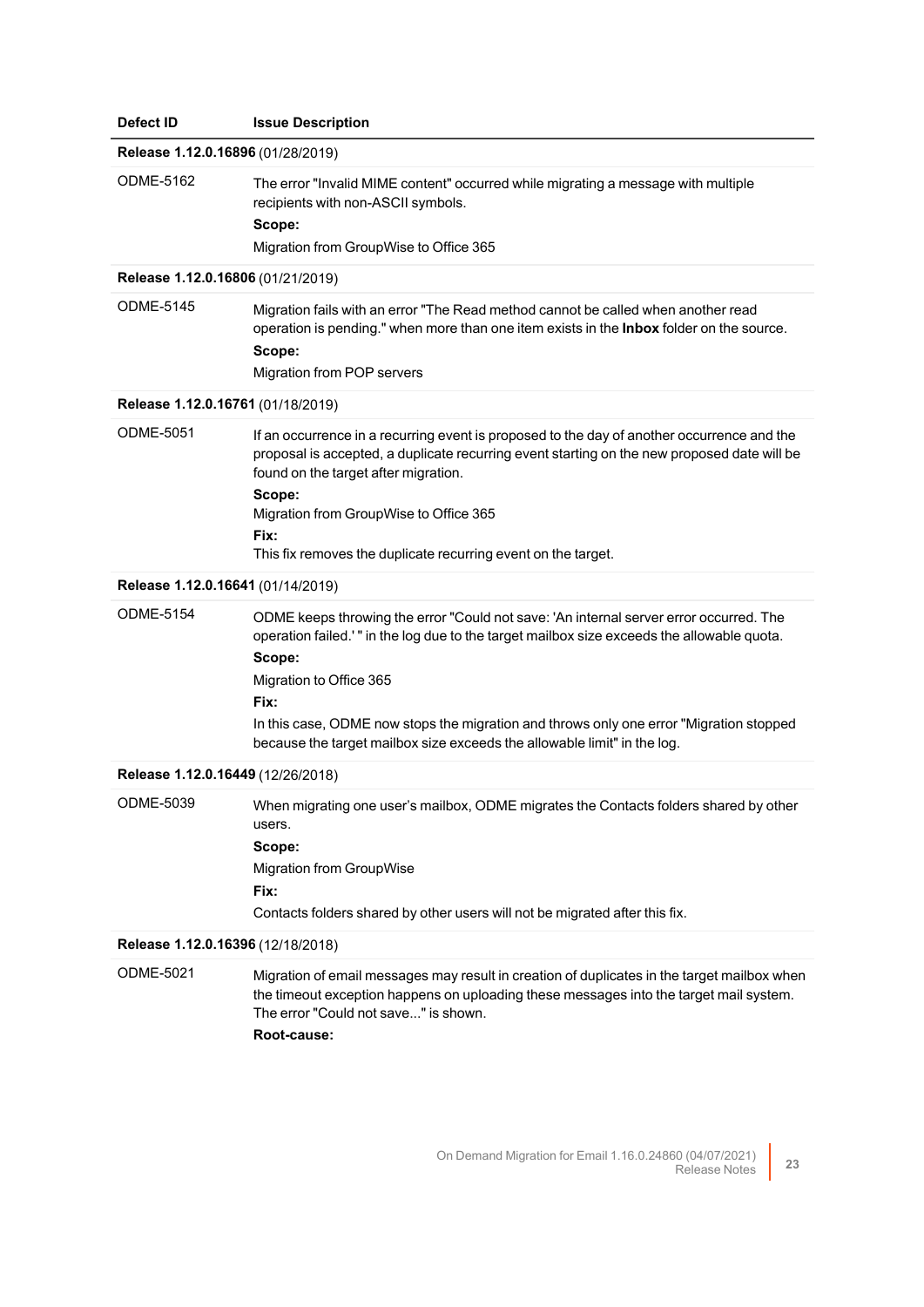| Defect ID | Issue Description |
|---|---|
| **Release 1.12.0.16896** (01/28/2019) | |
| ODME-5162 | The error "Invalid MIME content" occurred while migrating a message with multiple recipients with non-ASCII symbols.<br>**Scope:**<br>Migration from GroupWise to Office 365 |
| **Release 1.12.0.16806** (01/21/2019) | |
| ODME-5145 | Migration fails with an error "The Read method cannot be called when another read operation is pending." when more than one item exists in the **Inbox** folder on the source.<br>**Scope:**<br>Migration from POP servers |
| **Release 1.12.0.16761** (01/18/2019) | |
| ODME-5051 | If an occurrence in a recurring event is proposed to the day of another occurrence and the proposal is accepted, a duplicate recurring event starting on the new proposed date will be found on the target after migration.<br>**Scope:**<br>Migration from GroupWise to Office 365<br>**Fix:**<br>This fix removes the duplicate recurring event on the target. |
| **Release 1.12.0.16641** (01/14/2019) | |
| ODME-5154 | ODME keeps throwing the error "Could not save: 'An internal server error occurred. The operation failed.' " in the log due to the target mailbox size exceeds the allowable quota.<br>**Scope:**<br>Migration to Office 365<br>**Fix:**<br>In this case, ODME now stops the migration and throws only one error "Migration stopped because the target mailbox size exceeds the allowable limit" in the log. |
| **Release 1.12.0.16449** (12/26/2018) | |
| ODME-5039 | When migrating one user's mailbox, ODME migrates the Contacts folders shared by other users.<br>**Scope:**<br>Migration from GroupWise<br>**Fix:**<br>Contacts folders shared by other users will not be migrated after this fix. |
| **Release 1.12.0.16396** (12/18/2018) | |
| ODME-5021 | Migration of email messages may result in creation of duplicates in the target mailbox when the timeout exception happens on uploading these messages into the target mail system. The error "Could not save..." is shown.<br>**Root-cause:** |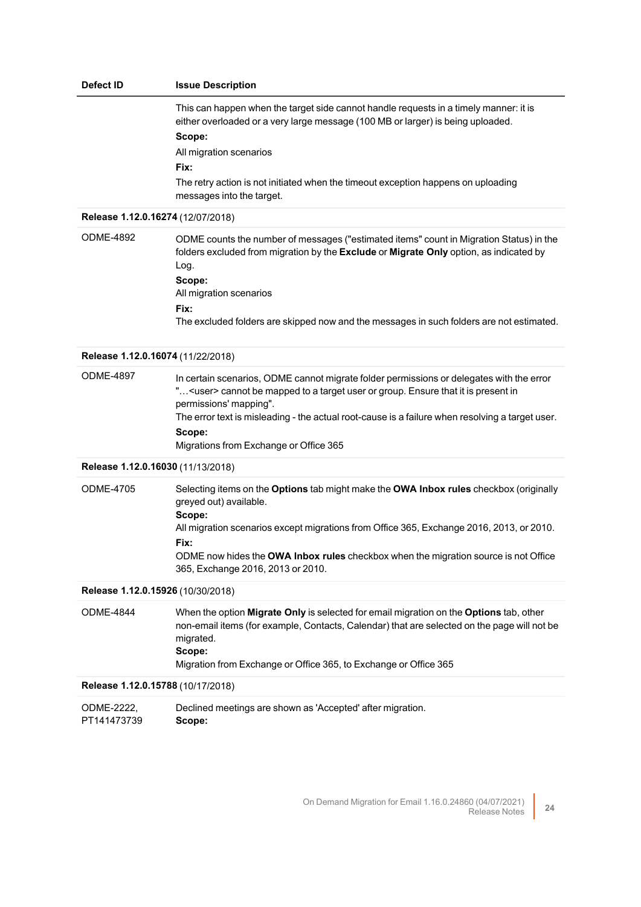| Defect ID | Issue Description |
| --- | --- |
| | This can happen when the target side cannot handle requests in a timely manner: it is either overloaded or a very large message (100 MB or larger) is being uploaded.<br>**Scope:**<br>All migration scenarios<br>**Fix:**<br>The retry action is not initiated when the timeout exception happens on uploading messages into the target. |
| **Release 1.12.0.16274** (12/07/2018) | |
| ODME-4892 | ODME counts the number of messages ("estimated items" count in Migration Status) in the folders excluded from migration by the **Exclude** or **Migrate Only** option, as indicated by Log.<br>**Scope:**<br>All migration scenarios<br>**Fix:**<br>The excluded folders are skipped now and the messages in such folders are not estimated. |
| **Release 1.12.0.16074** (11/22/2018) | |
| ODME-4897 | In certain scenarios, ODME cannot migrate folder permissions or delegates with the error "…<user> cannot be mapped to a target user or group. Ensure that it is present in permissions' mapping".<br>The error text is misleading - the actual root-cause is a failure when resolving a target user.<br>**Scope:**<br>Migrations from Exchange or Office 365 |
| **Release 1.12.0.16030** (11/13/2018) | |
| ODME-4705 | Selecting items on the **Options** tab might make the **OWA Inbox rules** checkbox (originally greyed out) available.<br>**Scope:**<br>All migration scenarios except migrations from Office 365, Exchange 2016, 2013, or 2010.<br>**Fix:**<br>ODME now hides the **OWA Inbox rules** checkbox when the migration source is not Office 365, Exchange 2016, 2013 or 2010. |
| **Release 1.12.0.15926** (10/30/2018) | |
| ODME-4844 | When the option **Migrate Only** is selected for email migration on the **Options** tab, other non-email items (for example, Contacts, Calendar) that are selected on the page will not be migrated.<br>**Scope:**<br>Migration from Exchange or Office 365, to Exchange or Office 365 |
| **Release 1.12.0.15788** (10/17/2018) | |
| ODME-2222, PT141473739 | Declined meetings are shown as 'Accepted' after migration.<br>**Scope:** |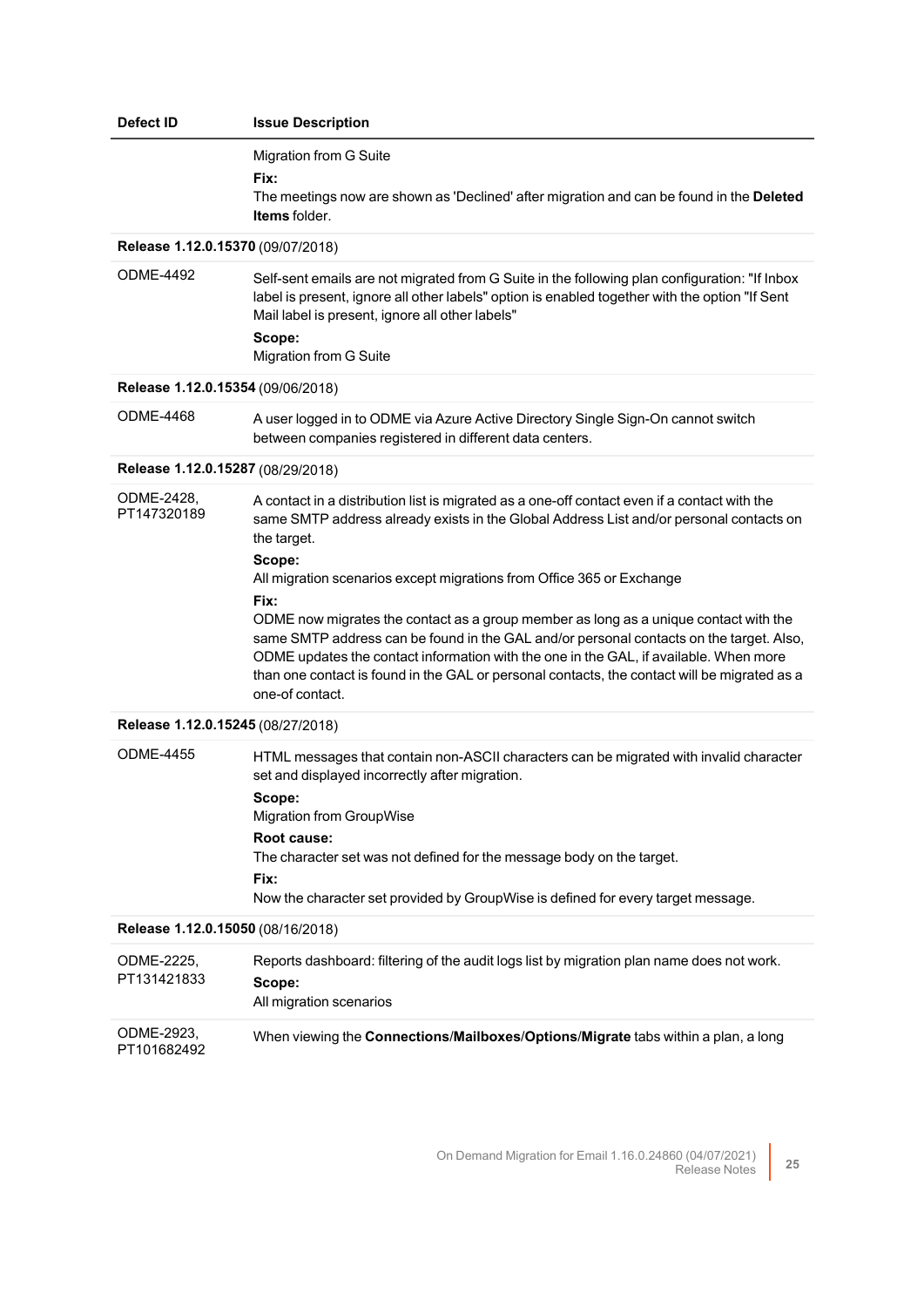| Defect ID | Issue Description |
|---|---|
| | Migration from G Suite<br>**Fix:**<br>The meetings now are shown as 'Declined' after migration and can be found in the **Deleted Items** folder. |
| **Release 1.12.0.15370** (09/07/2018) | |
| ODME-4492 | Self-sent emails are not migrated from G Suite in the following plan configuration: "If Inbox label is present, ignore all other labels" option is enabled together with the option "If Sent Mail label is present, ignore all other labels"<br>**Scope:**<br>Migration from G Suite |
| **Release 1.12.0.15354** (09/06/2018) | |
| ODME-4468 | A user logged in to ODME via Azure Active Directory Single Sign-On cannot switch between companies registered in different data centers. |
| **Release 1.12.0.15287** (08/29/2018) | |
| ODME-2428, PT147320189 | A contact in a distribution list is migrated as a one-off contact even if a contact with the same SMTP address already exists in the Global Address List and/or personal contacts on the target.<br>**Scope:**<br>All migration scenarios except migrations from Office 365 or Exchange<br>**Fix:**<br>ODME now migrates the contact as a group member as long as a unique contact with the same SMTP address can be found in the GAL and/or personal contacts on the target. Also, ODME updates the contact information with the one in the GAL, if available. When more than one contact is found in the GAL or personal contacts, the contact will be migrated as a one-of contact. |
| **Release 1.12.0.15245** (08/27/2018) | |
| ODME-4455 | HTML messages that contain non-ASCII characters can be migrated with invalid character set and displayed incorrectly after migration.<br>**Scope:**<br>Migration from GroupWise<br>**Root cause:**<br>The character set was not defined for the message body on the target.<br>**Fix:**<br>Now the character set provided by GroupWise is defined for every target message. |
| **Release 1.12.0.15050** (08/16/2018) | |
| ODME-2225, PT131421833 | Reports dashboard: filtering of the audit logs list by migration plan name does not work.<br>**Scope:**<br>All migration scenarios |
| ODME-2923, PT101682492 | When viewing the **Connections**/**Mailboxes**/**Options**/**Migrate** tabs within a plan, a long |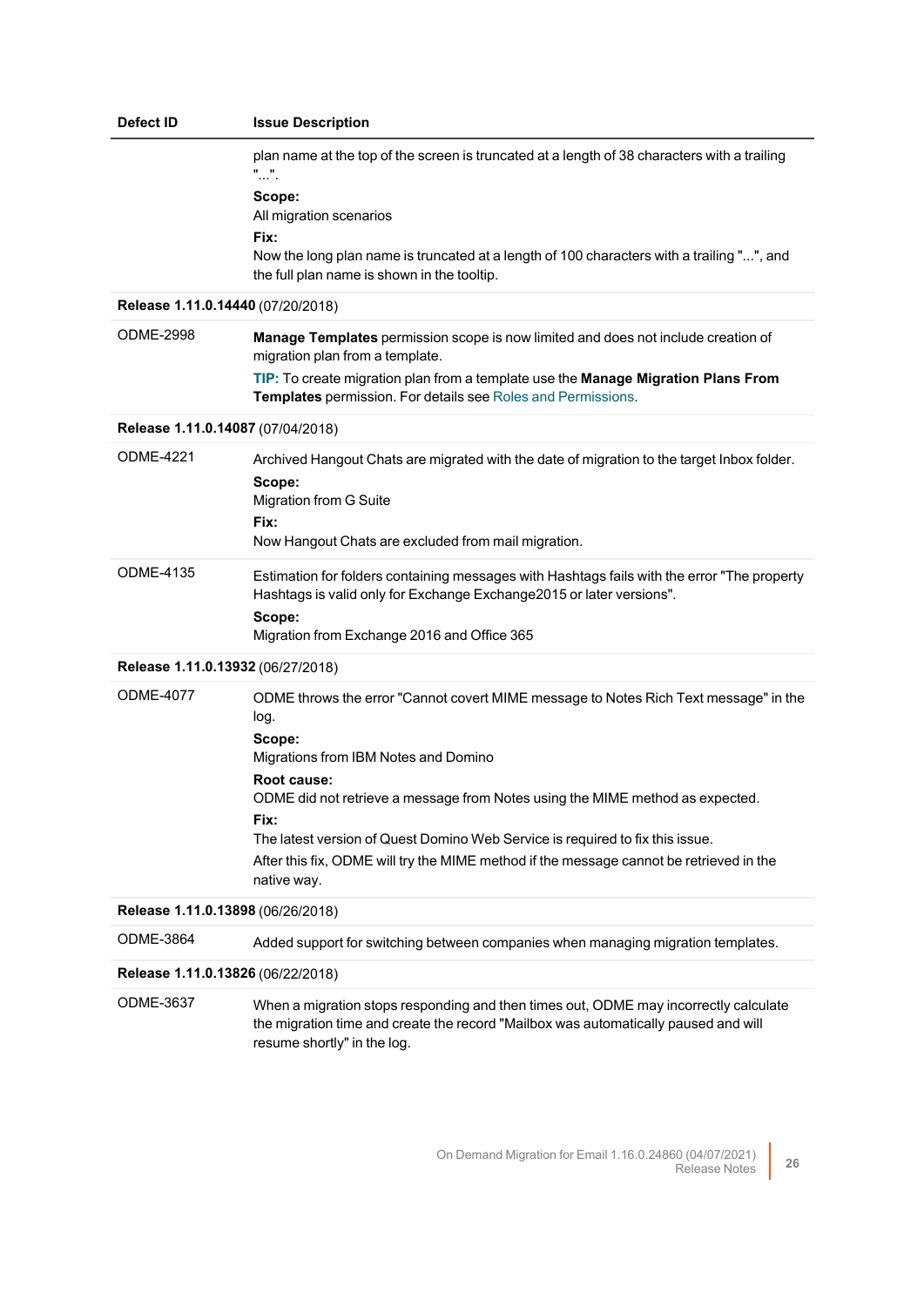| Defect ID | Issue Description |
|---|---|
| | plan name at the top of the screen is truncated at a length of 38 characters with a trailing "...".<br>**Scope:**<br>All migration scenarios<br>**Fix:**<br>Now the long plan name is truncated at a length of 100 characters with a trailing "...", and the full plan name is shown in the tooltip. |
| **Release 1.11.0.14440** (07/20/2018) | |
| ODME-2998 | **Manage Templates** permission scope is now limited and does not include creation of migration plan from a template.<br>TIP: To create migration plan from a template use the **Manage Migration Plans From Templates** permission. For details see Roles and Permissions. |
| **Release 1.11.0.14087** (07/04/2018) | |
| ODME-4221 | Archived Hangout Chats are migrated with the date of migration to the target Inbox folder.<br>**Scope:**<br>Migration from G Suite<br>**Fix:**<br>Now Hangout Chats are excluded from mail migration. |
| ODME-4135 | Estimation for folders containing messages with Hashtags fails with the error "The property Hashtags is valid only for Exchange Exchange2015 or later versions".<br>**Scope:**<br>Migration from Exchange 2016 and Office 365 |
| **Release 1.11.0.13932** (06/27/2018) | |
| ODME-4077 | ODME throws the error "Cannot covert MIME message to Notes Rich Text message" in the log.<br>**Scope:**<br>Migrations from IBM Notes and Domino<br>**Root cause:**<br>ODME did not retrieve a message from Notes using the MIME method as expected.<br>**Fix:**<br>The latest version of Quest Domino Web Service is required to fix this issue.<br>After this fix, ODME will try the MIME method if the message cannot be retrieved in the native way. |
| **Release 1.11.0.13898** (06/26/2018) | |
| ODME-3864 | Added support for switching between companies when managing migration templates. |
| **Release 1.11.0.13826** (06/22/2018) | |
| ODME-3637 | When a migration stops responding and then times out, ODME may incorrectly calculate the migration time and create the record "Mailbox was automatically paused and will resume shortly" in the log. |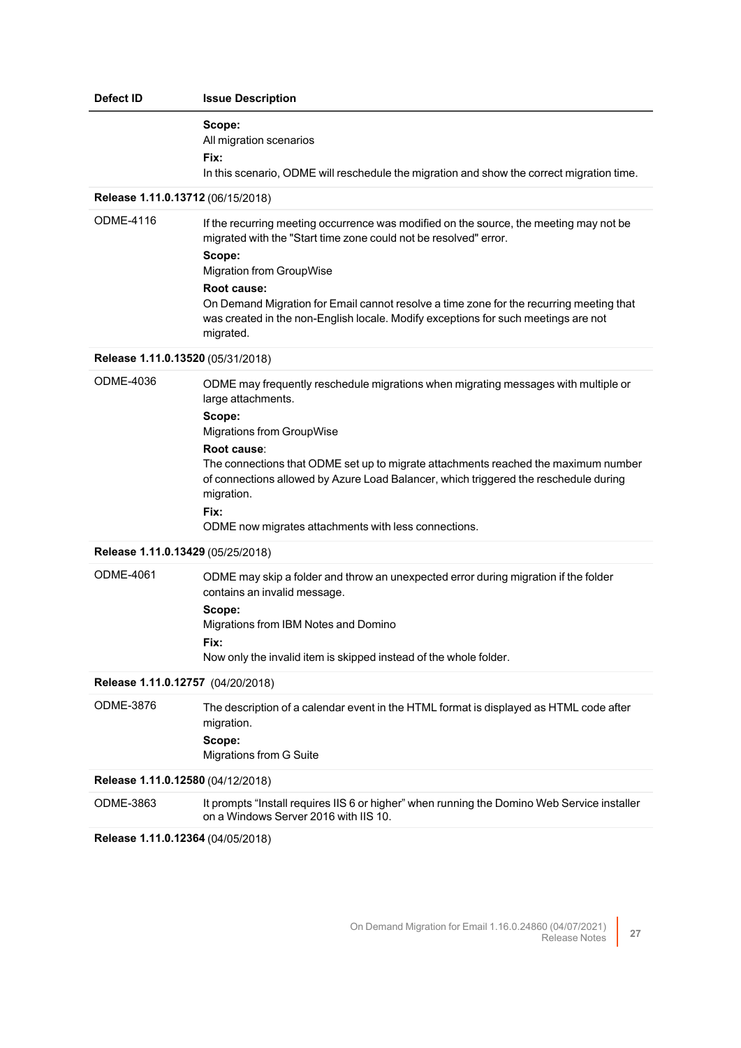| Defect ID | Issue Description |
|---|---|
| | **Scope:**<br>All migration scenarios<br>**Fix:**<br>In this scenario, ODME will reschedule the migration and show the correct migration time. |
| **Release 1.11.0.13712** (06/15/2018) | |
| ODME-4116 | If the recurring meeting occurrence was modified on the source, the meeting may not be migrated with the "Start time zone could not be resolved" error.<br>**Scope:**<br>Migration from GroupWise<br>**Root cause:**<br>On Demand Migration for Email cannot resolve a time zone for the recurring meeting that was created in the non-English locale. Modify exceptions for such meetings are not migrated. |
| **Release 1.11.0.13520** (05/31/2018) | |
| ODME-4036 | ODME may frequently reschedule migrations when migrating messages with multiple or large attachments.<br>**Scope:**<br>Migrations from GroupWise<br>**Root cause**:<br>The connections that ODME set up to migrate attachments reached the maximum number of connections allowed by Azure Load Balancer, which triggered the reschedule during migration.<br>**Fix:**<br>ODME now migrates attachments with less connections. |
| **Release 1.11.0.13429** (05/25/2018) | |
| ODME-4061 | ODME may skip a folder and throw an unexpected error during migration if the folder contains an invalid message.<br>**Scope:**<br>Migrations from IBM Notes and Domino<br>**Fix:**<br>Now only the invalid item is skipped instead of the whole folder. |
| **Release 1.11.0.12757** (04/20/2018) | |
| ODME-3876 | The description of a calendar event in the HTML format is displayed as HTML code after migration.<br>**Scope:**<br>Migrations from G Suite |
| **Release 1.11.0.12580** (04/12/2018) | |
| ODME-3863 | It prompts “Install requires IIS 6 or higher” when running the Domino Web Service installer on a Windows Server 2016 with IIS 10. |
| **Release 1.11.0.12364** (04/05/2018) | |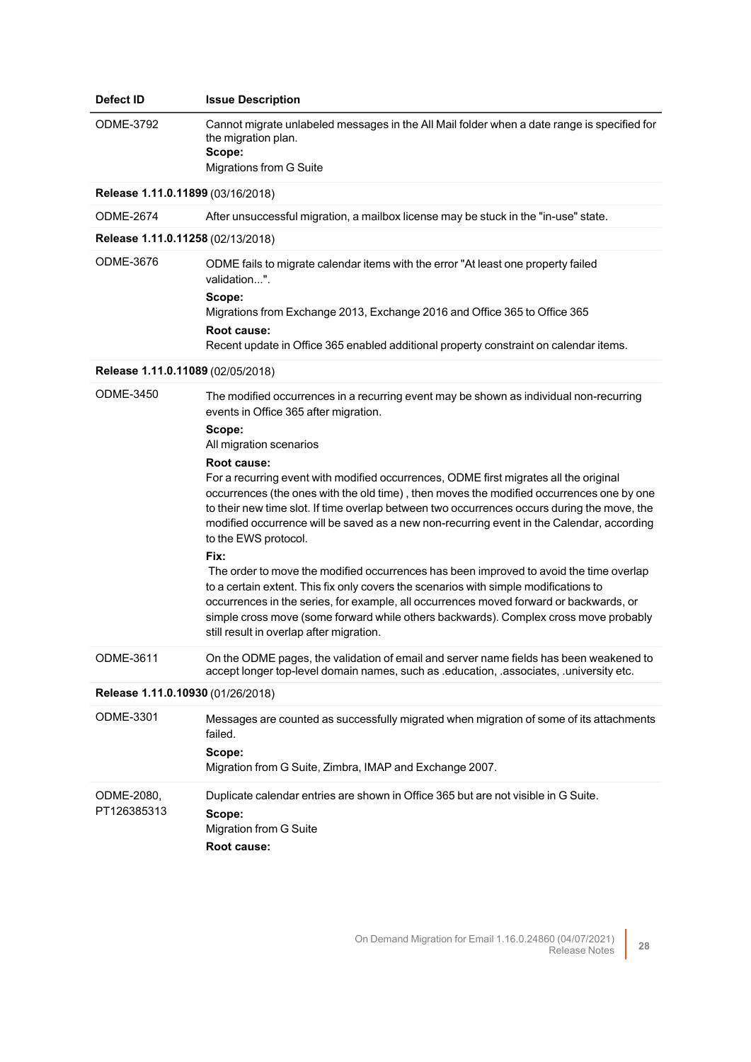| Defect ID | Issue Description |
| --- | --- |
| ODME-3792 | Cannot migrate unlabeled messages in the All Mail folder when a date range is specified for the migration plan.<br>**Scope:**<br>Migrations from G Suite |
| **Release 1.11.0.11899** (03/16/2018) | |
| ODME-2674 | After unsuccessful migration, a mailbox license may be stuck in the "in-use" state. |
| **Release 1.11.0.11258** (02/13/2018) | |
| ODME-3676 | ODME fails to migrate calendar items with the error "At least one property failed validation...".<br>**Scope:**<br>Migrations from Exchange 2013, Exchange 2016 and Office 365 to Office 365<br>**Root cause:**<br>Recent update in Office 365 enabled additional property constraint on calendar items. |
| **Release 1.11.0.11089** (02/05/2018) | |
| ODME-3450 | The modified occurrences in a recurring event may be shown as individual non-recurring events in Office 365 after migration.<br>**Scope:**<br>All migration scenarios<br>**Root cause:**<br>For a recurring event with modified occurrences, ODME first migrates all the original occurrences (the ones with the old time) , then moves the modified occurrences one by one to their new time slot. If time overlap between two occurrences occurs during the move, the modified occurrence will be saved as a new non-recurring event in the Calendar, according to the EWS protocol.<br>**Fix:**<br>The order to move the modified occurrences has been improved to avoid the time overlap to a certain extent. This fix only covers the scenarios with simple modifications to occurrences in the series, for example, all occurrences moved forward or backwards, or simple cross move (some forward while others backwards). Complex cross move probably still result in overlap after migration. |
| ODME-3611 | On the ODME pages, the validation of email and server name fields has been weakened to accept longer top-level domain names, such as .education, .associates, .university etc. |
| **Release 1.11.0.10930** (01/26/2018) | |
| ODME-3301 | Messages are counted as successfully migrated when migration of some of its attachments failed.<br>**Scope:**<br>Migration from G Suite, Zimbra, IMAP and Exchange 2007. |
| ODME-2080, PT126385313 | Duplicate calendar entries are shown in Office 365 but are not visible in G Suite.<br>**Scope:**<br>Migration from G Suite<br>**Root cause:** |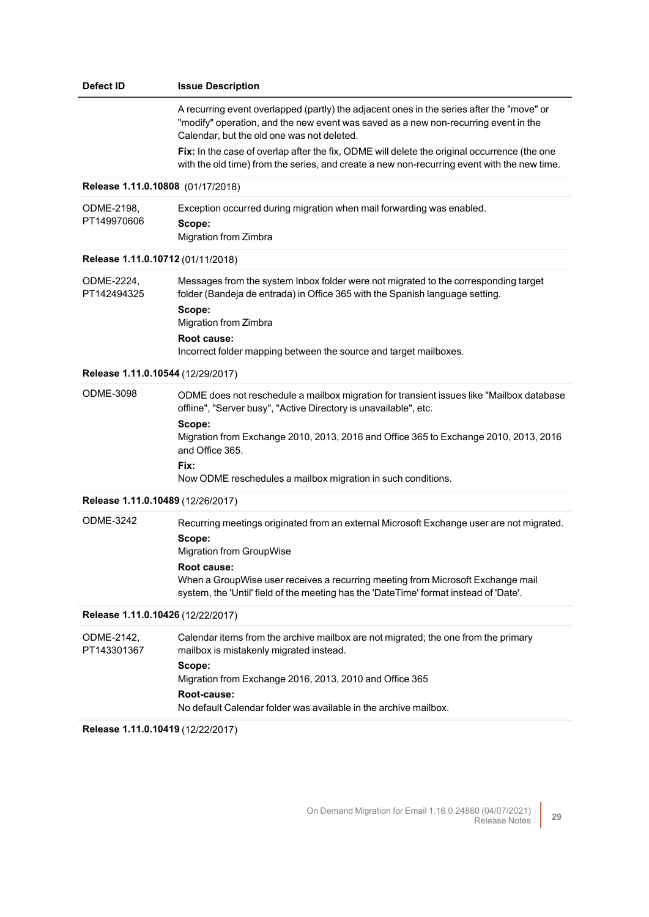| Defect ID | Issue Description |
|---|---|
| | A recurring event overlapped (partly) the adjacent ones in the series after the "move" or "modify" operation, and the new event was saved as a new non-recurring event in the Calendar, but the old one was not deleted.<br>**Fix:** In the case of overlap after the fix, ODME will delete the original occurrence (the one with the old time) from the series, and create a new non-recurring event with the new time. |
| **Release 1.11.0.10808** (01/17/2018) | |
| ODME-2198, PT149970606 | Exception occurred during migration when mail forwarding was enabled.<br>**Scope:**<br>Migration from Zimbra |
| **Release 1.11.0.10712** (01/11/2018) | |
| ODME-2224, PT142494325 | Messages from the system Inbox folder were not migrated to the corresponding target folder (Bandeja de entrada) in Office 365 with the Spanish language setting.<br>**Scope:**<br>Migration from Zimbra<br>**Root cause:**<br>Incorrect folder mapping between the source and target mailboxes. |
| **Release 1.11.0.10544** (12/29/2017) | |
| ODME-3098 | ODME does not reschedule a mailbox migration for transient issues like "Mailbox database offline", "Server busy", "Active Directory is unavailable", etc.<br>**Scope:**<br>Migration from Exchange 2010, 2013, 2016 and Office 365 to Exchange 2010, 2013, 2016 and Office 365.<br>**Fix:**<br>Now ODME reschedules a mailbox migration in such conditions. |
| **Release 1.11.0.10489** (12/26/2017) | |
| ODME-3242 | Recurring meetings originated from an external Microsoft Exchange user are not migrated.<br>**Scope:**<br>Migration from GroupWise<br>**Root cause:**<br>When a GroupWise user receives a recurring meeting from Microsoft Exchange mail system, the 'Until' field of the meeting has the 'DateTime' format instead of 'Date'. |
| **Release 1.11.0.10426** (12/22/2017) | |
| ODME-2142, PT143301367 | Calendar items from the archive mailbox are not migrated; the one from the primary mailbox is mistakenly migrated instead.<br>**Scope:**<br>Migration from Exchange 2016, 2013, 2010 and Office 365<br>**Root-cause:**<br>No default Calendar folder was available in the archive mailbox. |
| **Release 1.11.0.10419** (12/22/2017) | |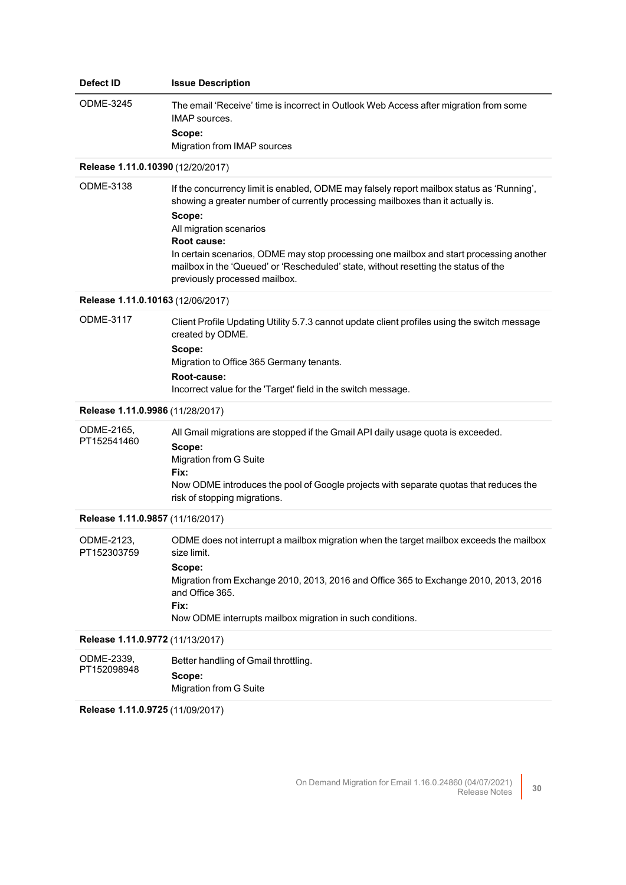| Defect ID | Issue Description |
|---|---|
| ODME-3245 | The email 'Receive' time is incorrect in Outlook Web Access after migration from some IMAP sources.<br>**Scope:**<br>Migration from IMAP sources |
| **Release 1.11.0.10390** (12/20/2017) | |
| ODME-3138 | If the concurrency limit is enabled, ODME may falsely report mailbox status as 'Running', showing a greater number of currently processing mailboxes than it actually is.<br>**Scope:**<br>All migration scenarios<br>**Root cause:**<br>In certain scenarios, ODME may stop processing one mailbox and start processing another mailbox in the 'Queued' or 'Rescheduled' state, without resetting the status of the previously processed mailbox. |
| **Release 1.11.0.10163** (12/06/2017) | |
| ODME-3117 | Client Profile Updating Utility 5.7.3 cannot update client profiles using the switch message created by ODME.<br>**Scope:**<br>Migration to Office 365 Germany tenants.<br>**Root-cause:**<br>Incorrect value for the 'Target' field in the switch message. |
| **Release 1.11.0.9986** (11/28/2017) | |
| ODME-2165, PT152541460 | All Gmail migrations are stopped if the Gmail API daily usage quota is exceeded.<br>**Scope:**<br>Migration from G Suite<br>**Fix:**<br>Now ODME introduces the pool of Google projects with separate quotas that reduces the risk of stopping migrations. |
| **Release 1.11.0.9857** (11/16/2017) | |
| ODME-2123, PT152303759 | ODME does not interrupt a mailbox migration when the target mailbox exceeds the mailbox size limit.<br>**Scope:**<br>Migration from Exchange 2010, 2013, 2016 and Office 365 to Exchange 2010, 2013, 2016 and Office 365.<br>**Fix:**<br>Now ODME interrupts mailbox migration in such conditions. |
| **Release 1.11.0.9772** (11/13/2017) | |
| ODME-2339, PT152098948 | Better handling of Gmail throttling.<br>**Scope:**<br>Migration from G Suite |
| **Release 1.11.0.9725** (11/09/2017) | |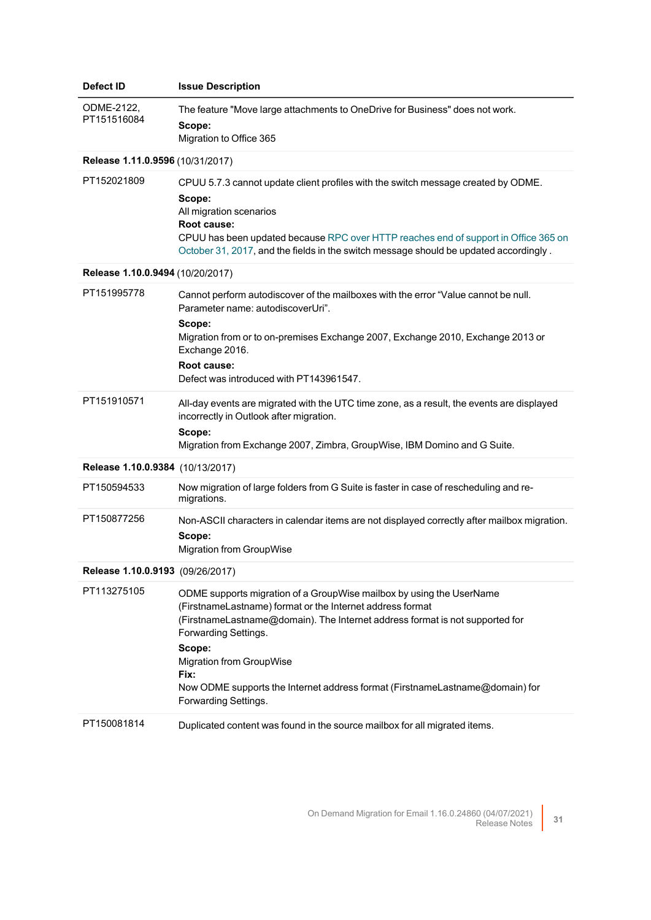| Defect ID | Issue Description |
|---|---|
| ODME-2122, PT151516084 | The feature "Move large attachments to OneDrive for Business" does not work.<br>**Scope:**<br>Migration to Office 365 |
| **Release 1.11.0.9596** (10/31/2017) | |
| PT152021809 | CPUU 5.7.3 cannot update client profiles with the switch message created by ODME.<br>**Scope:**<br>All migration scenarios<br>**Root cause:**<br>CPUU has been updated because RPC over HTTP reaches end of support in Office 365 on October 31, 2017, and the fields in the switch message should be updated accordingly . |
| **Release 1.10.0.9494** (10/20/2017) | |
| PT151995778 | Cannot perform autodiscover of the mailboxes with the error “Value cannot be null. Parameter name: autodiscoverUri”.<br>**Scope:**<br>Migration from or to on-premises Exchange 2007, Exchange 2010, Exchange 2013 or Exchange 2016.<br>**Root cause:**<br>Defect was introduced with PT143961547. |
| PT151910571 | All-day events are migrated with the UTC time zone, as a result, the events are displayed incorrectly in Outlook after migration.<br>**Scope:**<br>Migration from Exchange 2007, Zimbra, GroupWise, IBM Domino and G Suite. |
| **Release 1.10.0.9384** (10/13/2017) | |
| PT150594533 | Now migration of large folders from G Suite is faster in case of rescheduling and re-migrations. |
| PT150877256 | Non-ASCII characters in calendar items are not displayed correctly after mailbox migration.<br>**Scope:**<br>Migration from GroupWise |
| **Release 1.10.0.9193** (09/26/2017) | |
| PT113275105 | ODME supports migration of a GroupWise mailbox by using the UserName (FirstnameLastname) format or the Internet address format (FirstnameLastname@domain). The Internet address format is not supported for Forwarding Settings.<br>**Scope:**<br>Migration from GroupWise<br>**Fix:**<br>Now ODME supports the Internet address format (FirstnameLastname@domain) for Forwarding Settings. |
| PT150081814 | Duplicated content was found in the source mailbox for all migrated items. |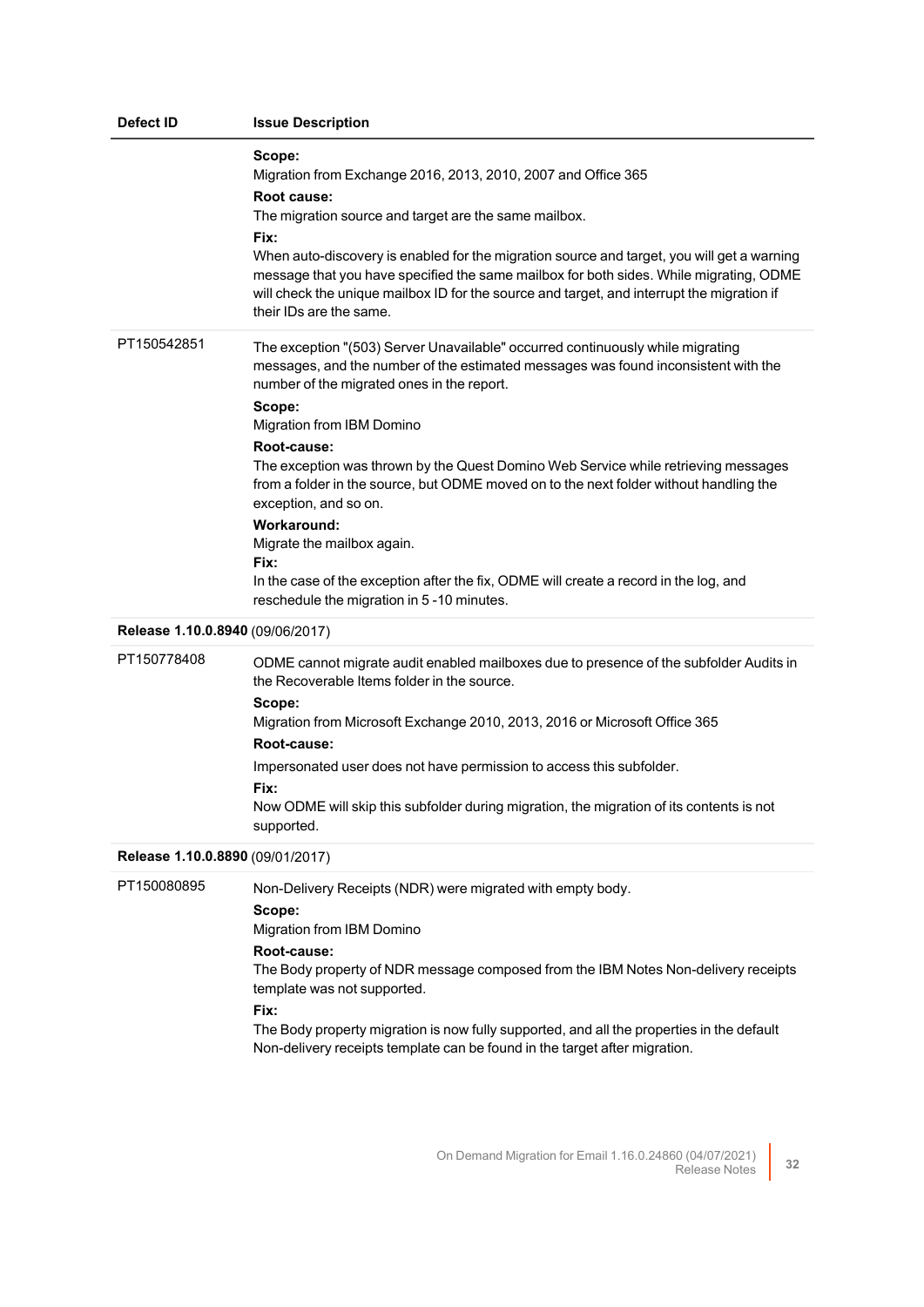| Defect ID | Issue Description |
|---|---|
| | **Scope:**<br>Migration from Exchange 2016, 2013, 2010, 2007 and Office 365<br>**Root cause:**<br>The migration source and target are the same mailbox.<br>**Fix:**<br>When auto-discovery is enabled for the migration source and target, you will get a warning message that you have specified the same mailbox for both sides. While migrating, ODME will check the unique mailbox ID for the source and target, and interrupt the migration if their IDs are the same. |
| PT150542851 | The exception "(503) Server Unavailable" occurred continuously while migrating messages, and the number of the estimated messages was found inconsistent with the number of the migrated ones in the report.<br>**Scope:**<br>Migration from IBM Domino<br>**Root-cause:**<br>The exception was thrown by the Quest Domino Web Service while retrieving messages from a folder in the source, but ODME moved on to the next folder without handling the exception, and so on.<br>**Workaround:**<br>Migrate the mailbox again.<br>**Fix:**<br>In the case of the exception after the fix, ODME will create a record in the log, and reschedule the migration in 5 -10 minutes. |
| **Release 1.10.0.8940** (09/06/2017) | |
| PT150778408 | ODME cannot migrate audit enabled mailboxes due to presence of the subfolder Audits in the Recoverable Items folder in the source.<br>**Scope:**<br>Migration from Microsoft Exchange 2010, 2013, 2016 or Microsoft Office 365<br>**Root-cause:**<br>Impersonated user does not have permission to access this subfolder.<br>**Fix:**<br>Now ODME will skip this subfolder during migration, the migration of its contents is not supported. |
| **Release 1.10.0.8890** (09/01/2017) | |
| PT150080895 | Non-Delivery Receipts (NDR) were migrated with empty body.<br>**Scope:**<br>Migration from IBM Domino<br>**Root-cause:**<br>The Body property of NDR message composed from the IBM Notes Non-delivery receipts template was not supported.<br>**Fix:**<br>The Body property migration is now fully supported, and all the properties in the default Non-delivery receipts template can be found in the target after migration. |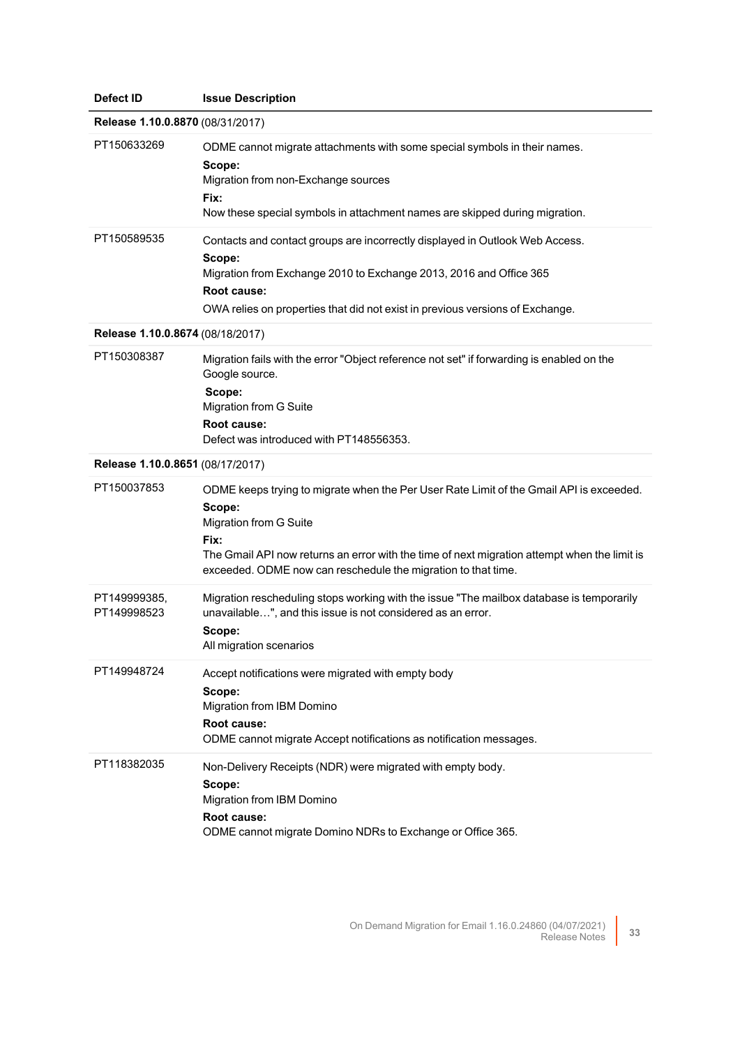| Defect ID | Issue Description |
|---|---|
| **Release 1.10.0.8870** (08/31/2017) | |
| PT150633269 | ODME cannot migrate attachments with some special symbols in their names.<br>**Scope:**<br>Migration from non-Exchange sources<br>**Fix:**<br>Now these special symbols in attachment names are skipped during migration. |
| PT150589535 | Contacts and contact groups are incorrectly displayed in Outlook Web Access.<br>**Scope:**<br>Migration from Exchange 2010 to Exchange 2013, 2016 and Office 365<br>**Root cause:**<br>OWA relies on properties that did not exist in previous versions of Exchange. |
| **Release 1.10.0.8674** (08/18/2017) | |
| PT150308387 | Migration fails with the error "Object reference not set" if forwarding is enabled on the Google source.<br>**Scope:**<br>Migration from G Suite<br>**Root cause:**<br>Defect was introduced with PT148556353. |
| **Release 1.10.0.8651** (08/17/2017) | |
| PT150037853 | ODME keeps trying to migrate when the Per User Rate Limit of the Gmail API is exceeded.<br>**Scope:**<br>Migration from G Suite<br>**Fix:**<br>The Gmail API now returns an error with the time of next migration attempt when the limit is exceeded. ODME now can reschedule the migration to that time. |
| PT149999385,<br>PT149998523 | Migration rescheduling stops working with the issue "The mailbox database is temporarily unavailable…", and this issue is not considered as an error.<br>**Scope:**<br>All migration scenarios |
| PT149948724 | Accept notifications were migrated with empty body<br>**Scope:**<br>Migration from IBM Domino<br>**Root cause:**<br>ODME cannot migrate Accept notifications as notification messages. |
| PT118382035 | Non-Delivery Receipts (NDR) were migrated with empty body.<br>**Scope:**<br>Migration from IBM Domino<br>**Root cause:**<br>ODME cannot migrate Domino NDRs to Exchange or Office 365. |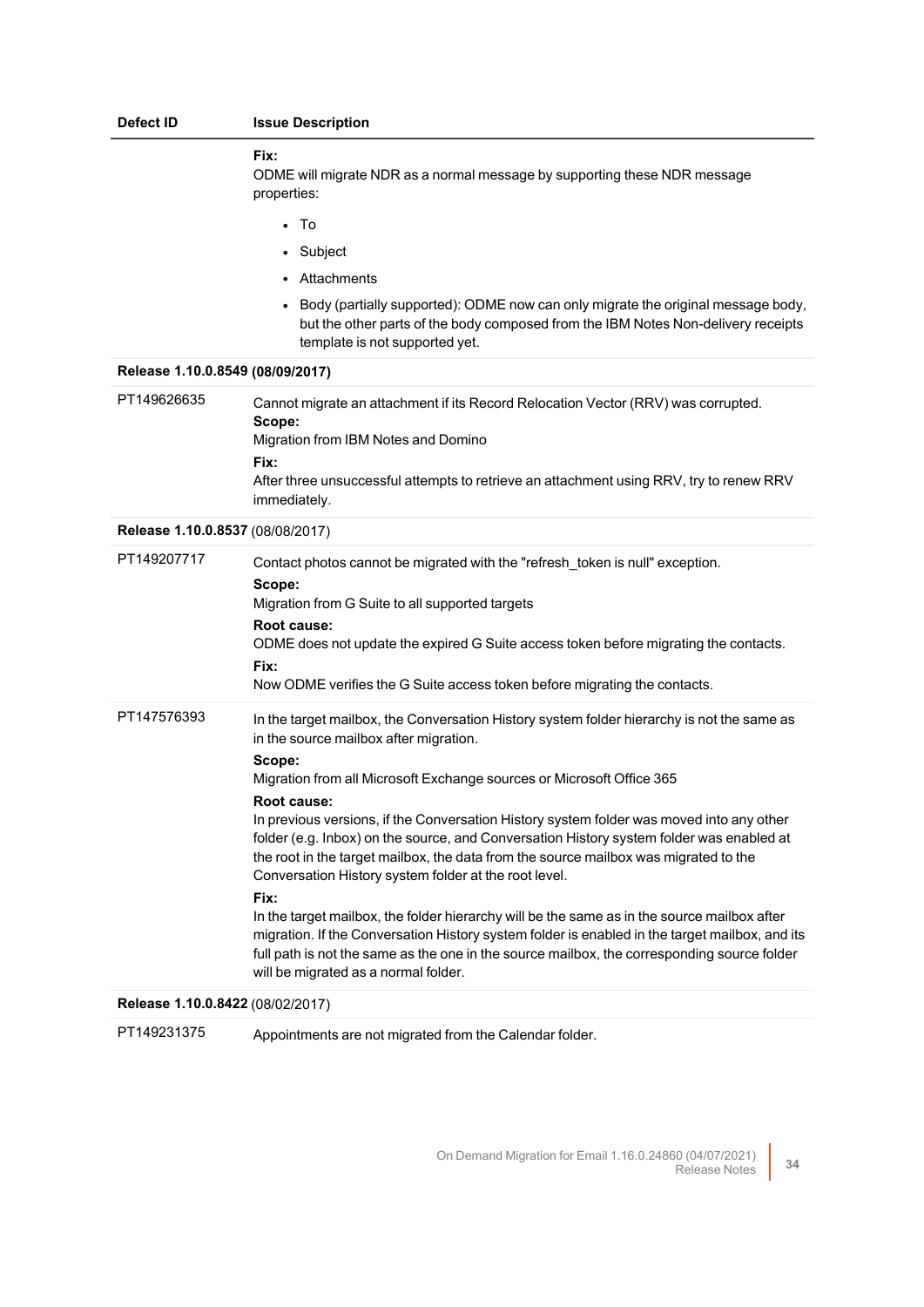| Defect ID | Issue Description |
|---|---|
| | **Fix:**<br>ODME will migrate NDR as a normal message by supporting these NDR message properties:<br>• To<br>• Subject<br>• Attachments<br>• Body (partially supported): ODME now can only migrate the original message body, but the other parts of the body composed from the IBM Notes Non-delivery receipts template is not supported yet. |
| **Release 1.10.0.8549 (08/09/2017)** | |
| PT149626635 | Cannot migrate an attachment if its Record Relocation Vector (RRV) was corrupted.<br>**Scope:**<br>Migration from IBM Notes and Domino<br>**Fix:**<br>After three unsuccessful attempts to retrieve an attachment using RRV, try to renew RRV immediately. |
| **Release 1.10.0.8537** (08/08/2017) | |
| PT149207717 | Contact photos cannot be migrated with the "refresh_token is null" exception.<br>**Scope:**<br>Migration from G Suite to all supported targets<br>**Root cause:**<br>ODME does not update the expired G Suite access token before migrating the contacts.<br>**Fix:**<br>Now ODME verifies the G Suite access token before migrating the contacts. |
| PT147576393 | In the target mailbox, the Conversation History system folder hierarchy is not the same as in the source mailbox after migration.<br>**Scope:**<br>Migration from all Microsoft Exchange sources or Microsoft Office 365<br>**Root cause:**<br>In previous versions, if the Conversation History system folder was moved into any other folder (e.g. Inbox) on the source, and Conversation History system folder was enabled at the root in the target mailbox, the data from the source mailbox was migrated to the Conversation History system folder at the root level.<br>**Fix:**<br>In the target mailbox, the folder hierarchy will be the same as in the source mailbox after migration. If the Conversation History system folder is enabled in the target mailbox, and its full path is not the same as the one in the source mailbox, the corresponding source folder will be migrated as a normal folder. |
| **Release 1.10.0.8422** (08/02/2017) | |
| PT149231375 | Appointments are not migrated from the Calendar folder. |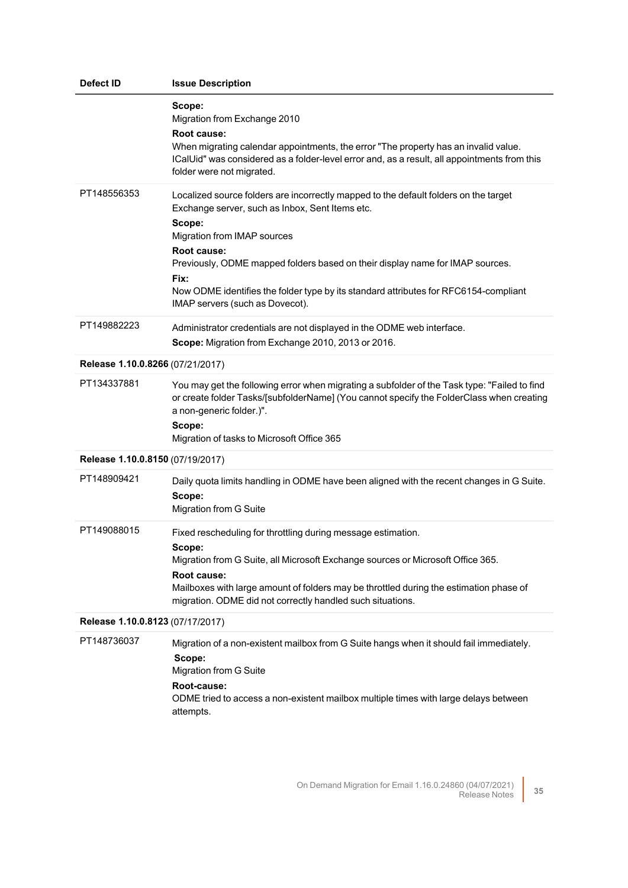| Defect ID | Issue Description |
|---|---|
| | **Scope:**<br>Migration from Exchange 2010<br>**Root cause:**<br>When migrating calendar appointments, the error "The property has an invalid value. ICalUid" was considered as a folder-level error and, as a result, all appointments from this folder were not migrated. |
| PT148556353 | Localized source folders are incorrectly mapped to the default folders on the target Exchange server, such as Inbox, Sent Items etc.<br>**Scope:**<br>Migration from IMAP sources<br>**Root cause:**<br>Previously, ODME mapped folders based on their display name for IMAP sources.<br>**Fix:**<br>Now ODME identifies the folder type by its standard attributes for RFC6154-compliant IMAP servers (such as Dovecot). |
| PT149882223 | Administrator credentials are not displayed in the ODME web interface.<br>**Scope:** Migration from Exchange 2010, 2013 or 2016. |
| **Release 1.10.0.8266** (07/21/2017) | |
| PT134337881 | You may get the following error when migrating a subfolder of the Task type: "Failed to find or create folder Tasks/[subfolderName] (You cannot specify the FolderClass when creating a non-generic folder.)".<br>**Scope:**<br>Migration of tasks to Microsoft Office 365 |
| **Release 1.10.0.8150** (07/19/2017) | |
| PT148909421 | Daily quota limits handling in ODME have been aligned with the recent changes in G Suite.<br>**Scope:**<br>Migration from G Suite |
| PT149088015 | Fixed rescheduling for throttling during message estimation.<br>**Scope:**<br>Migration from G Suite, all Microsoft Exchange sources or Microsoft Office 365.<br>**Root cause:**<br>Mailboxes with large amount of folders may be throttled during the estimation phase of migration. ODME did not correctly handled such situations. |
| **Release 1.10.0.8123** (07/17/2017) | |
| PT148736037 | Migration of a non-existent mailbox from G Suite hangs when it should fail immediately.<br>**Scope:**<br>Migration from G Suite<br>**Root-cause:**<br>ODME tried to access a non-existent mailbox multiple times with large delays between attempts. |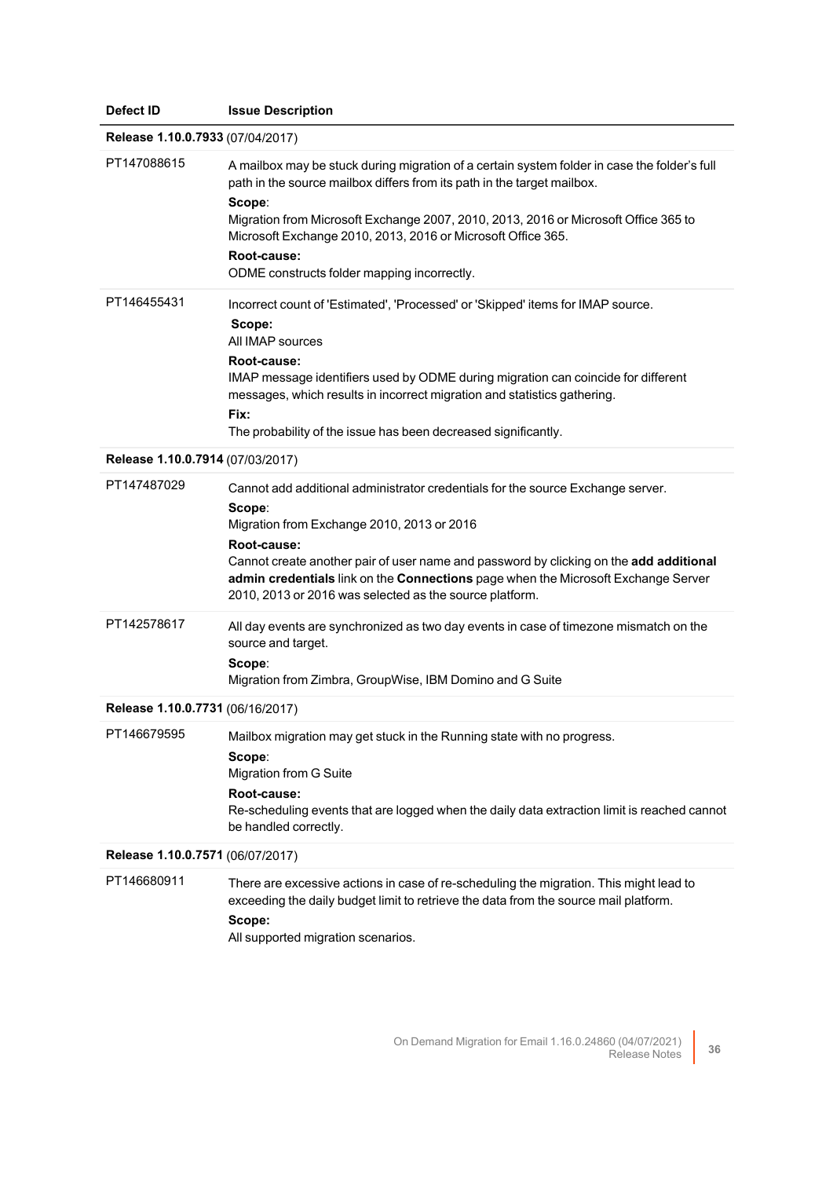| Defect ID | Issue Description |
|---|---|
| **Release 1.10.0.7933** (07/04/2017) | |
| PT147088615 | A mailbox may be stuck during migration of a certain system folder in case the folder's full path in the source mailbox differs from its path in the target mailbox.<br>**Scope**:<br>Migration from Microsoft Exchange 2007, 2010, 2013, 2016 or Microsoft Office 365 to Microsoft Exchange 2010, 2013, 2016 or Microsoft Office 365.<br>**Root-cause:**<br>ODME constructs folder mapping incorrectly. |
| PT146455431 | Incorrect count of 'Estimated', 'Processed' or 'Skipped' items for IMAP source.<br>**Scope:**<br>All IMAP sources<br>**Root-cause:**<br>IMAP message identifiers used by ODME during migration can coincide for different messages, which results in incorrect migration and statistics gathering.<br>**Fix:**<br>The probability of the issue has been decreased significantly. |
| **Release 1.10.0.7914** (07/03/2017) | |
| PT147487029 | Cannot add additional administrator credentials for the source Exchange server.<br>**Scope**:<br>Migration from Exchange 2010, 2013 or 2016<br>**Root-cause:**<br>Cannot create another pair of user name and password by clicking on the **add additional admin credentials** link on the **Connections** page when the Microsoft Exchange Server 2010, 2013 or 2016 was selected as the source platform. |
| PT142578617 | All day events are synchronized as two day events in case of timezone mismatch on the source and target.<br>**Scope**:<br>Migration from Zimbra, GroupWise, IBM Domino and G Suite |
| **Release 1.10.0.7731** (06/16/2017) | |
| PT146679595 | Mailbox migration may get stuck in the Running state with no progress.<br>**Scope**:<br>Migration from G Suite<br>**Root-cause:**<br>Re-scheduling events that are logged when the daily data extraction limit is reached cannot be handled correctly. |
| **Release 1.10.0.7571** (06/07/2017) | |
| PT146680911 | There are excessive actions in case of re-scheduling the migration. This might lead to exceeding the daily budget limit to retrieve the data from the source mail platform.<br>**Scope:**<br>All supported migration scenarios. |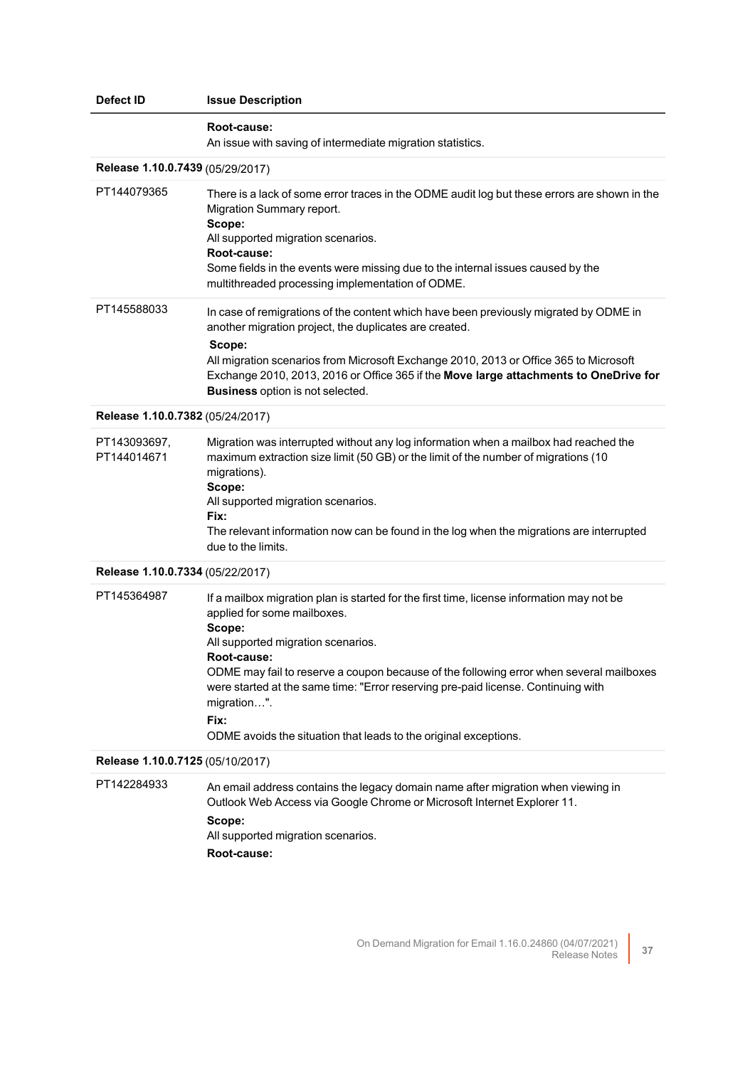| Defect ID | Issue Description |
|---|---|
| | **Root-cause:**<br>An issue with saving of intermediate migration statistics. |
| **Release 1.10.0.7439** (05/29/2017) | |
| PT144079365 | There is a lack of some error traces in the ODME audit log but these errors are shown in the Migration Summary report.<br>**Scope:**<br>All supported migration scenarios.<br>**Root-cause:**<br>Some fields in the events were missing due to the internal issues caused by the multithreaded processing implementation of ODME. |
| PT145588033 | In case of remigrations of the content which have been previously migrated by ODME in another migration project, the duplicates are created.<br>**Scope:**<br>All migration scenarios from Microsoft Exchange 2010, 2013 or Office 365 to Microsoft Exchange 2010, 2013, 2016 or Office 365 if the **Move large attachments to OneDrive for Business** option is not selected. |
| **Release 1.10.0.7382** (05/24/2017) | |
| PT143093697, PT144014671 | Migration was interrupted without any log information when a mailbox had reached the maximum extraction size limit (50 GB) or the limit of the number of migrations (10 migrations).<br>**Scope:**<br>All supported migration scenarios.<br>**Fix:**<br>The relevant information now can be found in the log when the migrations are interrupted due to the limits. |
| **Release 1.10.0.7334** (05/22/2017) | |
| PT145364987 | If a mailbox migration plan is started for the first time, license information may not be applied for some mailboxes.<br>**Scope:**<br>All supported migration scenarios.<br>**Root-cause:**<br>ODME may fail to reserve a coupon because of the following error when several mailboxes were started at the same time: "Error reserving pre-paid license. Continuing with migration…".<br>**Fix:**<br>ODME avoids the situation that leads to the original exceptions. |
| **Release 1.10.0.7125** (05/10/2017) | |
| PT142284933 | An email address contains the legacy domain name after migration when viewing in Outlook Web Access via Google Chrome or Microsoft Internet Explorer 11.<br>**Scope:**<br>All supported migration scenarios.<br>**Root-cause:** |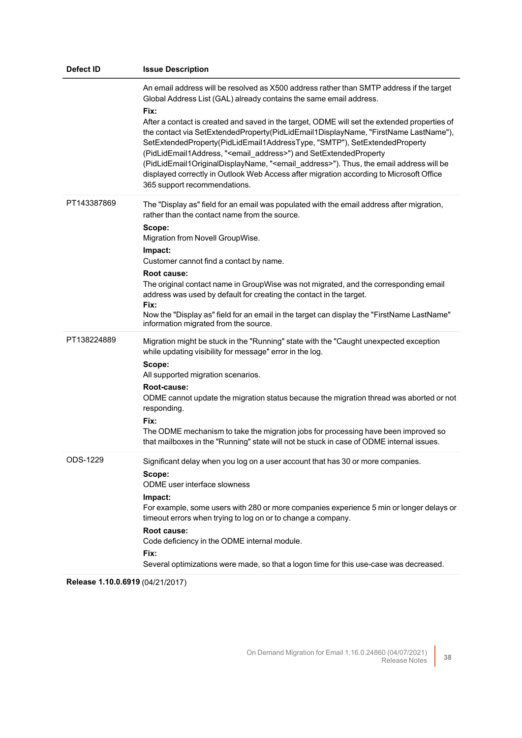| Defect ID | Issue Description |
| --- | --- |
| | An email address will be resolved as X500 address rather than SMTP address if the target Global Address List (GAL) already contains the same email address.<br>**Fix:**<br>After a contact is created and saved in the target, ODME will set the extended properties of the contact via SetExtendedProperty(PidLidEmail1DisplayName, "FirstName LastName"), SetExtendedProperty(PidLidEmail1AddressType, "SMTP"), SetExtendedProperty (PidLidEmail1Address, "<email_address>") and SetExtendedProperty (PidLidEmail1OriginalDisplayName, "<email_address>"). Thus, the email address will be displayed correctly in Outlook Web Access after migration according to Microsoft Office 365 support recommendations. |
| PT143387869 | The "Display as" field for an email was populated with the email address after migration, rather than the contact name from the source.<br>**Scope:**<br>Migration from Novell GroupWise.<br>**Impact:**<br>Customer cannot find a contact by name.<br>**Root cause:**<br>The original contact name in GroupWise was not migrated, and the corresponding email address was used by default for creating the contact in the target.<br>**Fix:**<br>Now the "Display as" field for an email in the target can display the "FirstName LastName" information migrated from the source. |
| PT138224889 | Migration might be stuck in the "Running" state with the "Caught unexpected exception while updating visibility for message" error in the log.<br>**Scope:**<br>All supported migration scenarios.<br>**Root-cause:**<br>ODME cannot update the migration status because the migration thread was aborted or not responding.<br>**Fix:**<br>The ODME mechanism to take the migration jobs for processing have been improved so that mailboxes in the "Running" state will not be stuck in case of ODME internal issues. |
| ODS-1229 | Significant delay when you log on a user account that has 30 or more companies.<br>**Scope:**<br>ODME user interface slowness<br>**Impact:**<br>For example, some users with 280 or more companies experience 5 min or longer delays or timeout errors when trying to log on or to change a company.<br>**Root cause:**<br>Code deficiency in the ODME internal module.<br>**Fix:**<br>Several optimizations were made, so that a logon time for this use-case was decreased. |

**Release 1.10.0.6919** (04/21/2017)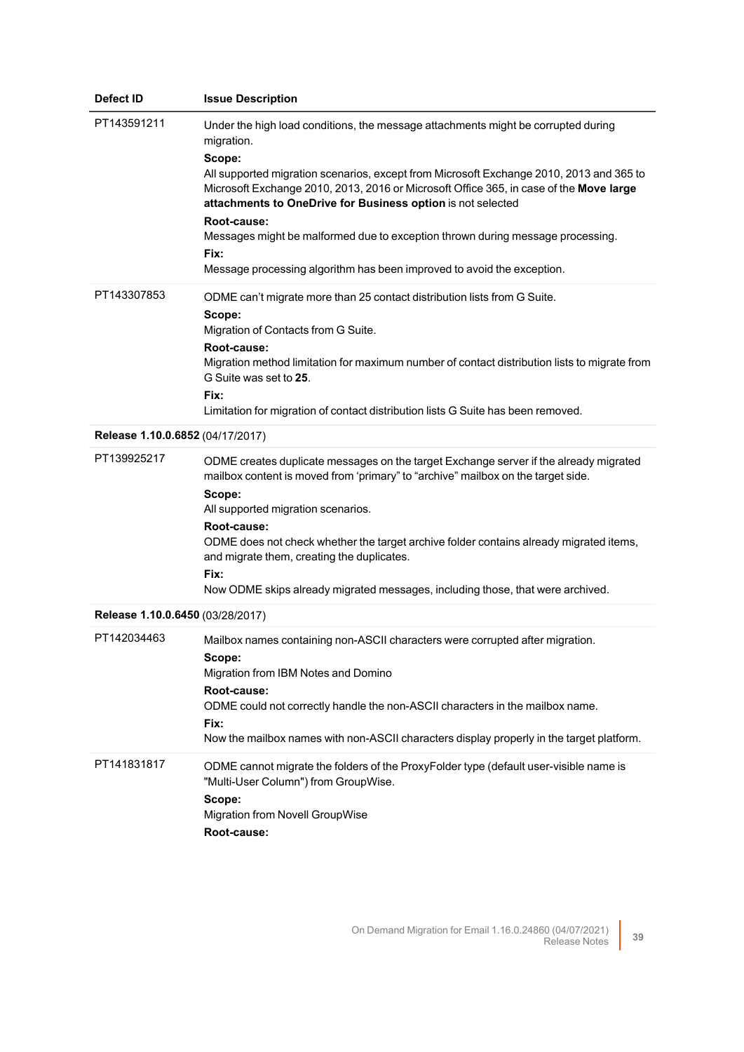| Defect ID | Issue Description |
| --- | --- |
| PT143591211 | Under the high load conditions, the message attachments might be corrupted during migration.<br>**Scope:**<br>All supported migration scenarios, except from Microsoft Exchange 2010, 2013 and 365 to Microsoft Exchange 2010, 2013, 2016 or Microsoft Office 365, in case of the **Move large attachments to OneDrive for Business option** is not selected<br>**Root-cause:**<br>Messages might be malformed due to exception thrown during message processing.<br>**Fix:**<br>Message processing algorithm has been improved to avoid the exception. |
| PT143307853 | ODME can't migrate more than 25 contact distribution lists from G Suite.<br>**Scope:**<br>Migration of Contacts from G Suite.<br>**Root-cause:**<br>Migration method limitation for maximum number of contact distribution lists to migrate from G Suite was set to **25**.<br>**Fix:**<br>Limitation for migration of contact distribution lists G Suite has been removed. |
| **Release 1.10.0.6852** (04/17/2017) | |
| PT139925217 | ODME creates duplicate messages on the target Exchange server if the already migrated mailbox content is moved from 'primary" to "archive" mailbox on the target side.<br>**Scope:**<br>All supported migration scenarios.<br>**Root-cause:**<br>ODME does not check whether the target archive folder contains already migrated items, and migrate them, creating the duplicates.<br>**Fix:**<br>Now ODME skips already migrated messages, including those, that were archived. |
| **Release 1.10.0.6450** (03/28/2017) | |
| PT142034463 | Mailbox names containing non-ASCII characters were corrupted after migration.<br>**Scope:**<br>Migration from IBM Notes and Domino<br>**Root-cause:**<br>ODME could not correctly handle the non-ASCII characters in the mailbox name.<br>**Fix:**<br>Now the mailbox names with non-ASCII characters display properly in the target platform. |
| PT141831817 | ODME cannot migrate the folders of the ProxyFolder type (default user-visible name is "Multi-User Column") from GroupWise.<br>**Scope:**<br>Migration from Novell GroupWise<br>**Root-cause:** |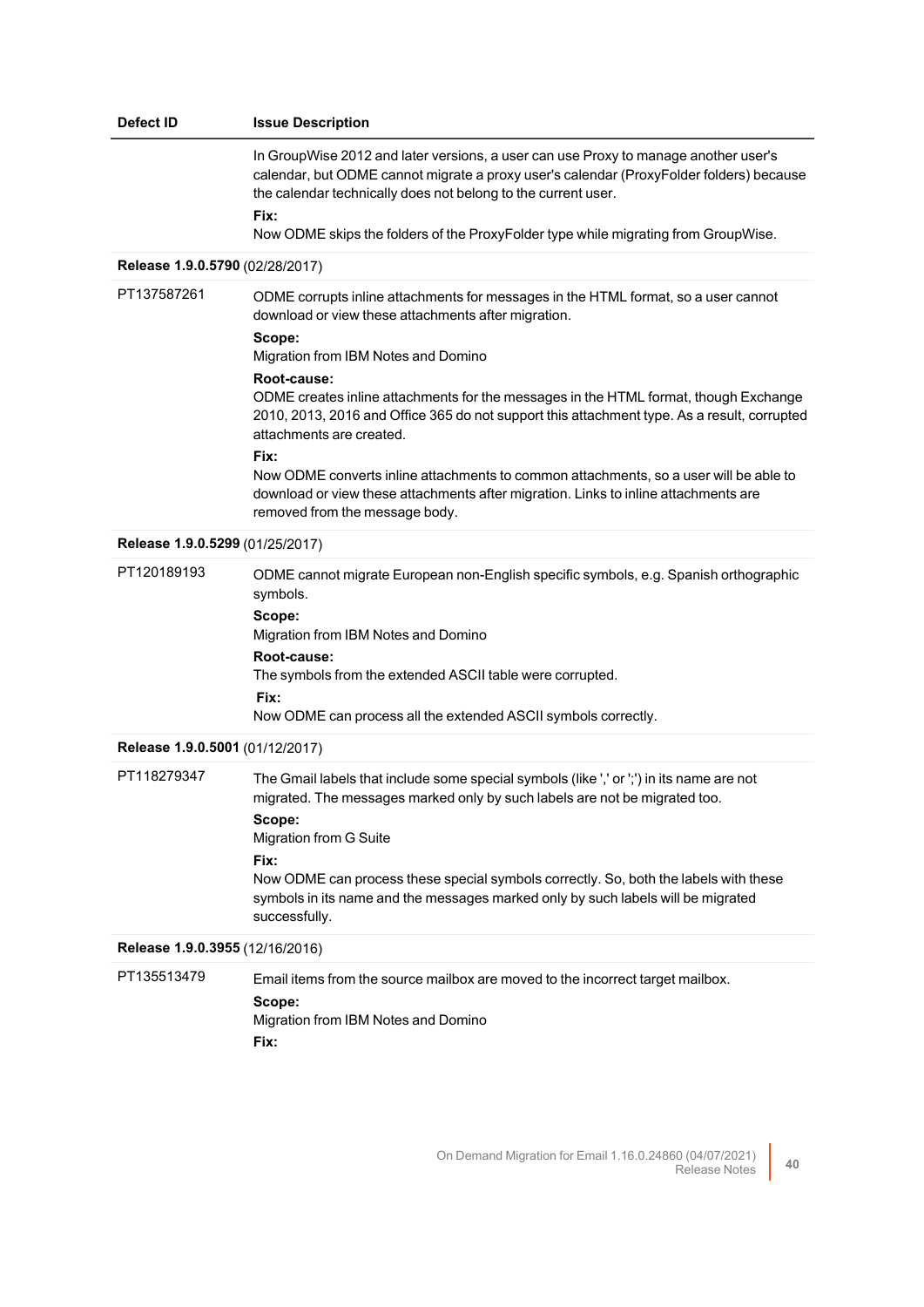| Defect ID | Issue Description |
|---|---|
| | In GroupWise 2012 and later versions, a user can use Proxy to manage another user's calendar, but ODME cannot migrate a proxy user's calendar (ProxyFolder folders) because the calendar technically does not belong to the current user.<br>**Fix:**<br>Now ODME skips the folders of the ProxyFolder type while migrating from GroupWise. |
| **Release 1.9.0.5790** (02/28/2017) | |
| PT137587261 | ODME corrupts inline attachments for messages in the HTML format, so a user cannot download or view these attachments after migration.<br>**Scope:**<br>Migration from IBM Notes and Domino<br>**Root-cause:**<br>ODME creates inline attachments for the messages in the HTML format, though Exchange 2010, 2013, 2016 and Office 365 do not support this attachment type. As a result, corrupted attachments are created.<br>**Fix:**<br>Now ODME converts inline attachments to common attachments, so a user will be able to download or view these attachments after migration. Links to inline attachments are removed from the message body. |
| **Release 1.9.0.5299** (01/25/2017) | |
| PT120189193 | ODME cannot migrate European non-English specific symbols, e.g. Spanish orthographic symbols.<br>**Scope:**<br>Migration from IBM Notes and Domino<br>**Root-cause:**<br>The symbols from the extended ASCII table were corrupted.<br>**Fix:**<br>Now ODME can process all the extended ASCII symbols correctly. |
| **Release 1.9.0.5001** (01/12/2017) | |
| PT118279347 | The Gmail labels that include some special symbols (like ',' or ';') in its name are not migrated. The messages marked only by such labels are not be migrated too.<br>**Scope:**<br>Migration from G Suite<br>**Fix:**<br>Now ODME can process these special symbols correctly. So, both the labels with these symbols in its name and the messages marked only by such labels will be migrated successfully. |
| **Release 1.9.0.3955** (12/16/2016) | |
| PT135513479 | Email items from the source mailbox are moved to the incorrect target mailbox.<br>**Scope:**<br>Migration from IBM Notes and Domino<br>**Fix:** |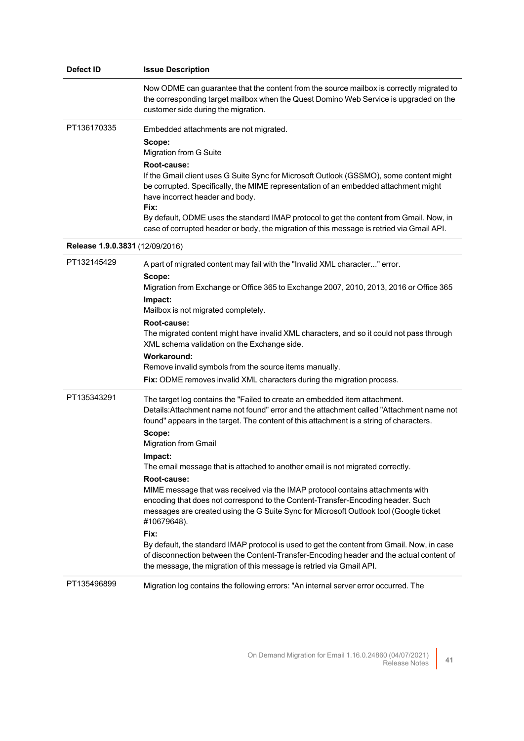| Defect ID | Issue Description |
| --- | --- |
| | Now ODME can guarantee that the content from the source mailbox is correctly migrated to the corresponding target mailbox when the Quest Domino Web Service is upgraded on the customer side during the migration. |
| PT136170335 | Embedded attachments are not migrated.<br>**Scope:**<br>Migration from G Suite<br>**Root-cause:**<br>If the Gmail client uses G Suite Sync for Microsoft Outlook (GSSMO), some content might be corrupted. Specifically, the MIME representation of an embedded attachment might have incorrect header and body.<br>**Fix:**<br>By default, ODME uses the standard IMAP protocol to get the content from Gmail. Now, in case of corrupted header or body, the migration of this message is retried via Gmail API. |
| **Release 1.9.0.3831** (12/09/2016) | |
| PT132145429 | A part of migrated content may fail with the "Invalid XML character..." error.<br>**Scope:**<br>Migration from Exchange or Office 365 to Exchange 2007, 2010, 2013, 2016 or Office 365<br>**Impact:**<br>Mailbox is not migrated completely.<br>**Root-cause:**<br>The migrated content might have invalid XML characters, and so it could not pass through XML schema validation on the Exchange side.<br>**Workaround:**<br>Remove invalid symbols from the source items manually.<br>**Fix:** ODME removes invalid XML characters during the migration process. |
| PT135343291 | The target log contains the "Failed to create an embedded item attachment. Details:Attachment name not found" error and the attachment called "Attachment name not found" appears in the target. The content of this attachment is a string of characters.<br>**Scope:**<br>Migration from Gmail<br>**Impact:**<br>The email message that is attached to another email is not migrated correctly.<br>**Root-cause:**<br>MIME message that was received via the IMAP protocol contains attachments with encoding that does not correspond to the Content-Transfer-Encoding header. Such messages are created using the G Suite Sync for Microsoft Outlook tool (Google ticket #10679648).<br>**Fix:**<br>By default, the standard IMAP protocol is used to get the content from Gmail. Now, in case of disconnection between the Content-Transfer-Encoding header and the actual content of the message, the migration of this message is retried via Gmail API. |
| PT135496899 | Migration log contains the following errors: "An internal server error occurred. The |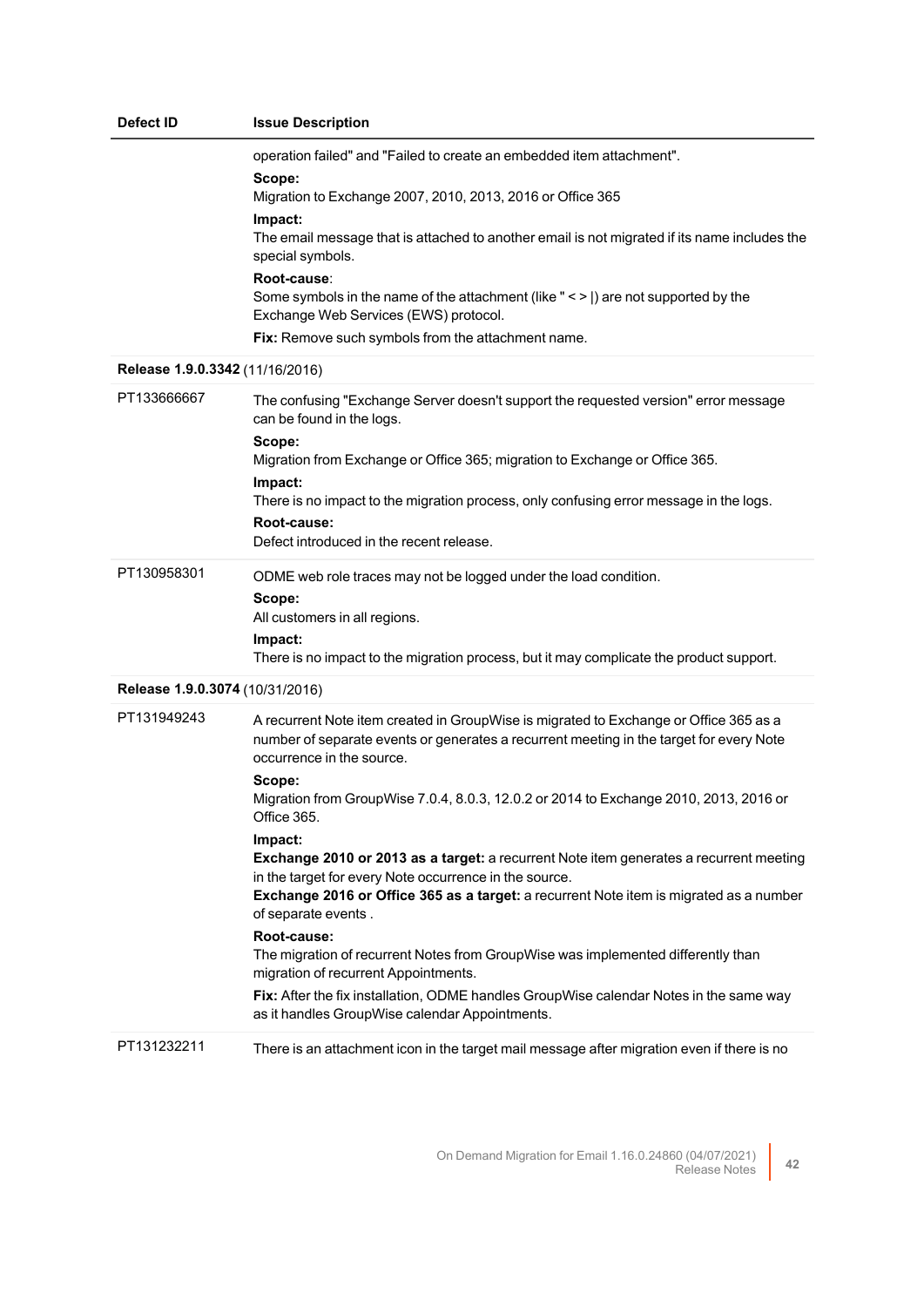| Defect ID | Issue Description |
| --- | --- |
| | operation failed" and "Failed to create an embedded item attachment".<br>**Scope:**<br>Migration to Exchange 2007, 2010, 2013, 2016 or Office 365<br>**Impact:**<br>The email message that is attached to another email is not migrated if its name includes the special symbols.<br>**Root-cause**:<br>Some symbols in the name of the attachment (like " < > \|) are not supported by the Exchange Web Services (EWS) protocol.<br>**Fix:** Remove such symbols from the attachment name. |
| **Release 1.9.0.3342** (11/16/2016) | |
| PT133666667 | The confusing "Exchange Server doesn't support the requested version" error message can be found in the logs.<br>**Scope:**<br>Migration from Exchange or Office 365; migration to Exchange or Office 365.<br>**Impact:**<br>There is no impact to the migration process, only confusing error message in the logs.<br>**Root-cause:**<br>Defect introduced in the recent release. |
| PT130958301 | ODME web role traces may not be logged under the load condition.<br>**Scope:**<br>All customers in all regions.<br>**Impact:**<br>There is no impact to the migration process, but it may complicate the product support. |
| **Release 1.9.0.3074** (10/31/2016) | |
| PT131949243 | A recurrent Note item created in GroupWise is migrated to Exchange or Office 365 as a number of separate events or generates a recurrent meeting in the target for every Note occurrence in the source.<br>**Scope:**<br>Migration from GroupWise 7.0.4, 8.0.3, 12.0.2 or 2014 to Exchange 2010, 2013, 2016 or Office 365.<br>**Impact:**<br>**Exchange 2010 or 2013 as a target:** a recurrent Note item generates a recurrent meeting in the target for every Note occurrence in the source.<br>**Exchange 2016 or Office 365 as a target:** a recurrent Note item is migrated as a number of separate events .<br>**Root-cause:**<br>The migration of recurrent Notes from GroupWise was implemented differently than migration of recurrent Appointments.<br>**Fix:** After the fix installation, ODME handles GroupWise calendar Notes in the same way as it handles GroupWise calendar Appointments. |
| PT131232211 | There is an attachment icon in the target mail message after migration even if there is no |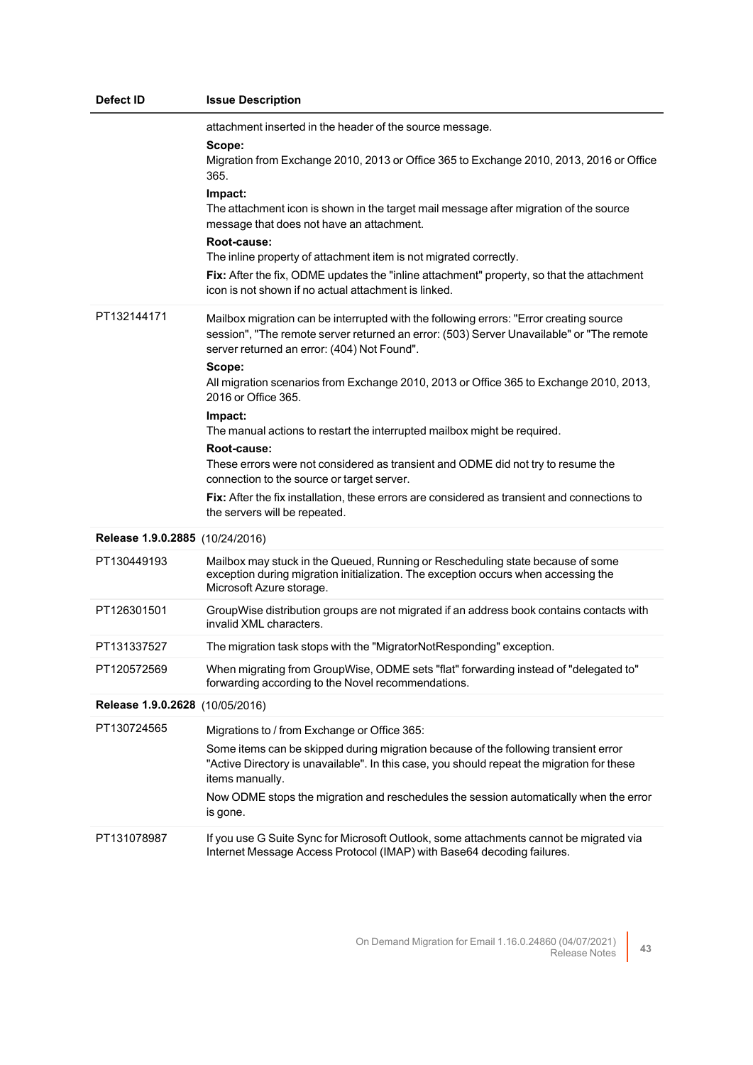| Defect ID | Issue Description |
|---|---|
| | attachment inserted in the header of the source message.<br>**Scope:**<br>Migration from Exchange 2010, 2013 or Office 365 to Exchange 2010, 2013, 2016 or Office 365.<br>**Impact:**<br>The attachment icon is shown in the target mail message after migration of the source message that does not have an attachment.<br>**Root-cause:**<br>The inline property of attachment item is not migrated correctly.<br>**Fix:** After the fix, ODME updates the "inline attachment" property, so that the attachment icon is not shown if no actual attachment is linked. |
| PT132144171 | Mailbox migration can be interrupted with the following errors: "Error creating source session", "The remote server returned an error: (503) Server Unavailable" or "The remote server returned an error: (404) Not Found".<br>**Scope:**<br>All migration scenarios from Exchange 2010, 2013 or Office 365 to Exchange 2010, 2013, 2016 or Office 365.<br>**Impact:**<br>The manual actions to restart the interrupted mailbox might be required.<br>**Root-cause:**<br>These errors were not considered as transient and ODME did not try to resume the connection to the source or target server.<br>**Fix:** After the fix installation, these errors are considered as transient and connections to the servers will be repeated. |
| **Release 1.9.0.2885** (10/24/2016) | |
| PT130449193 | Mailbox may stuck in the Queued, Running or Rescheduling state because of some exception during migration initialization. The exception occurs when accessing the Microsoft Azure storage. |
| PT126301501 | GroupWise distribution groups are not migrated if an address book contains contacts with invalid XML characters. |
| PT131337527 | The migration task stops with the "MigratorNotResponding" exception. |
| PT120572569 | When migrating from GroupWise, ODME sets "flat" forwarding instead of "delegated to" forwarding according to the Novel recommendations. |
| **Release 1.9.0.2628** (10/05/2016) | |
| PT130724565 | Migrations to / from Exchange or Office 365:<br>Some items can be skipped during migration because of the following transient error "Active Directory is unavailable". In this case, you should repeat the migration for these items manually.<br>Now ODME stops the migration and reschedules the session automatically when the error is gone. |
| PT131078987 | If you use G Suite Sync for Microsoft Outlook, some attachments cannot be migrated via Internet Message Access Protocol (IMAP) with Base64 decoding failures. |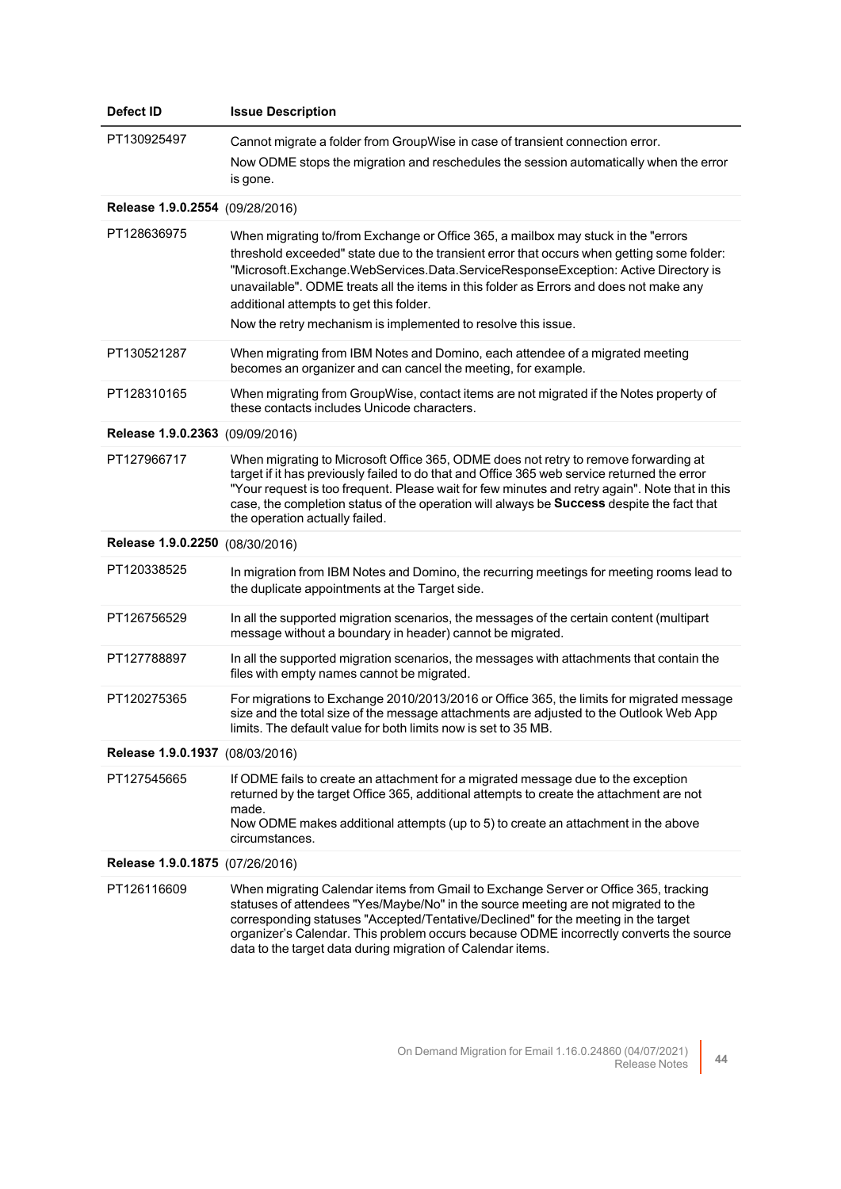| Defect ID | Issue Description |
| --- | --- |
| PT130925497 | Cannot migrate a folder from GroupWise in case of transient connection error.<br>Now ODME stops the migration and reschedules the session automatically when the error is gone. |
| **Release 1.9.0.2554** (09/28/2016) | |
| PT128636975 | When migrating to/from Exchange or Office 365, a mailbox may stuck in the "errors threshold exceeded" state due to the transient error that occurs when getting some folder: "Microsoft.Exchange.WebServices.Data.ServiceResponseException: Active Directory is unavailable". ODME treats all the items in this folder as Errors and does not make any additional attempts to get this folder.<br>Now the retry mechanism is implemented to resolve this issue. |
| PT130521287 | When migrating from IBM Notes and Domino, each attendee of a migrated meeting becomes an organizer and can cancel the meeting, for example. |
| PT128310165 | When migrating from GroupWise, contact items are not migrated if the Notes property of these contacts includes Unicode characters. |
| **Release 1.9.0.2363** (09/09/2016) | |
| PT127966717 | When migrating to Microsoft Office 365, ODME does not retry to remove forwarding at target if it has previously failed to do that and Office 365 web service returned the error "Your request is too frequent. Please wait for few minutes and retry again". Note that in this case, the completion status of the operation will always be **Success** despite the fact that the operation actually failed. |
| **Release 1.9.0.2250** (08/30/2016) | |
| PT120338525 | In migration from IBM Notes and Domino, the recurring meetings for meeting rooms lead to the duplicate appointments at the Target side. |
| PT126756529 | In all the supported migration scenarios, the messages of the certain content (multipart message without a boundary in header) cannot be migrated. |
| PT127788897 | In all the supported migration scenarios, the messages with attachments that contain the files with empty names cannot be migrated. |
| PT120275365 | For migrations to Exchange 2010/2013/2016 or Office 365, the limits for migrated message size and the total size of the message attachments are adjusted to the Outlook Web App limits. The default value for both limits now is set to 35 MB. |
| **Release 1.9.0.1937** (08/03/2016) | |
| PT127545665 | If ODME fails to create an attachment for a migrated message due to the exception returned by the target Office 365, additional attempts to create the attachment are not made.<br>Now ODME makes additional attempts (up to 5) to create an attachment in the above circumstances. |
| **Release 1.9.0.1875** (07/26/2016) | |
| PT126116609 | When migrating Calendar items from Gmail to Exchange Server or Office 365, tracking statuses of attendees "Yes/Maybe/No" in the source meeting are not migrated to the corresponding statuses "Accepted/Tentative/Declined" for the meeting in the target organizer's Calendar. This problem occurs because ODME incorrectly converts the source data to the target data during migration of Calendar items. |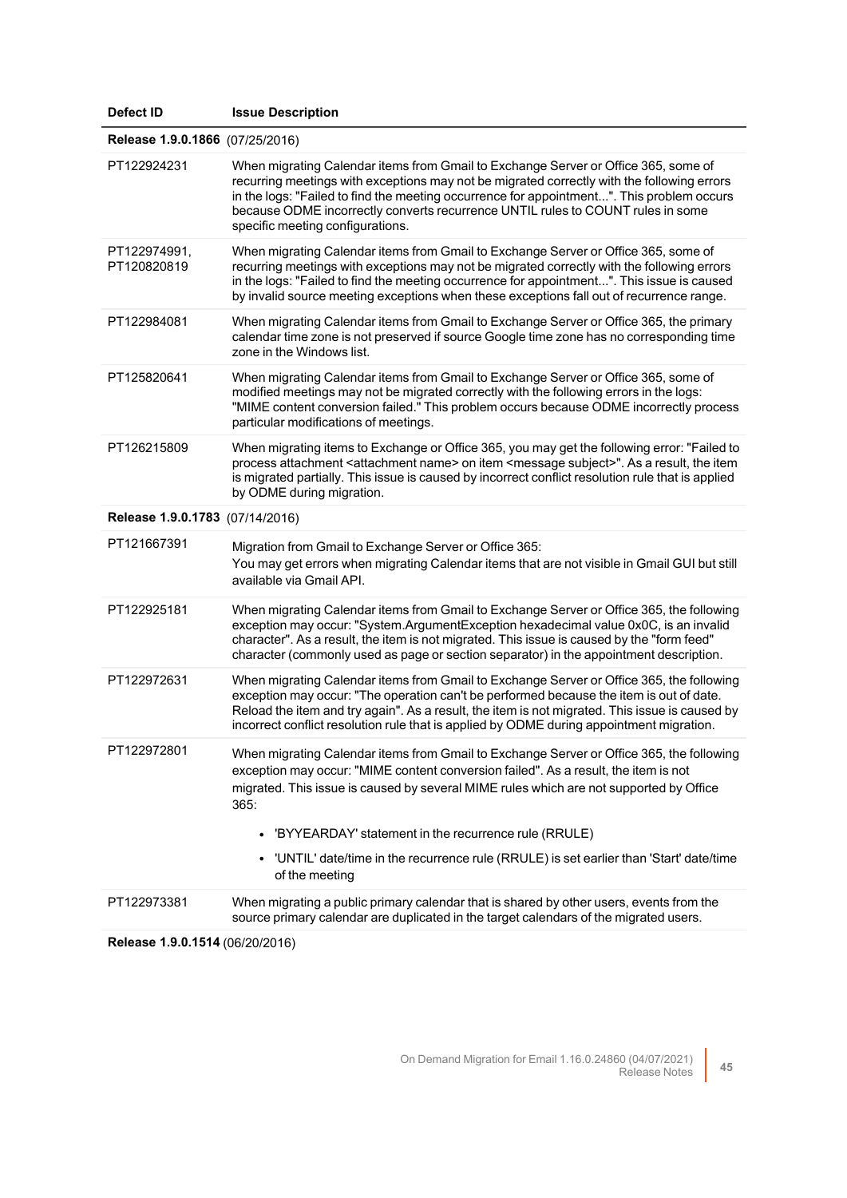| Defect ID | Issue Description |
|---|---|
| **Release 1.9.0.1866** (07/25/2016) | |
| PT122924231 | When migrating Calendar items from Gmail to Exchange Server or Office 365, some of recurring meetings with exceptions may not be migrated correctly with the following errors in the logs: "Failed to find the meeting occurrence for appointment...". This problem occurs because ODME incorrectly converts recurrence UNTIL rules to COUNT rules in some specific meeting configurations. |
| PT122974991, PT120820819 | When migrating Calendar items from Gmail to Exchange Server or Office 365, some of recurring meetings with exceptions may not be migrated correctly with the following errors in the logs: "Failed to find the meeting occurrence for appointment...". This issue is caused by invalid source meeting exceptions when these exceptions fall out of recurrence range. |
| PT122984081 | When migrating Calendar items from Gmail to Exchange Server or Office 365, the primary calendar time zone is not preserved if source Google time zone has no corresponding time zone in the Windows list. |
| PT125820641 | When migrating Calendar items from Gmail to Exchange Server or Office 365, some of modified meetings may not be migrated correctly with the following errors in the logs: "MIME content conversion failed." This problem occurs because ODME incorrectly process particular modifications of meetings. |
| PT126215809 | When migrating items to Exchange or Office 365, you may get the following error: "Failed to process attachment <attachment name> on item <message subject>". As a result, the item is migrated partially. This issue is caused by incorrect conflict resolution rule that is applied by ODME during migration. |
| **Release 1.9.0.1783** (07/14/2016) | |
| PT121667391 | Migration from Gmail to Exchange Server or Office 365:<br>You may get errors when migrating Calendar items that are not visible in Gmail GUI but still available via Gmail API. |
| PT122925181 | When migrating Calendar items from Gmail to Exchange Server or Office 365, the following exception may occur: "System.ArgumentException hexadecimal value 0x0C, is an invalid character". As a result, the item is not migrated. This issue is caused by the "form feed" character (commonly used as page or section separator) in the appointment description. |
| PT122972631 | When migrating Calendar items from Gmail to Exchange Server or Office 365, the following exception may occur: "The operation can't be performed because the item is out of date. Reload the item and try again". As a result, the item is not migrated. This issue is caused by incorrect conflict resolution rule that is applied by ODME during appointment migration. |
| PT122972801 | When migrating Calendar items from Gmail to Exchange Server or Office 365, the following exception may occur: "MIME content conversion failed". As a result, the item is not migrated. This issue is caused by several MIME rules which are not supported by Office 365:<br>• 'BYYEARDAY' statement in the recurrence rule (RRULE)<br>• 'UNTIL' date/time in the recurrence rule (RRULE) is set earlier than 'Start' date/time of the meeting |
| PT122973381 | When migrating a public primary calendar that is shared by other users, events from the source primary calendar are duplicated in the target calendars of the migrated users. |
| **Release 1.9.0.1514** (06/20/2016) | |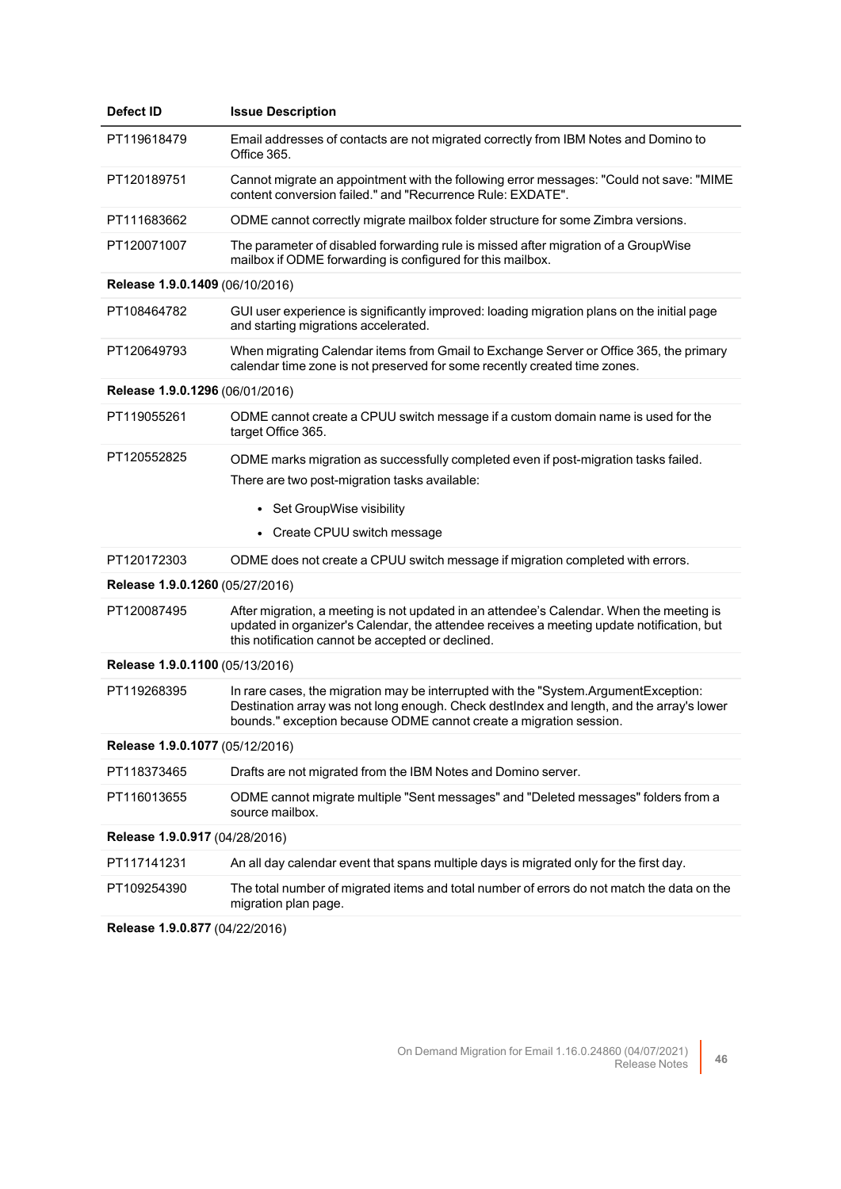| Defect ID | Issue Description |
| --- | --- |
| PT119618479 | Email addresses of contacts are not migrated correctly from IBM Notes and Domino to Office 365. |
| PT120189751 | Cannot migrate an appointment with the following error messages: "Could not save: "MIME content conversion failed." and "Recurrence Rule: EXDATE". |
| PT111683662 | ODME cannot correctly migrate mailbox folder structure for some Zimbra versions. |
| PT120071007 | The parameter of disabled forwarding rule is missed after migration of a GroupWise mailbox if ODME forwarding is configured for this mailbox. |
| **Release 1.9.0.1409** (06/10/2016) | |
| PT108464782 | GUI user experience is significantly improved: loading migration plans on the initial page and starting migrations accelerated. |
| PT120649793 | When migrating Calendar items from Gmail to Exchange Server or Office 365, the primary calendar time zone is not preserved for some recently created time zones. |
| **Release 1.9.0.1296** (06/01/2016) | |
| PT119055261 | ODME cannot create a CPUU switch message if a custom domain name is used for the target Office 365. |
| PT120552825 | ODME marks migration as successfully completed even if post-migration tasks failed. There are two post-migration tasks available: • Set GroupWise visibility • Create CPUU switch message |
| PT120172303 | ODME does not create a CPUU switch message if migration completed with errors. |
| **Release 1.9.0.1260** (05/27/2016) | |
| PT120087495 | After migration, a meeting is not updated in an attendee's Calendar. When the meeting is updated in organizer's Calendar, the attendee receives a meeting update notification, but this notification cannot be accepted or declined. |
| **Release 1.9.0.1100** (05/13/2016) | |
| PT119268395 | In rare cases, the migration may be interrupted with the "System.ArgumentException: Destination array was not long enough. Check destIndex and length, and the array's lower bounds." exception because ODME cannot create a migration session. |
| **Release 1.9.0.1077** (05/12/2016) | |
| PT118373465 | Drafts are not migrated from the IBM Notes and Domino server. |
| PT116013655 | ODME cannot migrate multiple "Sent messages" and "Deleted messages" folders from a source mailbox. |
| **Release 1.9.0.917** (04/28/2016) | |
| PT117141231 | An all day calendar event that spans multiple days is migrated only for the first day. |
| PT109254390 | The total number of migrated items and total number of errors do not match the data on the migration plan page. |
| **Release 1.9.0.877** (04/22/2016) | |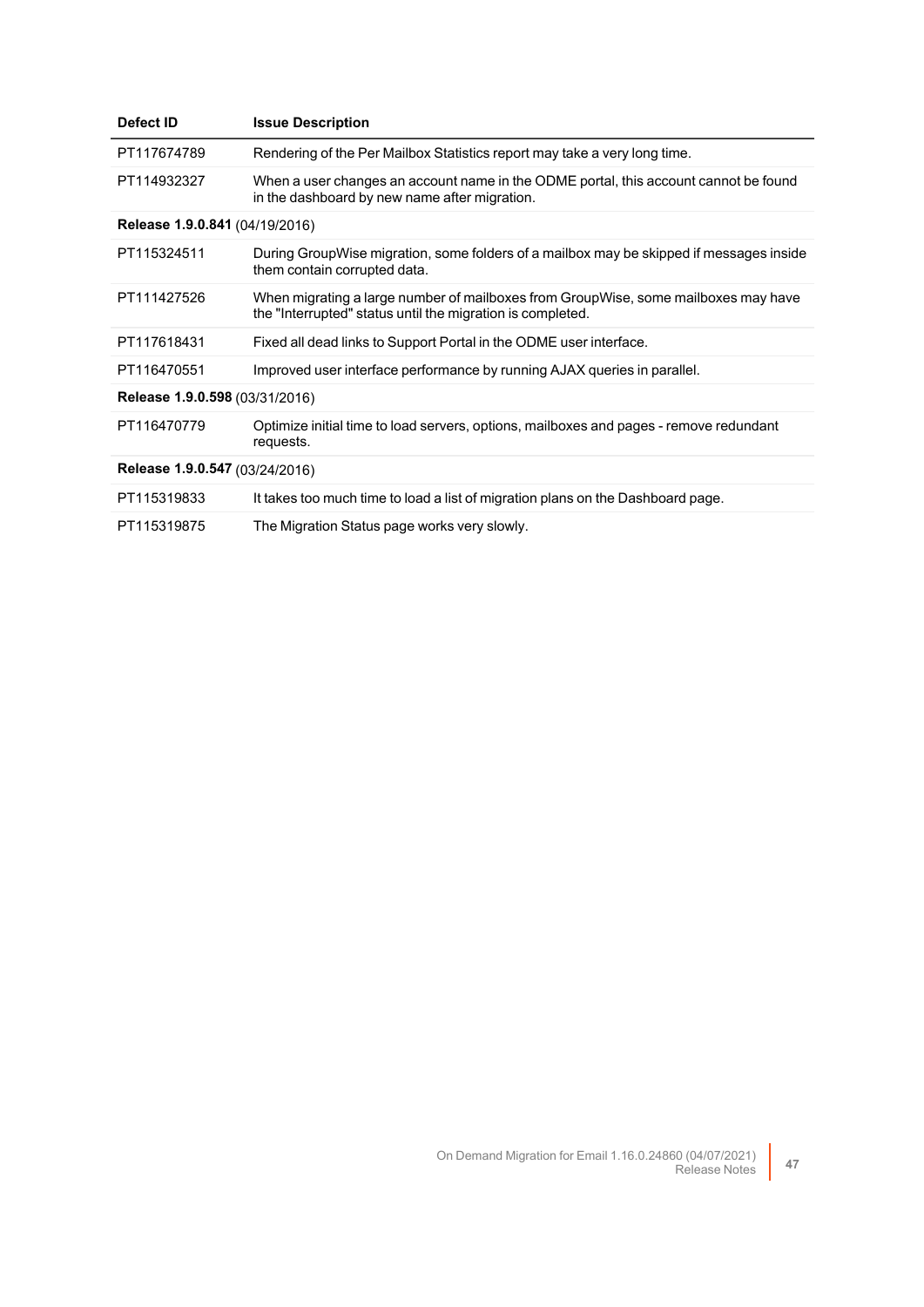| Defect ID | Issue Description |
| --- | --- |
| PT117674789 | Rendering of the Per Mailbox Statistics report may take a very long time. |
| PT114932327 | When a user changes an account name in the ODME portal, this account cannot be found in the dashboard by new name after migration. |
| **Release 1.9.0.841** (04/19/2016) | |
| PT115324511 | During GroupWise migration, some folders of a mailbox may be skipped if messages inside them contain corrupted data. |
| PT111427526 | When migrating a large number of mailboxes from GroupWise, some mailboxes may have the "Interrupted" status until the migration is completed. |
| PT117618431 | Fixed all dead links to Support Portal in the ODME user interface. |
| PT116470551 | Improved user interface performance by running AJAX queries in parallel. |
| **Release 1.9.0.598** (03/31/2016) | |
| PT116470779 | Optimize initial time to load servers, options, mailboxes and pages - remove redundant requests. |
| **Release 1.9.0.547** (03/24/2016) | |
| PT115319833 | It takes too much time to load a list of migration plans on the Dashboard page. |
| PT115319875 | The Migration Status page works very slowly. |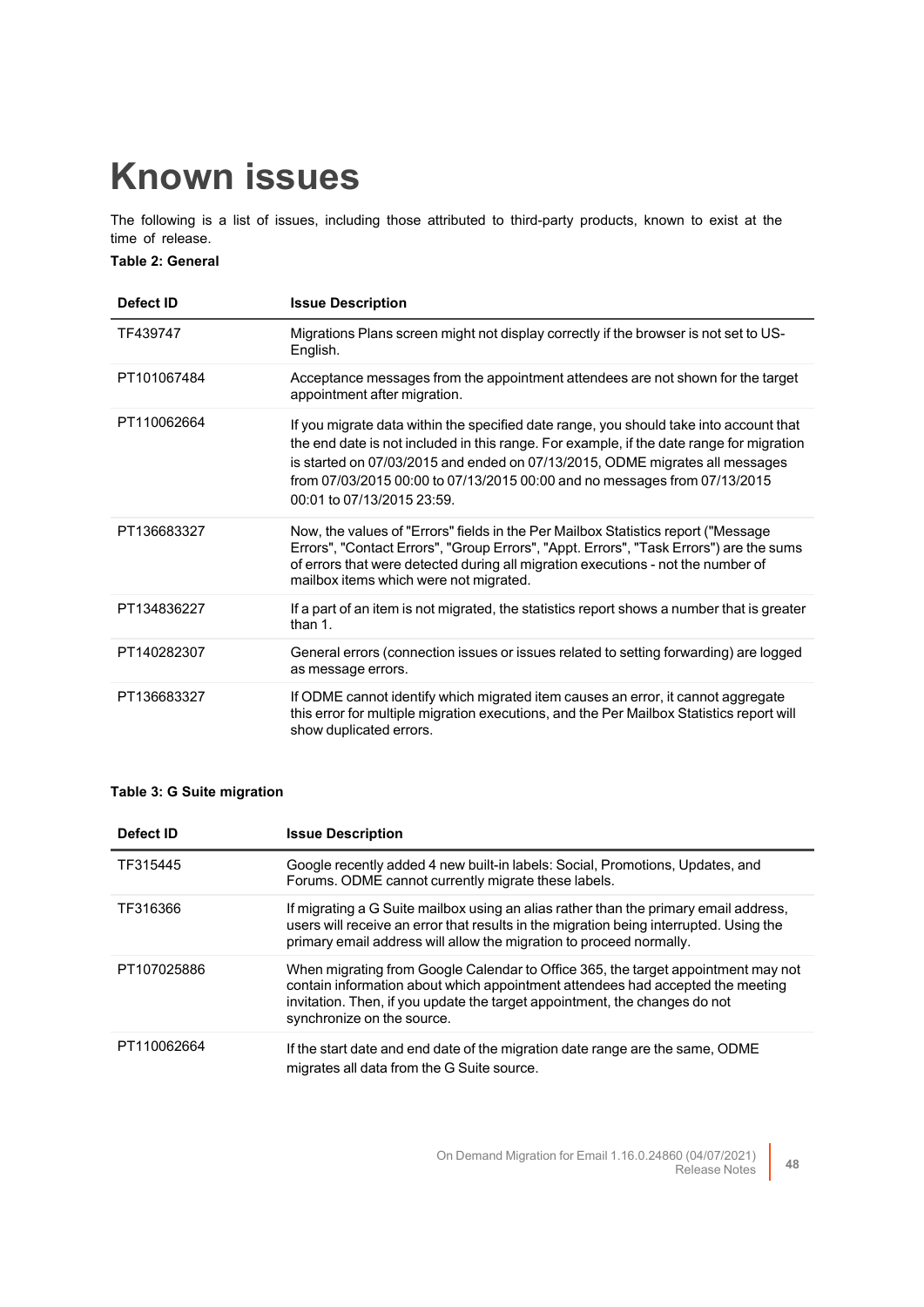# Known issues

The following is a list of issues, including those attributed to third-party products, known to exist at the time of release.

**Table 2: General**

| Defect ID | Issue Description |
|---|---|
| TF439747 | Migrations Plans screen might not display correctly if the browser is not set to US-English. |
| PT101067484 | Acceptance messages from the appointment attendees are not shown for the target appointment after migration. |
| PT110062664 | If you migrate data within the specified date range, you should take into account that the end date is not included in this range. For example, if the date range for migration is started on 07/03/2015 and ended on 07/13/2015, ODME migrates all messages from 07/03/2015 00:00 to 07/13/2015 00:00 and no messages from 07/13/2015 00:01 to 07/13/2015 23:59. |
| PT136683327 | Now, the values of "Errors" fields in the Per Mailbox Statistics report ("Message Errors", "Contact Errors", "Group Errors", "Appt. Errors", "Task Errors") are the sums of errors that were detected during all migration executions - not the number of mailbox items which were not migrated. |
| PT134836227 | If a part of an item is not migrated, the statistics report shows a number that is greater than 1. |
| PT140282307 | General errors (connection issues or issues related to setting forwarding) are logged as message errors. |
| PT136683327 | If ODME cannot identify which migrated item causes an error, it cannot aggregate this error for multiple migration executions, and the Per Mailbox Statistics report will show duplicated errors. |

**Table 3: G Suite migration**

| Defect ID | Issue Description |
|---|---|
| TF315445 | Google recently added 4 new built-in labels: Social, Promotions, Updates, and Forums. ODME cannot currently migrate these labels. |
| TF316366 | If migrating a G Suite mailbox using an alias rather than the primary email address, users will receive an error that results in the migration being interrupted. Using the primary email address will allow the migration to proceed normally. |
| PT107025886 | When migrating from Google Calendar to Office 365, the target appointment may not contain information about which appointment attendees had accepted the meeting invitation. Then, if you update the target appointment, the changes do not synchronize on the source. |
| PT110062664 | If the start date and end date of the migration date range are the same, ODME migrates all data from the G Suite source. |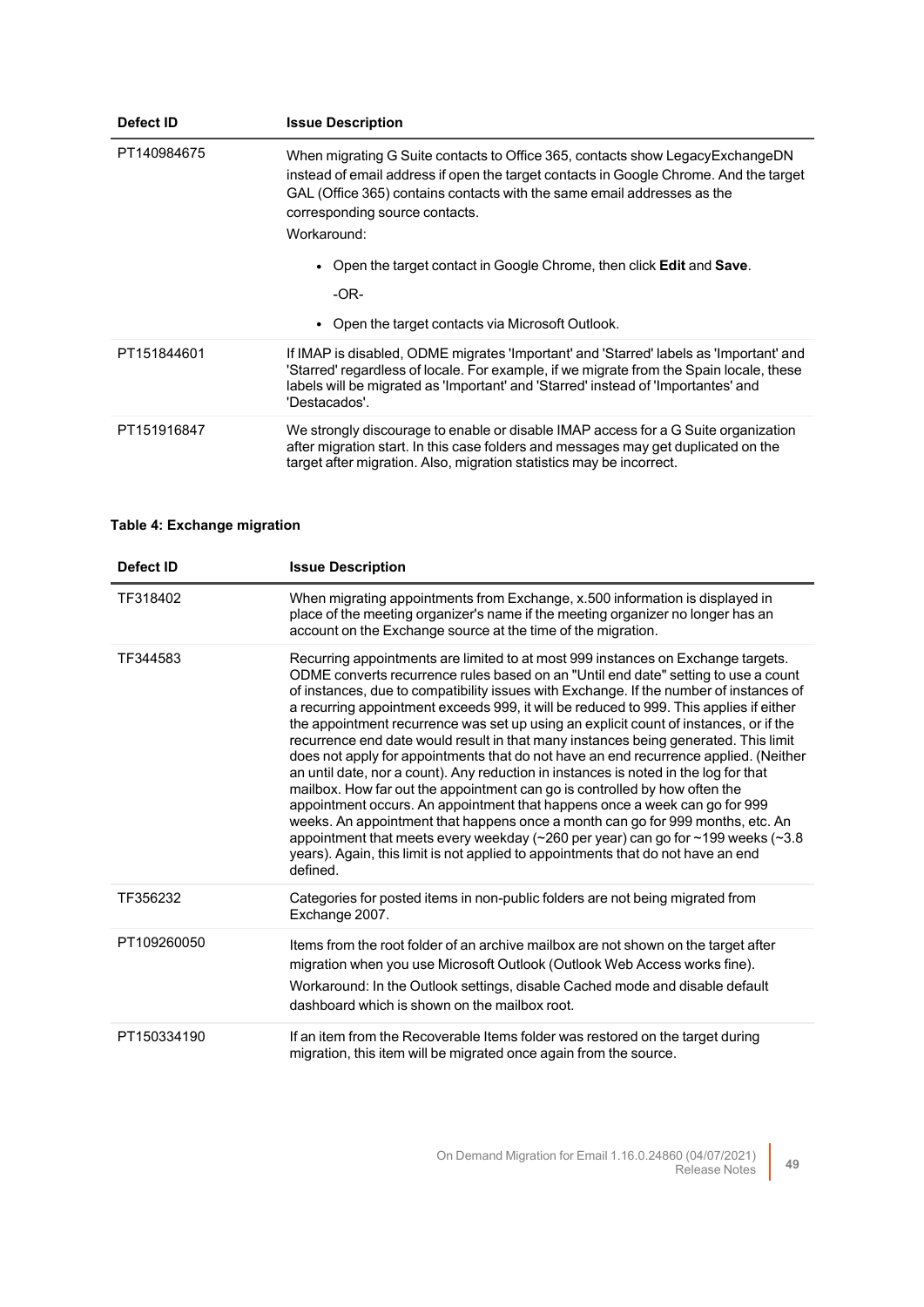| Defect ID | Issue Description |
| --- | --- |
| PT140984675 | When migrating G Suite contacts to Office 365, contacts show LegacyExchangeDN instead of email address if open the target contacts in Google Chrome. And the target GAL (Office 365) contains contacts with the same email addresses as the corresponding source contacts.<br>Workaround:<br>• Open the target contact in Google Chrome, then click **Edit** and **Save**.<br>-OR-<br>• Open the target contacts via Microsoft Outlook. |
| PT151844601 | If IMAP is disabled, ODME migrates 'Important' and 'Starred' labels as 'Important' and 'Starred' regardless of locale. For example, if we migrate from the Spain locale, these labels will be migrated as 'Important' and 'Starred' instead of 'Importantes' and 'Destacados'. |
| PT151916847 | We strongly discourage to enable or disable IMAP access for a G Suite organization after migration start. In this case folders and messages may get duplicated on the target after migration. Also, migration statistics may be incorrect. |

**Table 4: Exchange migration**

| Defect ID | Issue Description |
| --- | --- |
| TF318402 | When migrating appointments from Exchange, x.500 information is displayed in place of the meeting organizer's name if the meeting organizer no longer has an account on the Exchange source at the time of the migration. |
| TF344583 | Recurring appointments are limited to at most 999 instances on Exchange targets. ODME converts recurrence rules based on an "Until end date" setting to use a count of instances, due to compatibility issues with Exchange. If the number of instances of a recurring appointment exceeds 999, it will be reduced to 999. This applies if either the appointment recurrence was set up using an explicit count of instances, or if the recurrence end date would result in that many instances being generated. This limit does not apply for appointments that do not have an end recurrence applied. (Neither an until date, nor a count). Any reduction in instances is noted in the log for that mailbox. How far out the appointment can go is controlled by how often the appointment occurs. An appointment that happens once a week can go for 999 weeks. An appointment that happens once a month can go for 999 months, etc. An appointment that meets every weekday (~260 per year) can go for ~199 weeks (~3.8 years). Again, this limit is not applied to appointments that do not have an end defined. |
| TF356232 | Categories for posted items in non-public folders are not being migrated from Exchange 2007. |
| PT109260050 | Items from the root folder of an archive mailbox are not shown on the target after migration when you use Microsoft Outlook (Outlook Web Access works fine).<br>Workaround: In the Outlook settings, disable Cached mode and disable default dashboard which is shown on the mailbox root. |
| PT150334190 | If an item from the Recoverable Items folder was restored on the target during migration, this item will be migrated once again from the source. |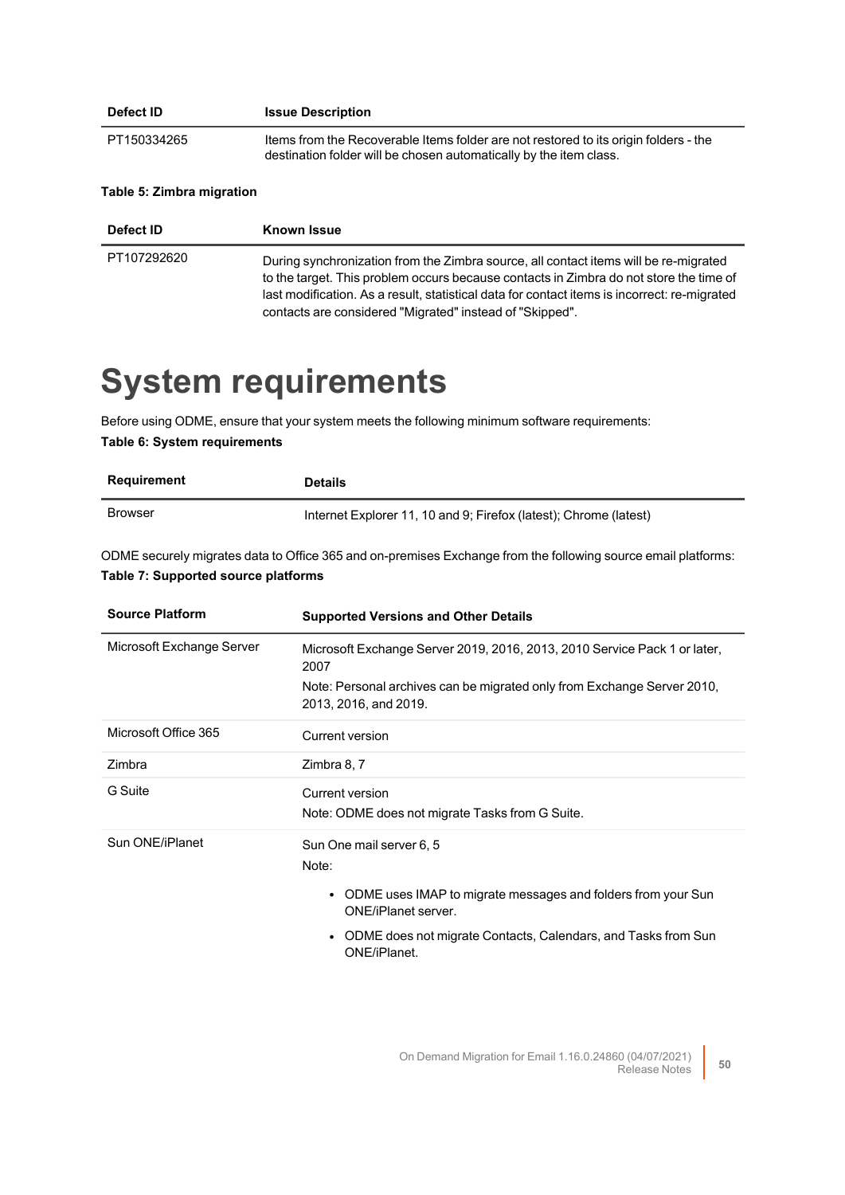| Defect ID | Issue Description |
| --- | --- |
| PT150334265 | Items from the Recoverable Items folder are not restored to its origin folders - the destination folder will be chosen automatically by the item class. |

**Table 5: Zimbra migration**

| Defect ID | Known Issue |
| --- | --- |
| PT107292620 | During synchronization from the Zimbra source, all contact items will be re-migrated to the target. This problem occurs because contacts in Zimbra do not store the time of last modification. As a result, statistical data for contact items is incorrect: re-migrated contacts are considered "Migrated" instead of "Skipped". |

# System requirements

Before using ODME, ensure that your system meets the following minimum software requirements:

**Table 6: System requirements**

| Requirement | Details |
| --- | --- |
| Browser | Internet Explorer 11, 10 and 9; Firefox (latest); Chrome (latest) |

ODME securely migrates data to Office 365 and on-premises Exchange from the following source email platforms:

**Table 7: Supported source platforms**

| Source Platform | Supported Versions and Other Details |
| --- | --- |
| Microsoft Exchange Server | Microsoft Exchange Server 2019, 2016, 2013, 2010 Service Pack 1 or later, 2007<br>Note: Personal archives can be migrated only from Exchange Server 2010, 2013, 2016, and 2019. |
| Microsoft Office 365 | Current version |
| Zimbra | Zimbra 8, 7 |
| G Suite | Current version<br>Note: ODME does not migrate Tasks from G Suite. |
| Sun ONE/iPlanet | Sun One mail server 6, 5<br>Note:<br>• ODME uses IMAP to migrate messages and folders from your Sun ONE/iPlanet server.<br>• ODME does not migrate Contacts, Calendars, and Tasks from Sun ONE/iPlanet. |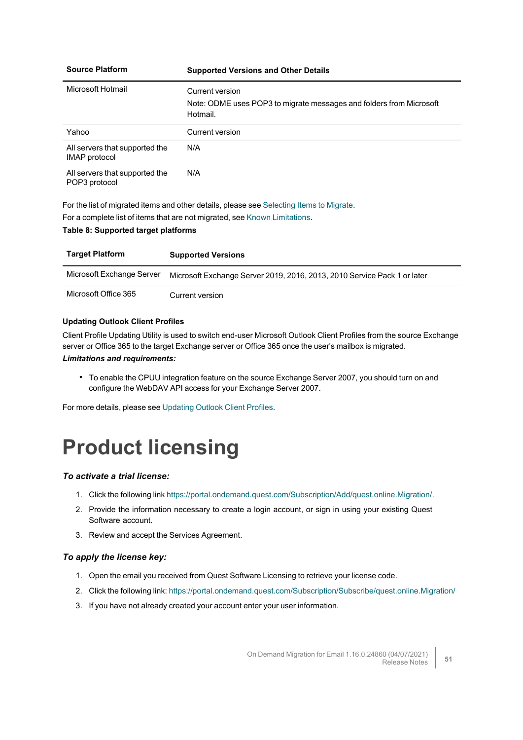| Source Platform | Supported Versions and Other Details |
|---|---|
| Microsoft Hotmail | Current version<br>Note: ODME uses POP3 to migrate messages and folders from Microsoft Hotmail. |
| Yahoo | Current version |
| All servers that supported the IMAP protocol | N/A |
| All servers that supported the POP3 protocol | N/A |

For the list of migrated items and other details, please see Selecting Items to Migrate.

For a complete list of items that are not migrated, see Known Limitations.

**Table 8: Supported target platforms**

| Target Platform | Supported Versions |
|---|---|
| Microsoft Exchange Server | Microsoft Exchange Server 2019, 2016, 2013, 2010 Service Pack 1 or later |
| Microsoft Office 365 | Current version |

**Updating Outlook Client Profiles**

Client Profile Updating Utility is used to switch end-user Microsoft Outlook Client Profiles from the source Exchange server or Office 365 to the target Exchange server or Office 365 once the user's mailbox is migrated.

***Limitations and requirements:***

- To enable the CPUU integration feature on the source Exchange Server 2007, you should turn on and configure the WebDAV API access for your Exchange Server 2007.

For more details, please see Updating Outlook Client Profiles.

# Product licensing

### *To activate a trial license:*

1. Click the following link https://portal.ondemand.quest.com/Subscription/Add/quest.online.Migration/.
2. Provide the information necessary to create a login account, or sign in using your existing Quest Software account.
3. Review and accept the Services Agreement.

### *To apply the license key:*

1. Open the email you received from Quest Software Licensing to retrieve your license code.
2. Click the following link: https://portal.ondemand.quest.com/Subscription/Subscribe/quest.online.Migration/
3. If you have not already created your account enter your user information.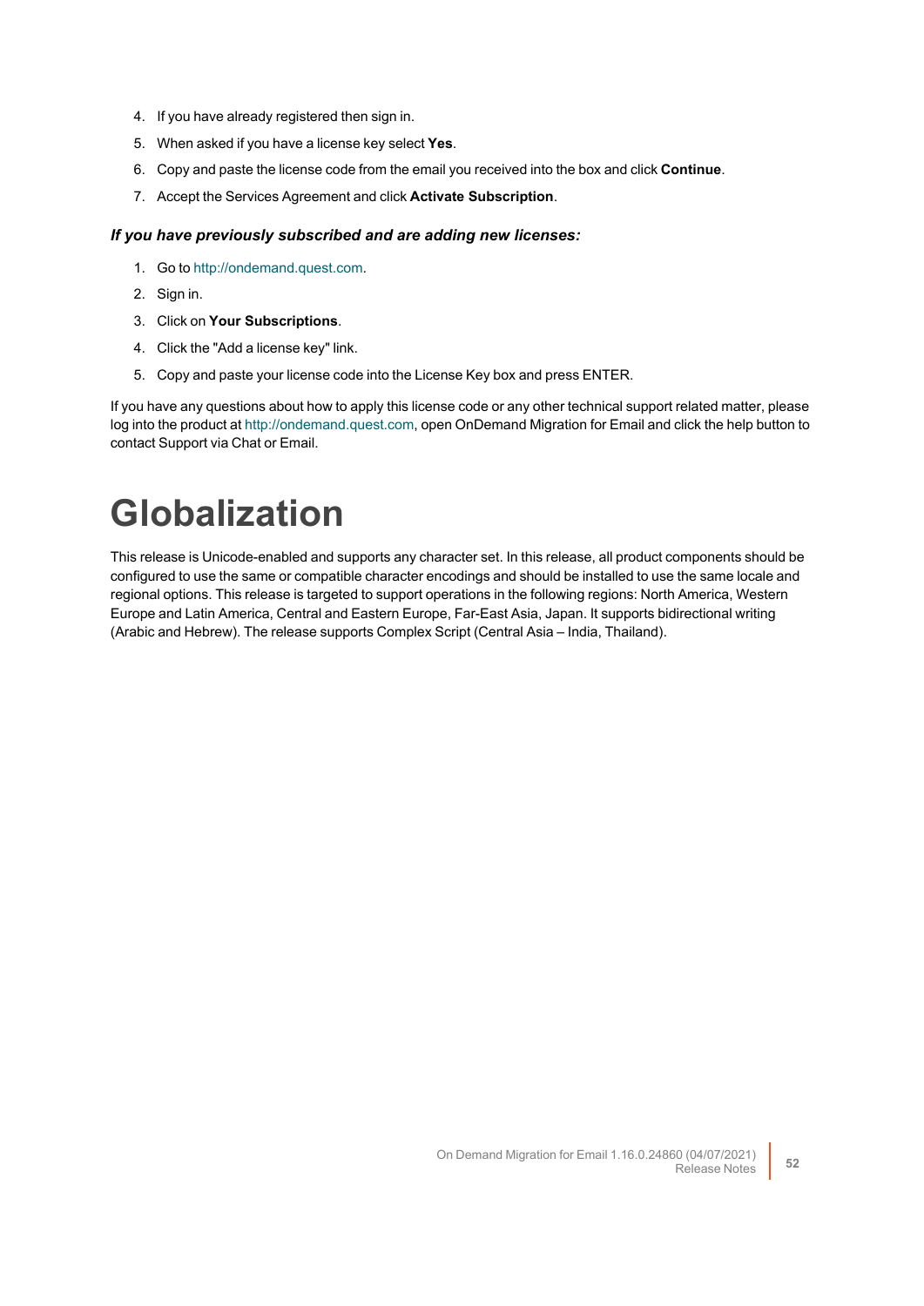4. If you have already registered then sign in.
5. When asked if you have a license key select **Yes**.
6. Copy and paste the license code from the email you received into the box and click **Continue**.
7. Accept the Services Agreement and click **Activate Subscription**.

***If you have previously subscribed and are adding new licenses:***

1. Go to http://ondemand.quest.com.
2. Sign in.
3. Click on **Your Subscriptions**.
4. Click the "Add a license key" link.
5. Copy and paste your license code into the License Key box and press ENTER.

If you have any questions about how to apply this license code or any other technical support related matter, please log into the product at http://ondemand.quest.com, open OnDemand Migration for Email and click the help button to contact Support via Chat or Email.

# Globalization

This release is Unicode-enabled and supports any character set. In this release, all product components should be configured to use the same or compatible character encodings and should be installed to use the same locale and regional options. This release is targeted to support operations in the following regions: North America, Western Europe and Latin America, Central and Eastern Europe, Far-East Asia, Japan. It supports bidirectional writing (Arabic and Hebrew). The release supports Complex Script (Central Asia – India, Thailand).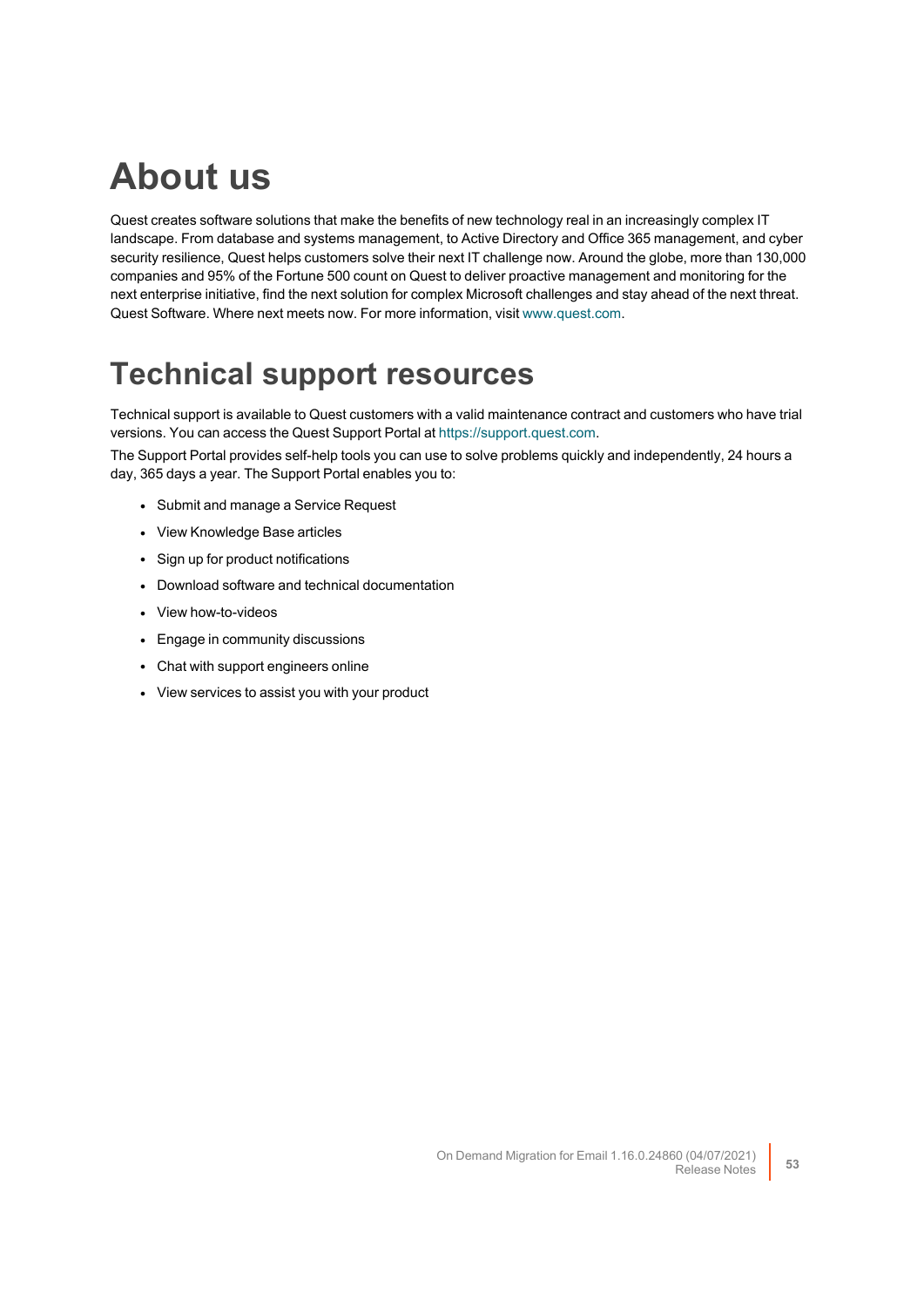# About us

Quest creates software solutions that make the benefits of new technology real in an increasingly complex IT landscape. From database and systems management, to Active Directory and Office 365 management, and cyber security resilience, Quest helps customers solve their next IT challenge now. Around the globe, more than 130,000 companies and 95% of the Fortune 500 count on Quest to deliver proactive management and monitoring for the next enterprise initiative, find the next solution for complex Microsoft challenges and stay ahead of the next threat. Quest Software. Where next meets now. For more information, visit www.quest.com.

# Technical support resources

Technical support is available to Quest customers with a valid maintenance contract and customers who have trial versions. You can access the Quest Support Portal at https://support.quest.com.

The Support Portal provides self-help tools you can use to solve problems quickly and independently, 24 hours a day, 365 days a year. The Support Portal enables you to:

- Submit and manage a Service Request
- View Knowledge Base articles
- Sign up for product notifications
- Download software and technical documentation
- View how-to-videos
- Engage in community discussions
- Chat with support engineers online
- View services to assist you with your product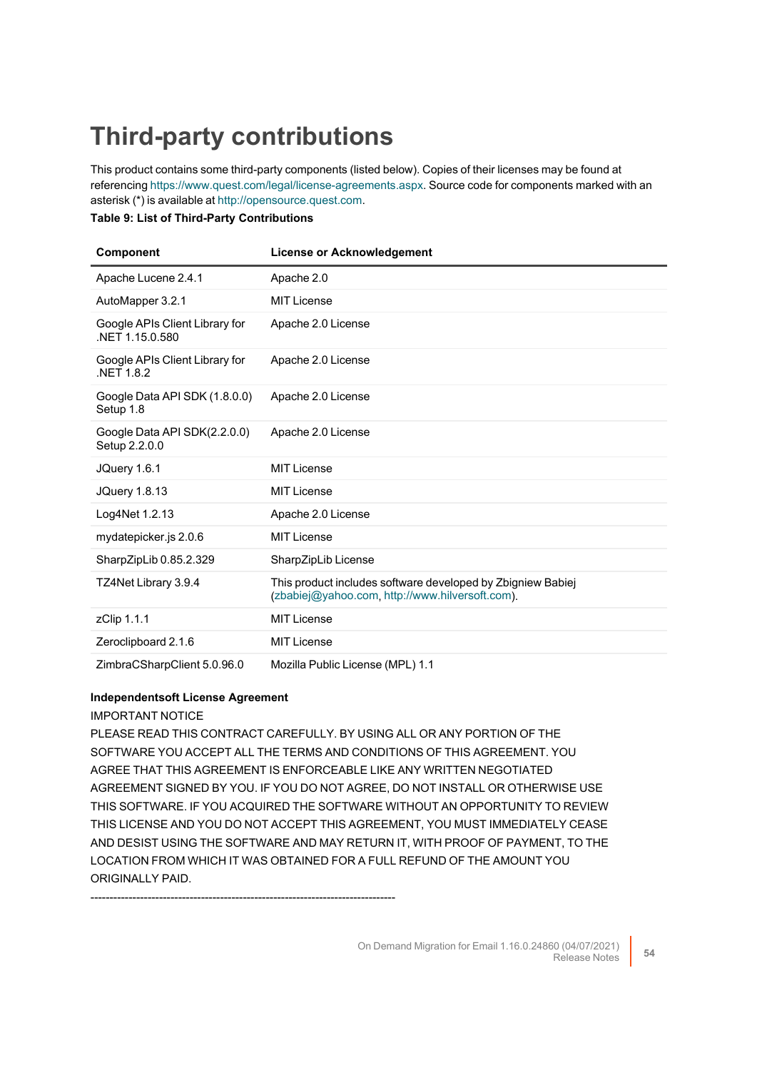# Third-party contributions

This product contains some third-party components (listed below). Copies of their licenses may be found at referencing https://www.quest.com/legal/license-agreements.aspx. Source code for components marked with an asterisk (*) is available at http://opensource.quest.com.

**Table 9: List of Third-Party Contributions**

| Component | License or Acknowledgement |
|---|---|
| Apache Lucene 2.4.1 | Apache 2.0 |
| AutoMapper 3.2.1 | MIT License |
| Google APIs Client Library for .NET 1.15.0.580 | Apache 2.0 License |
| Google APIs Client Library for .NET 1.8.2 | Apache 2.0 License |
| Google Data API SDK (1.8.0.0) Setup 1.8 | Apache 2.0 License |
| Google Data API SDK(2.2.0.0) Setup 2.2.0.0 | Apache 2.0 License |
| JQuery 1.6.1 | MIT License |
| JQuery 1.8.13 | MIT License |
| Log4Net 1.2.13 | Apache 2.0 License |
| mydatepicker.js 2.0.6 | MIT License |
| SharpZipLib 0.85.2.329 | SharpZipLib License |
| TZ4Net Library 3.9.4 | This product includes software developed by Zbigniew Babiej (zbabiej@yahoo.com, http://www.hilversoft.com). |
| zClip 1.1.1 | MIT License |
| Zeroclipboard 2.1.6 | MIT License |
| ZimbraCSharpClient 5.0.96.0 | Mozilla Public License (MPL) 1.1 |

**Independentsoft License Agreement**

IMPORTANT NOTICE

PLEASE READ THIS CONTRACT CAREFULLY. BY USING ALL OR ANY PORTION OF THE SOFTWARE YOU ACCEPT ALL THE TERMS AND CONDITIONS OF THIS AGREEMENT. YOU AGREE THAT THIS AGREEMENT IS ENFORCEABLE LIKE ANY WRITTEN NEGOTIATED AGREEMENT SIGNED BY YOU. IF YOU DO NOT AGREE, DO NOT INSTALL OR OTHERWISE USE THIS SOFTWARE. IF YOU ACQUIRED THE SOFTWARE WITHOUT AN OPPORTUNITY TO REVIEW THIS LICENSE AND YOU DO NOT ACCEPT THIS AGREEMENT, YOU MUST IMMEDIATELY CEASE AND DESIST USING THE SOFTWARE AND MAY RETURN IT, WITH PROOF OF PAYMENT, TO THE LOCATION FROM WHICH IT WAS OBTAINED FOR A FULL REFUND OF THE AMOUNT YOU ORIGINALLY PAID.

--------------------------------------------------------------------------------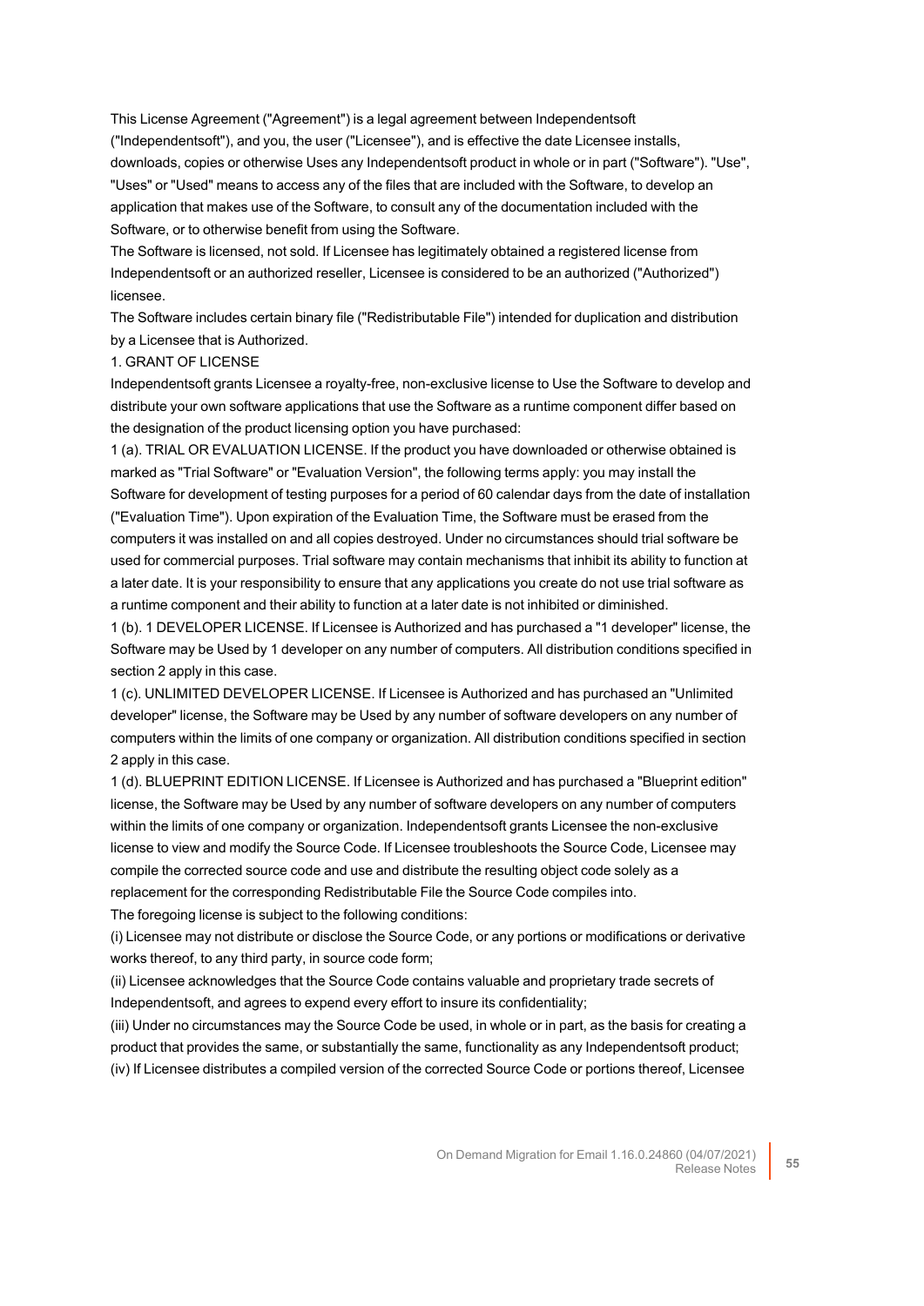This License Agreement ("Agreement") is a legal agreement between Independentsoft ("Independentsoft"), and you, the user ("Licensee"), and is effective the date Licensee installs, downloads, copies or otherwise Uses any Independentsoft product in whole or in part ("Software"). "Use", "Uses" or "Used" means to access any of the files that are included with the Software, to develop an application that makes use of the Software, to consult any of the documentation included with the Software, or to otherwise benefit from using the Software.

The Software is licensed, not sold. If Licensee has legitimately obtained a registered license from Independentsoft or an authorized reseller, Licensee is considered to be an authorized ("Authorized") licensee.

The Software includes certain binary file ("Redistributable File") intended for duplication and distribution by a Licensee that is Authorized.

1. GRANT OF LICENSE

Independentsoft grants Licensee a royalty-free, non-exclusive license to Use the Software to develop and distribute your own software applications that use the Software as a runtime component differ based on the designation of the product licensing option you have purchased:

1 (a). TRIAL OR EVALUATION LICENSE. If the product you have downloaded or otherwise obtained is marked as "Trial Software" or "Evaluation Version", the following terms apply: you may install the Software for development of testing purposes for a period of 60 calendar days from the date of installation ("Evaluation Time"). Upon expiration of the Evaluation Time, the Software must be erased from the computers it was installed on and all copies destroyed. Under no circumstances should trial software be used for commercial purposes. Trial software may contain mechanisms that inhibit its ability to function at a later date. It is your responsibility to ensure that any applications you create do not use trial software as a runtime component and their ability to function at a later date is not inhibited or diminished.

1 (b). 1 DEVELOPER LICENSE. If Licensee is Authorized and has purchased a "1 developer" license, the Software may be Used by 1 developer on any number of computers. All distribution conditions specified in section 2 apply in this case.

1 (c). UNLIMITED DEVELOPER LICENSE. If Licensee is Authorized and has purchased an "Unlimited developer" license, the Software may be Used by any number of software developers on any number of computers within the limits of one company or organization. All distribution conditions specified in section 2 apply in this case.

1 (d). BLUEPRINT EDITION LICENSE. If Licensee is Authorized and has purchased a "Blueprint edition" license, the Software may be Used by any number of software developers on any number of computers within the limits of one company or organization. Independentsoft grants Licensee the non-exclusive license to view and modify the Source Code. If Licensee troubleshoots the Source Code, Licensee may compile the corrected source code and use and distribute the resulting object code solely as a replacement for the corresponding Redistributable File the Source Code compiles into.

The foregoing license is subject to the following conditions:

(i) Licensee may not distribute or disclose the Source Code, or any portions or modifications or derivative works thereof, to any third party, in source code form;

(ii) Licensee acknowledges that the Source Code contains valuable and proprietary trade secrets of Independentsoft, and agrees to expend every effort to insure its confidentiality;

(iii) Under no circumstances may the Source Code be used, in whole or in part, as the basis for creating a product that provides the same, or substantially the same, functionality as any Independentsoft product;

(iv) If Licensee distributes a compiled version of the corrected Source Code or portions thereof, Licensee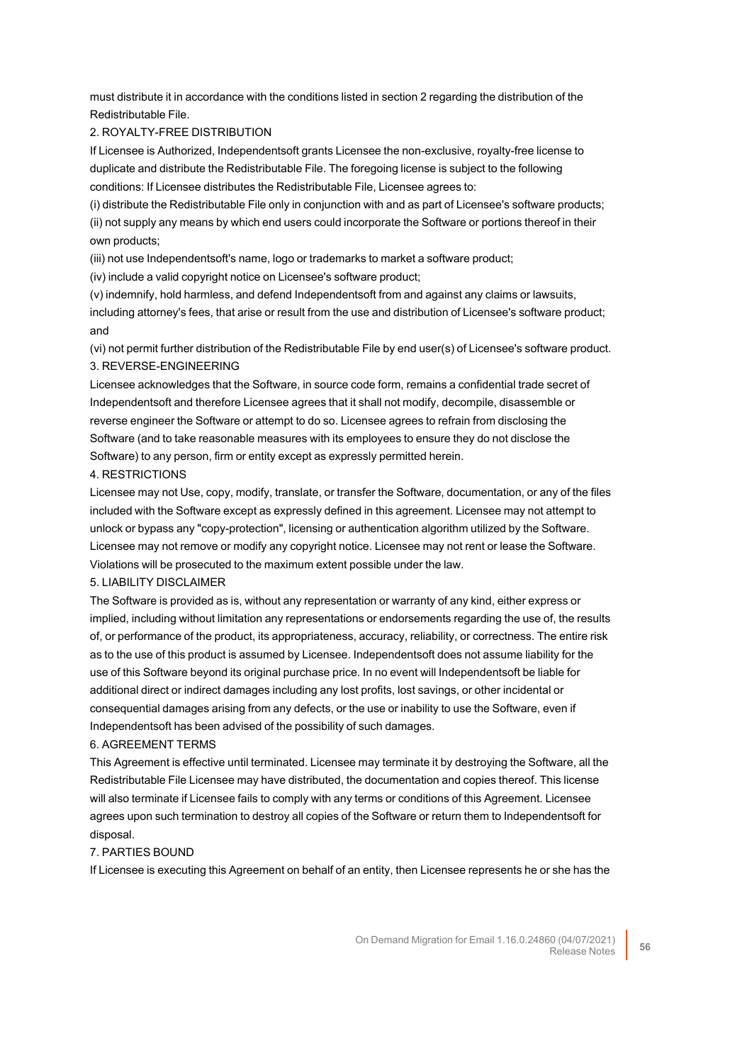must distribute it in accordance with the conditions listed in section 2 regarding the distribution of the Redistributable File.

2. ROYALTY-FREE DISTRIBUTION

If Licensee is Authorized, Independentsoft grants Licensee the non-exclusive, royalty-free license to duplicate and distribute the Redistributable File. The foregoing license is subject to the following conditions: If Licensee distributes the Redistributable File, Licensee agrees to:

(i) distribute the Redistributable File only in conjunction with and as part of Licensee's software products;

(ii) not supply any means by which end users could incorporate the Software or portions thereof in their own products;

(iii) not use Independentsoft's name, logo or trademarks to market a software product;

(iv) include a valid copyright notice on Licensee's software product;

(v) indemnify, hold harmless, and defend Independentsoft from and against any claims or lawsuits, including attorney's fees, that arise or result from the use and distribution of Licensee's software product; and

(vi) not permit further distribution of the Redistributable File by end user(s) of Licensee's software product.

3. REVERSE-ENGINEERING

Licensee acknowledges that the Software, in source code form, remains a confidential trade secret of Independentsoft and therefore Licensee agrees that it shall not modify, decompile, disassemble or reverse engineer the Software or attempt to do so. Licensee agrees to refrain from disclosing the Software (and to take reasonable measures with its employees to ensure they do not disclose the Software) to any person, firm or entity except as expressly permitted herein.

4. RESTRICTIONS

Licensee may not Use, copy, modify, translate, or transfer the Software, documentation, or any of the files included with the Software except as expressly defined in this agreement. Licensee may not attempt to unlock or bypass any "copy-protection", licensing or authentication algorithm utilized by the Software. Licensee may not remove or modify any copyright notice. Licensee may not rent or lease the Software. Violations will be prosecuted to the maximum extent possible under the law.

5. LIABILITY DISCLAIMER

The Software is provided as is, without any representation or warranty of any kind, either express or implied, including without limitation any representations or endorsements regarding the use of, the results of, or performance of the product, its appropriateness, accuracy, reliability, or correctness. The entire risk as to the use of this product is assumed by Licensee. Independentsoft does not assume liability for the use of this Software beyond its original purchase price. In no event will Independentsoft be liable for additional direct or indirect damages including any lost profits, lost savings, or other incidental or consequential damages arising from any defects, or the use or inability to use the Software, even if Independentsoft has been advised of the possibility of such damages.

6. AGREEMENT TERMS

This Agreement is effective until terminated. Licensee may terminate it by destroying the Software, all the Redistributable File Licensee may have distributed, the documentation and copies thereof. This license will also terminate if Licensee fails to comply with any terms or conditions of this Agreement. Licensee agrees upon such termination to destroy all copies of the Software or return them to Independentsoft for disposal.

7. PARTIES BOUND

If Licensee is executing this Agreement on behalf of an entity, then Licensee represents he or she has the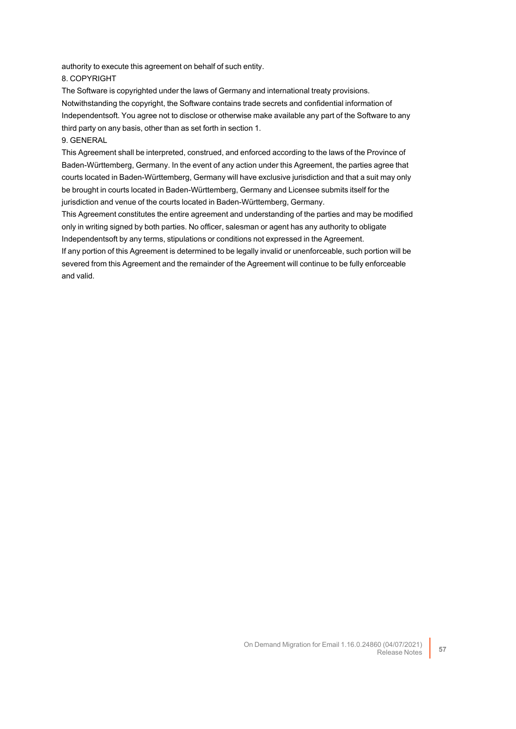authority to execute this agreement on behalf of such entity.

8. COPYRIGHT

The Software is copyrighted under the laws of Germany and international treaty provisions. Notwithstanding the copyright, the Software contains trade secrets and confidential information of Independentsoft. You agree not to disclose or otherwise make available any part of the Software to any third party on any basis, other than as set forth in section 1.

9. GENERAL

This Agreement shall be interpreted, construed, and enforced according to the laws of the Province of Baden-Württemberg, Germany. In the event of any action under this Agreement, the parties agree that courts located in Baden-Württemberg, Germany will have exclusive jurisdiction and that a suit may only be brought in courts located in Baden-Württemberg, Germany and Licensee submits itself for the jurisdiction and venue of the courts located in Baden-Württemberg, Germany.

This Agreement constitutes the entire agreement and understanding of the parties and may be modified only in writing signed by both parties. No officer, salesman or agent has any authority to obligate Independentsoft by any terms, stipulations or conditions not expressed in the Agreement.

If any portion of this Agreement is determined to be legally invalid or unenforceable, such portion will be severed from this Agreement and the remainder of the Agreement will continue to be fully enforceable and valid.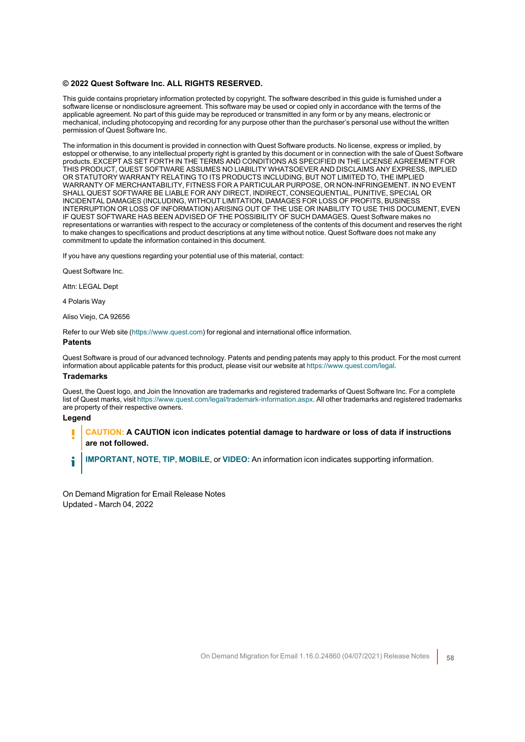**© 2022 Quest Software Inc. ALL RIGHTS RESERVED.**

This guide contains proprietary information protected by copyright. The software described in this guide is furnished under a software license or nondisclosure agreement. This software may be used or copied only in accordance with the terms of the applicable agreement. No part of this guide may be reproduced or transmitted in any form or by any means, electronic or mechanical, including photocopying and recording for any purpose other than the purchaser's personal use without the written permission of Quest Software Inc.

The information in this document is provided in connection with Quest Software products. No license, express or implied, by estoppel or otherwise, to any intellectual property right is granted by this document or in connection with the sale of Quest Software products. EXCEPT AS SET FORTH IN THE TERMS AND CONDITIONS AS SPECIFIED IN THE LICENSE AGREEMENT FOR THIS PRODUCT, QUEST SOFTWARE ASSUMES NO LIABILITY WHATSOEVER AND DISCLAIMS ANY EXPRESS, IMPLIED OR STATUTORY WARRANTY RELATING TO ITS PRODUCTS INCLUDING, BUT NOT LIMITED TO, THE IMPLIED WARRANTY OF MERCHANTABILITY, FITNESS FOR A PARTICULAR PURPOSE, OR NON-INFRINGEMENT. IN NO EVENT SHALL QUEST SOFTWARE BE LIABLE FOR ANY DIRECT, INDIRECT, CONSEQUENTIAL, PUNITIVE, SPECIAL OR INCIDENTAL DAMAGES (INCLUDING, WITHOUT LIMITATION, DAMAGES FOR LOSS OF PROFITS, BUSINESS INTERRUPTION OR LOSS OF INFORMATION) ARISING OUT OF THE USE OR INABILITY TO USE THIS DOCUMENT, EVEN IF QUEST SOFTWARE HAS BEEN ADVISED OF THE POSSIBILITY OF SUCH DAMAGES. Quest Software makes no representations or warranties with respect to the accuracy or completeness of the contents of this document and reserves the right to make changes to specifications and product descriptions at any time without notice. Quest Software does not make any commitment to update the information contained in this document.

If you have any questions regarding your potential use of this material, contact:

Quest Software Inc.

Attn: LEGAL Dept

4 Polaris Way

Aliso Viejo, CA 92656

Refer to our Web site (https://www.quest.com) for regional and international office information.

### Patents

Quest Software is proud of our advanced technology. Patents and pending patents may apply to this product. For the most current information about applicable patents for this product, please visit our website at https://www.quest.com/legal.

### Trademarks

Quest, the Quest logo, and Join the Innovation are trademarks and registered trademarks of Quest Software Inc. For a complete list of Quest marks, visit https://www.quest.com/legal/trademark-information.aspx. All other trademarks and registered trademarks are property of their respective owners.

### Legend

**CAUTION: A CAUTION icon indicates potential damage to hardware or loss of data if instructions are not followed.**

**IMPORTANT**, **NOTE**, **TIP**, **MOBILE**, or **VIDEO:** An information icon indicates supporting information.

On Demand Migration for Email Release Notes
Updated - March 04, 2022